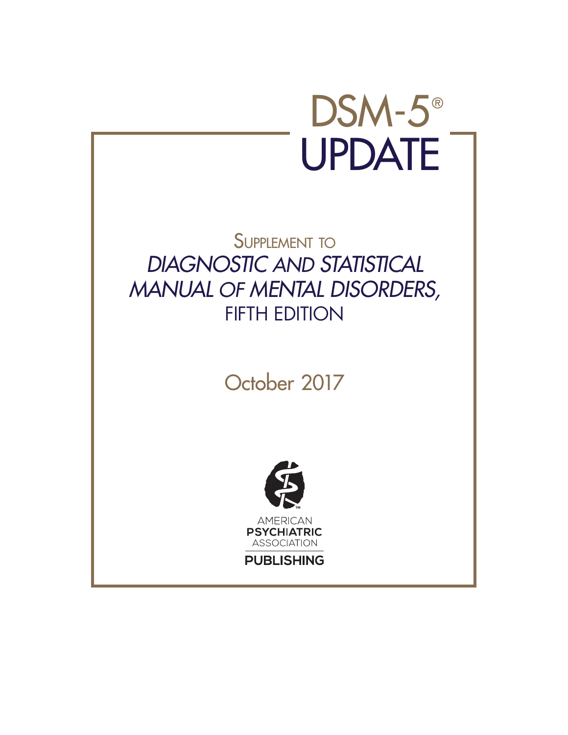# DSM-5®
# UPDATE

SUPPLEMENT TO

*DIAGNOSTIC AND STATISTICAL MANUAL OF MENTAL DISORDERS,*

FIFTH EDITION

October 2017

AMERICAN
**PSYCHIATRIC**
ASSOCIATION

**PUBLISHING**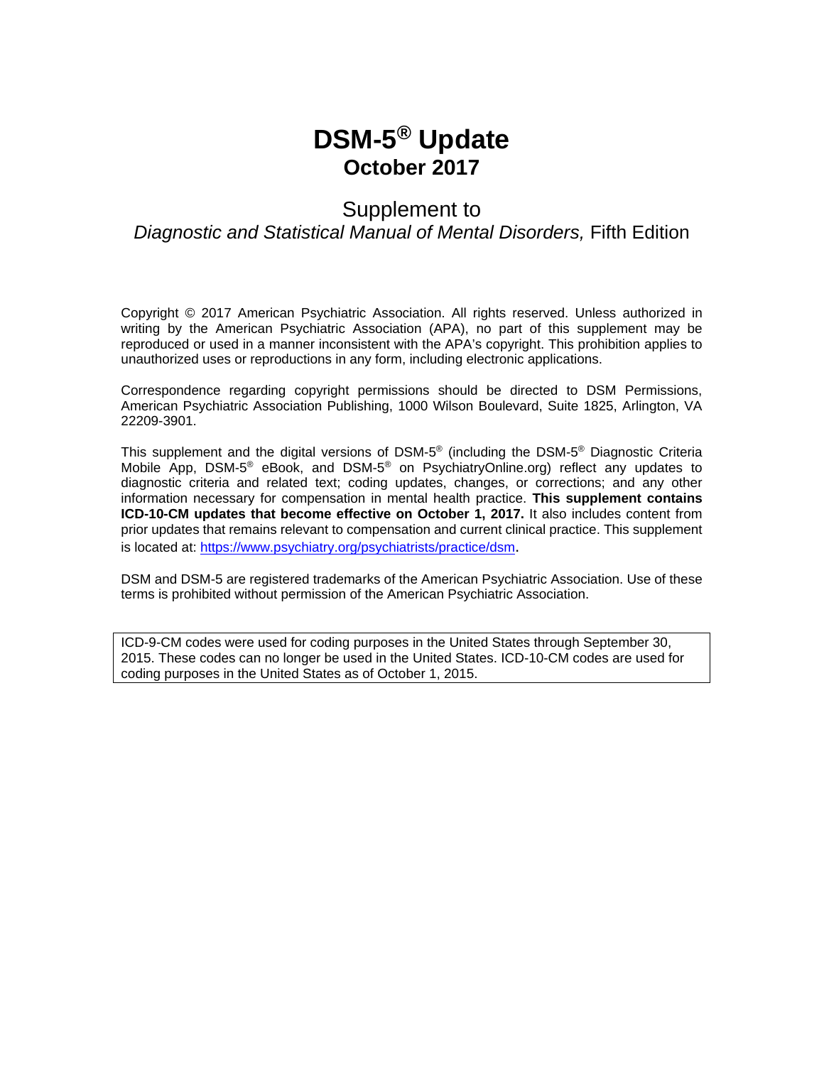# DSM-5® Update

## October 2017

Supplement to

*Diagnostic and Statistical Manual of Mental Disorders,* Fifth Edition

Copyright © 2017 American Psychiatric Association. All rights reserved. Unless authorized in writing by the American Psychiatric Association (APA), no part of this supplement may be reproduced or used in a manner inconsistent with the APA's copyright. This prohibition applies to unauthorized uses or reproductions in any form, including electronic applications.

Correspondence regarding copyright permissions should be directed to DSM Permissions, American Psychiatric Association Publishing, 1000 Wilson Boulevard, Suite 1825, Arlington, VA 22209-3901.

This supplement and the digital versions of DSM-5® (including the DSM-5® Diagnostic Criteria Mobile App, DSM-5® eBook, and DSM-5® on PsychiatryOnline.org) reflect any updates to diagnostic criteria and related text; coding updates, changes, or corrections; and any other information necessary for compensation in mental health practice. **This supplement contains ICD-10-CM updates that become effective on October 1, 2017.** It also includes content from prior updates that remains relevant to compensation and current clinical practice. This supplement is located at: https://www.psychiatry.org/psychiatrists/practice/dsm.

DSM and DSM-5 are registered trademarks of the American Psychiatric Association. Use of these terms is prohibited without permission of the American Psychiatric Association.

ICD-9-CM codes were used for coding purposes in the United States through September 30, 2015. These codes can no longer be used in the United States. ICD-10-CM codes are used for coding purposes in the United States as of October 1, 2015.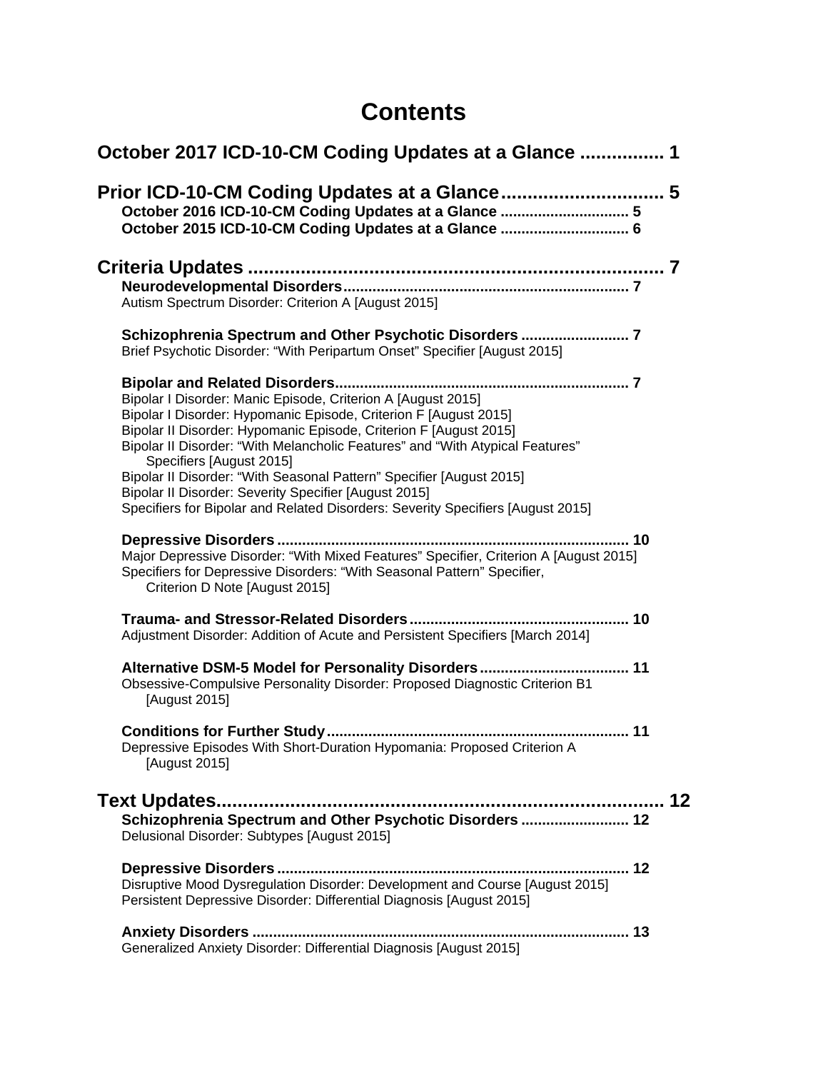# Contents

## October 2017 ICD-10-CM Coding Updates at a Glance ............... 1

## Prior ICD-10-CM Coding Updates at a Glance.............................. 5

**October 2016 ICD-10-CM Coding Updates at a Glance .............................. 5**

**October 2015 ICD-10-CM Coding Updates at a Glance .............................. 6**

## Criteria Updates ............................................................................. 7

**Neurodevelopmental Disorders.................................................................... 7**

Autism Spectrum Disorder: Criterion A [August 2015]

**Schizophrenia Spectrum and Other Psychotic Disorders ......................... 7**

Brief Psychotic Disorder: "With Peripartum Onset" Specifier [August 2015]

**Bipolar and Related Disorders...................................................................... 7**

Bipolar I Disorder: Manic Episode, Criterion A [August 2015]
Bipolar I Disorder: Hypomanic Episode, Criterion F [August 2015]
Bipolar II Disorder: Hypomanic Episode, Criterion F [August 2015]
Bipolar II Disorder: "With Melancholic Features" and "With Atypical Features" Specifiers [August 2015]
Bipolar II Disorder: "With Seasonal Pattern" Specifier [August 2015]
Bipolar II Disorder: Severity Specifier [August 2015]
Specifiers for Bipolar and Related Disorders: Severity Specifiers [August 2015]

**Depressive Disorders .................................................................................. 10**

Major Depressive Disorder: "With Mixed Features" Specifier, Criterion A [August 2015]
Specifiers for Depressive Disorders: "With Seasonal Pattern" Specifier, Criterion D Note [August 2015]

**Trauma- and Stressor-Related Disorders.................................................... 10**

Adjustment Disorder: Addition of Acute and Persistent Specifiers [March 2014]

**Alternative DSM-5 Model for Personality Disorders.................................... 11**

Obsessive-Compulsive Personality Disorder: Proposed Diagnostic Criterion B1 [August 2015]

**Conditions for Further Study........................................................................ 11**

Depressive Episodes With Short-Duration Hypomania: Proposed Criterion A [August 2015]

## Text Updates.................................................................................... 12

**Schizophrenia Spectrum and Other Psychotic Disorders ......................... 12**

Delusional Disorder: Subtypes [August 2015]

**Depressive Disorders .................................................................................. 12**

Disruptive Mood Dysregulation Disorder: Development and Course [August 2015]
Persistent Depressive Disorder: Differential Diagnosis [August 2015]

**Anxiety Disorders ......................................................................................... 13**

Generalized Anxiety Disorder: Differential Diagnosis [August 2015]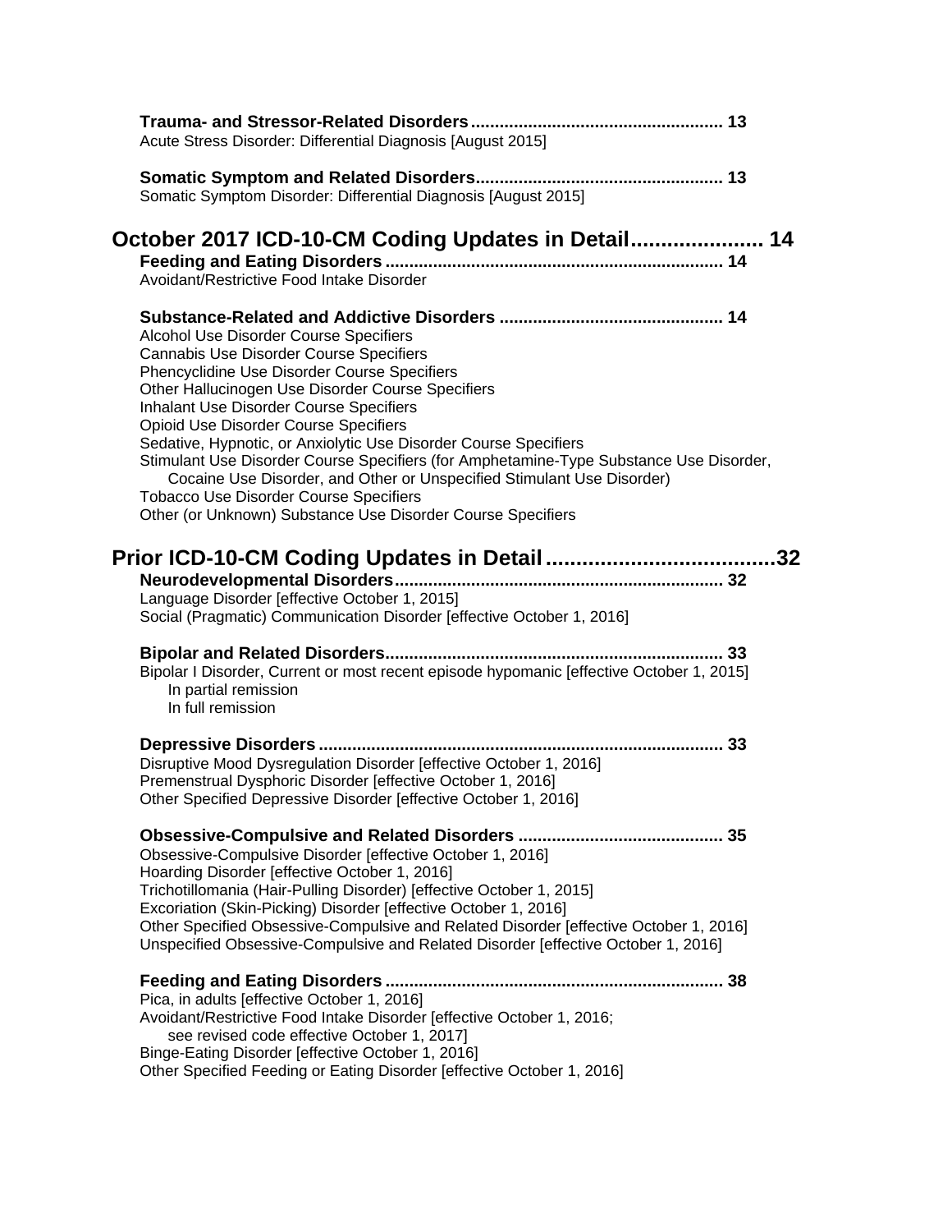**Trauma- and Stressor-Related Disorders.................................................... 13**
Acute Stress Disorder: Differential Diagnosis [August 2015]

**Somatic Symptom and Related Disorders.................................................. 13**
Somatic Symptom Disorder: Differential Diagnosis [August 2015]

## October 2017 ICD-10-CM Coding Updates in Detail...................... 14

**Feeding and Eating Disorders..................................................................... 14**
Avoidant/Restrictive Food Intake Disorder

**Substance-Related and Addictive Disorders .............................................. 14**
Alcohol Use Disorder Course Specifiers
Cannabis Use Disorder Course Specifiers
Phencyclidine Use Disorder Course Specifiers
Other Hallucinogen Use Disorder Course Specifiers
Inhalant Use Disorder Course Specifiers
Opioid Use Disorder Course Specifiers
Sedative, Hypnotic, or Anxiolytic Use Disorder Course Specifiers
Stimulant Use Disorder Course Specifiers (for Amphetamine-Type Substance Use Disorder, Cocaine Use Disorder, and Other or Unspecified Stimulant Use Disorder)
Tobacco Use Disorder Course Specifiers
Other (or Unknown) Substance Use Disorder Course Specifiers

## Prior ICD-10-CM Coding Updates in Detail......................................32

**Neurodevelopmental Disorders................................................................... 32**
Language Disorder [effective October 1, 2015]
Social (Pragmatic) Communication Disorder [effective October 1, 2016]

**Bipolar and Related Disorders..................................................................... 33**
Bipolar I Disorder, Current or most recent episode hypomanic [effective October 1, 2015]
- In partial remission
- In full remission

**Depressive Disorders.................................................................................... 33**
Disruptive Mood Dysregulation Disorder [effective October 1, 2016]
Premenstrual Dysphoric Disorder [effective October 1, 2016]
Other Specified Depressive Disorder [effective October 1, 2016]

**Obsessive-Compulsive and Related Disorders ........................................... 35**
Obsessive-Compulsive Disorder [effective October 1, 2016]
Hoarding Disorder [effective October 1, 2016]
Trichotillomania (Hair-Pulling Disorder) [effective October 1, 2015]
Excoriation (Skin-Picking) Disorder [effective October 1, 2016]
Other Specified Obsessive-Compulsive and Related Disorder [effective October 1, 2016]
Unspecified Obsessive-Compulsive and Related Disorder [effective October 1, 2016]

**Feeding and Eating Disorders...................................................................... 38**
Pica, in adults [effective October 1, 2016]
Avoidant/Restrictive Food Intake Disorder [effective October 1, 2016; see revised code effective October 1, 2017]
Binge-Eating Disorder [effective October 1, 2016]
Other Specified Feeding or Eating Disorder [effective October 1, 2016]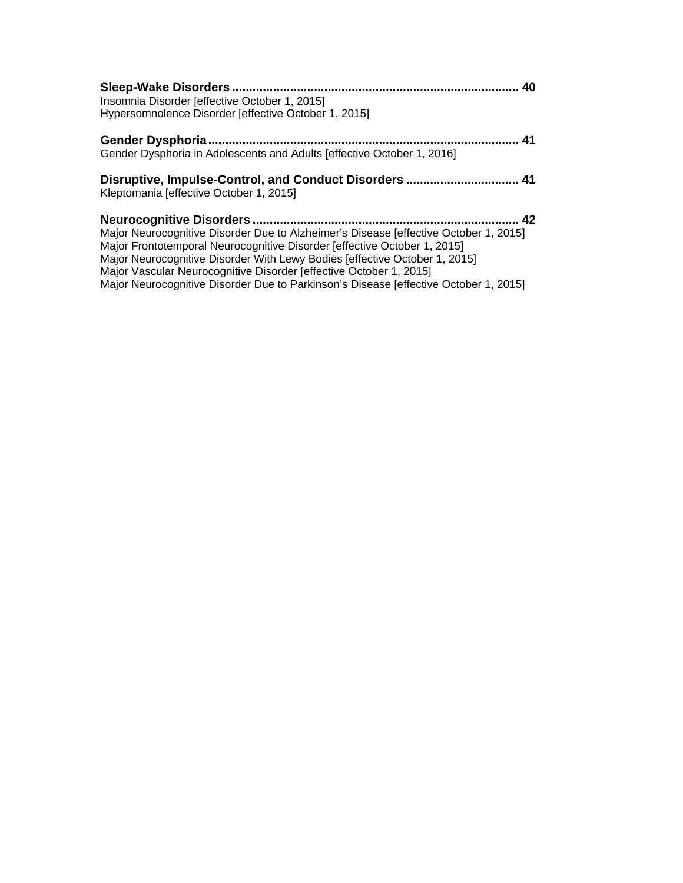**Sleep-Wake Disorders .................................................................................... 40**
Insomnia Disorder [effective October 1, 2015]
Hypersomnolence Disorder [effective October 1, 2015]

**Gender Dysphoria .......................................................................................... 41**
Gender Dysphoria in Adolescents and Adults [effective October 1, 2016]

**Disruptive, Impulse-Control, and Conduct Disorders ................................ 41**
Kleptomania [effective October 1, 2015]

**Neurocognitive Disorders .............................................................................. 42**
Major Neurocognitive Disorder Due to Alzheimer's Disease [effective October 1, 2015]
Major Frontotemporal Neurocognitive Disorder [effective October 1, 2015]
Major Neurocognitive Disorder With Lewy Bodies [effective October 1, 2015]
Major Vascular Neurocognitive Disorder [effective October 1, 2015]
Major Neurocognitive Disorder Due to Parkinson's Disease [effective October 1, 2015]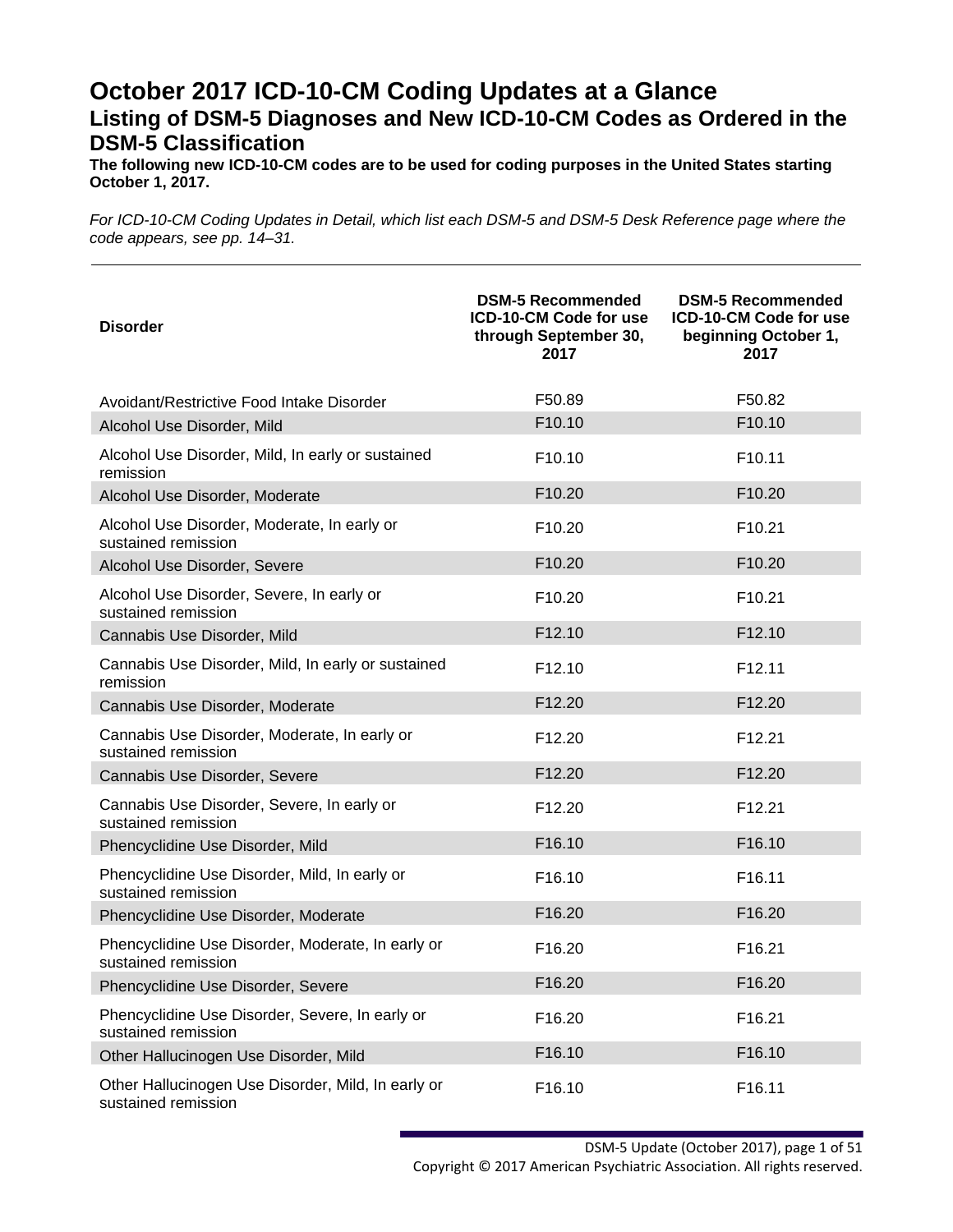# October 2017 ICD-10-CM Coding Updates at a Glance

## Listing of DSM-5 Diagnoses and New ICD-10-CM Codes as Ordered in the DSM-5 Classification

**The following new ICD-10-CM codes are to be used for coding purposes in the United States starting October 1, 2017.**

*For ICD-10-CM Coding Updates in Detail, which list each DSM-5 and DSM-5 Desk Reference page where the code appears, see pp. 14–31.*

| Disorder | DSM-5 Recommended ICD-10-CM Code for use through September 30, 2017 | DSM-5 Recommended ICD-10-CM Code for use beginning October 1, 2017 |
|---|---|---|
| Avoidant/Restrictive Food Intake Disorder | F50.89 | F50.82 |
| Alcohol Use Disorder, Mild | F10.10 | F10.10 |
| Alcohol Use Disorder, Mild, In early or sustained remission | F10.10 | F10.11 |
| Alcohol Use Disorder, Moderate | F10.20 | F10.20 |
| Alcohol Use Disorder, Moderate, In early or sustained remission | F10.20 | F10.21 |
| Alcohol Use Disorder, Severe | F10.20 | F10.20 |
| Alcohol Use Disorder, Severe, In early or sustained remission | F10.20 | F10.21 |
| Cannabis Use Disorder, Mild | F12.10 | F12.10 |
| Cannabis Use Disorder, Mild, In early or sustained remission | F12.10 | F12.11 |
| Cannabis Use Disorder, Moderate | F12.20 | F12.20 |
| Cannabis Use Disorder, Moderate, In early or sustained remission | F12.20 | F12.21 |
| Cannabis Use Disorder, Severe | F12.20 | F12.20 |
| Cannabis Use Disorder, Severe, In early or sustained remission | F12.20 | F12.21 |
| Phencyclidine Use Disorder, Mild | F16.10 | F16.10 |
| Phencyclidine Use Disorder, Mild, In early or sustained remission | F16.10 | F16.11 |
| Phencyclidine Use Disorder, Moderate | F16.20 | F16.20 |
| Phencyclidine Use Disorder, Moderate, In early or sustained remission | F16.20 | F16.21 |
| Phencyclidine Use Disorder, Severe | F16.20 | F16.20 |
| Phencyclidine Use Disorder, Severe, In early or sustained remission | F16.20 | F16.21 |
| Other Hallucinogen Use Disorder, Mild | F16.10 | F16.10 |
| Other Hallucinogen Use Disorder, Mild, In early or sustained remission | F16.10 | F16.11 |

Copyright © 2017 American Psychiatric Association. All rights reserved.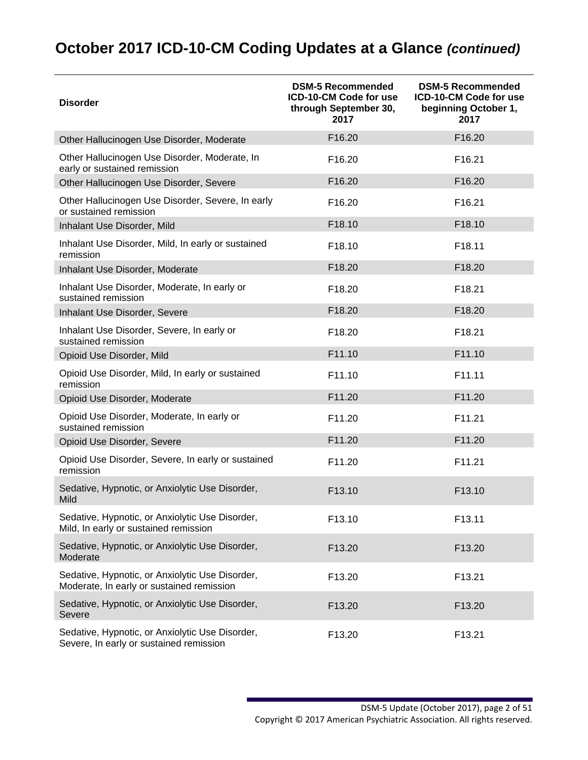# October 2017 ICD-10-CM Coding Updates at a Glance *(continued)*

| Disorder | DSM-5 Recommended ICD-10-CM Code for use through September 30, 2017 | DSM-5 Recommended ICD-10-CM Code for use beginning October 1, 2017 |
|---|---|---|
| Other Hallucinogen Use Disorder, Moderate | F16.20 | F16.20 |
| Other Hallucinogen Use Disorder, Moderate, In early or sustained remission | F16.20 | F16.21 |
| Other Hallucinogen Use Disorder, Severe | F16.20 | F16.20 |
| Other Hallucinogen Use Disorder, Severe, In early or sustained remission | F16.20 | F16.21 |
| Inhalant Use Disorder, Mild | F18.10 | F18.10 |
| Inhalant Use Disorder, Mild, In early or sustained remission | F18.10 | F18.11 |
| Inhalant Use Disorder, Moderate | F18.20 | F18.20 |
| Inhalant Use Disorder, Moderate, In early or sustained remission | F18.20 | F18.21 |
| Inhalant Use Disorder, Severe | F18.20 | F18.20 |
| Inhalant Use Disorder, Severe, In early or sustained remission | F18.20 | F18.21 |
| Opioid Use Disorder, Mild | F11.10 | F11.10 |
| Opioid Use Disorder, Mild, In early or sustained remission | F11.10 | F11.11 |
| Opioid Use Disorder, Moderate | F11.20 | F11.20 |
| Opioid Use Disorder, Moderate, In early or sustained remission | F11.20 | F11.21 |
| Opioid Use Disorder, Severe | F11.20 | F11.20 |
| Opioid Use Disorder, Severe, In early or sustained remission | F11.20 | F11.21 |
| Sedative, Hypnotic, or Anxiolytic Use Disorder, Mild | F13.10 | F13.10 |
| Sedative, Hypnotic, or Anxiolytic Use Disorder, Mild, In early or sustained remission | F13.10 | F13.11 |
| Sedative, Hypnotic, or Anxiolytic Use Disorder, Moderate | F13.20 | F13.20 |
| Sedative, Hypnotic, or Anxiolytic Use Disorder, Moderate, In early or sustained remission | F13.20 | F13.21 |
| Sedative, Hypnotic, or Anxiolytic Use Disorder, Severe | F13.20 | F13.20 |
| Sedative, Hypnotic, or Anxiolytic Use Disorder, Severe, In early or sustained remission | F13.20 | F13.21 |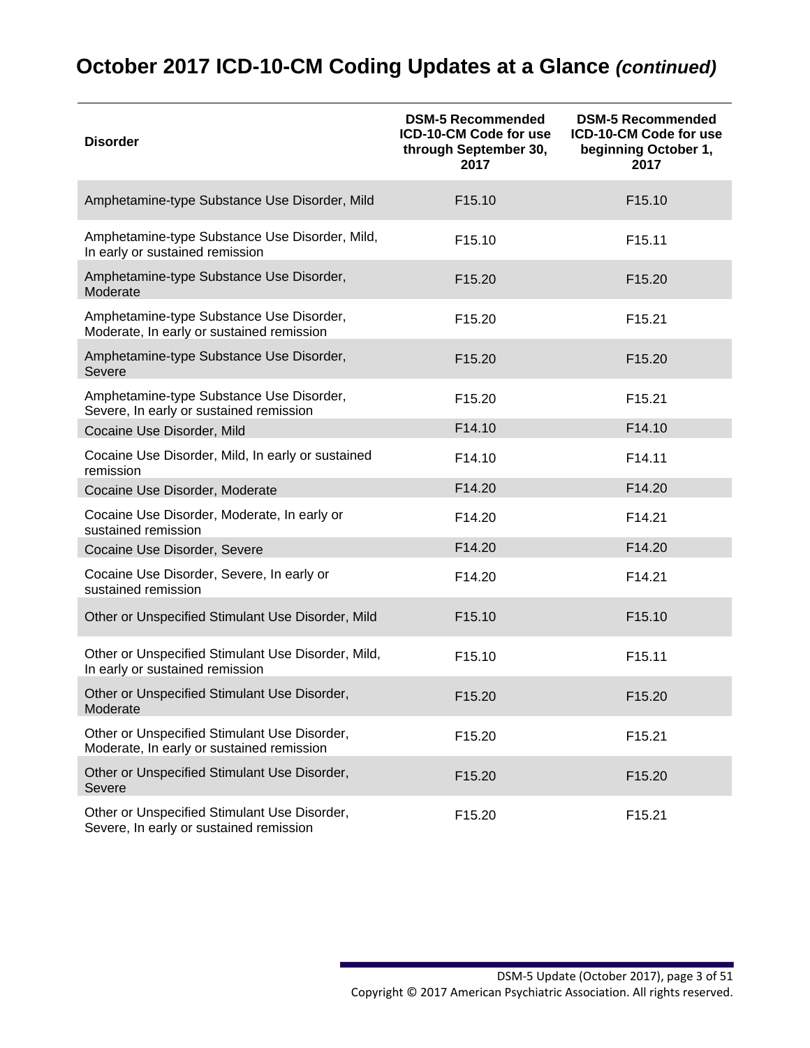# October 2017 ICD-10-CM Coding Updates at a Glance *(continued)*

| Disorder | DSM-5 Recommended ICD-10-CM Code for use through September 30, 2017 | DSM-5 Recommended ICD-10-CM Code for use beginning October 1, 2017 |
|---|---|---|
| Amphetamine-type Substance Use Disorder, Mild | F15.10 | F15.10 |
| Amphetamine-type Substance Use Disorder, Mild, In early or sustained remission | F15.10 | F15.11 |
| Amphetamine-type Substance Use Disorder, Moderate | F15.20 | F15.20 |
| Amphetamine-type Substance Use Disorder, Moderate, In early or sustained remission | F15.20 | F15.21 |
| Amphetamine-type Substance Use Disorder, Severe | F15.20 | F15.20 |
| Amphetamine-type Substance Use Disorder, Severe, In early or sustained remission | F15.20 | F15.21 |
| Cocaine Use Disorder, Mild | F14.10 | F14.10 |
| Cocaine Use Disorder, Mild, In early or sustained remission | F14.10 | F14.11 |
| Cocaine Use Disorder, Moderate | F14.20 | F14.20 |
| Cocaine Use Disorder, Moderate, In early or sustained remission | F14.20 | F14.21 |
| Cocaine Use Disorder, Severe | F14.20 | F14.20 |
| Cocaine Use Disorder, Severe, In early or sustained remission | F14.20 | F14.21 |
| Other or Unspecified Stimulant Use Disorder, Mild | F15.10 | F15.10 |
| Other or Unspecified Stimulant Use Disorder, Mild, In early or sustained remission | F15.10 | F15.11 |
| Other or Unspecified Stimulant Use Disorder, Moderate | F15.20 | F15.20 |
| Other or Unspecified Stimulant Use Disorder, Moderate, In early or sustained remission | F15.20 | F15.21 |
| Other or Unspecified Stimulant Use Disorder, Severe | F15.20 | F15.20 |
| Other or Unspecified Stimulant Use Disorder, Severe, In early or sustained remission | F15.20 | F15.21 |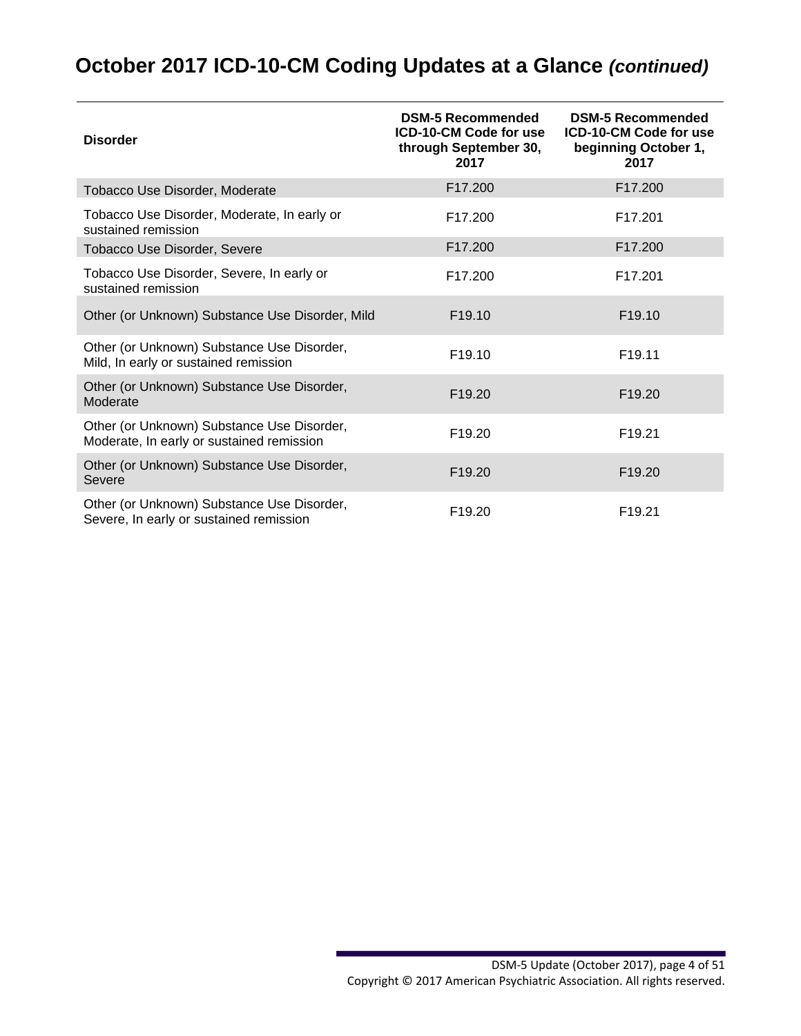# October 2017 ICD-10-CM Coding Updates at a Glance *(continued)*

| Disorder | DSM-5 Recommended ICD-10-CM Code for use through September 30, 2017 | DSM-5 Recommended ICD-10-CM Code for use beginning October 1, 2017 |
|---|---|---|
| Tobacco Use Disorder, Moderate | F17.200 | F17.200 |
| Tobacco Use Disorder, Moderate, In early or sustained remission | F17.200 | F17.201 |
| Tobacco Use Disorder, Severe | F17.200 | F17.200 |
| Tobacco Use Disorder, Severe, In early or sustained remission | F17.200 | F17.201 |
| Other (or Unknown) Substance Use Disorder, Mild | F19.10 | F19.10 |
| Other (or Unknown) Substance Use Disorder, Mild, In early or sustained remission | F19.10 | F19.11 |
| Other (or Unknown) Substance Use Disorder, Moderate | F19.20 | F19.20 |
| Other (or Unknown) Substance Use Disorder, Moderate, In early or sustained remission | F19.20 | F19.21 |
| Other (or Unknown) Substance Use Disorder, Severe | F19.20 | F19.20 |
| Other (or Unknown) Substance Use Disorder, Severe, In early or sustained remission | F19.20 | F19.21 |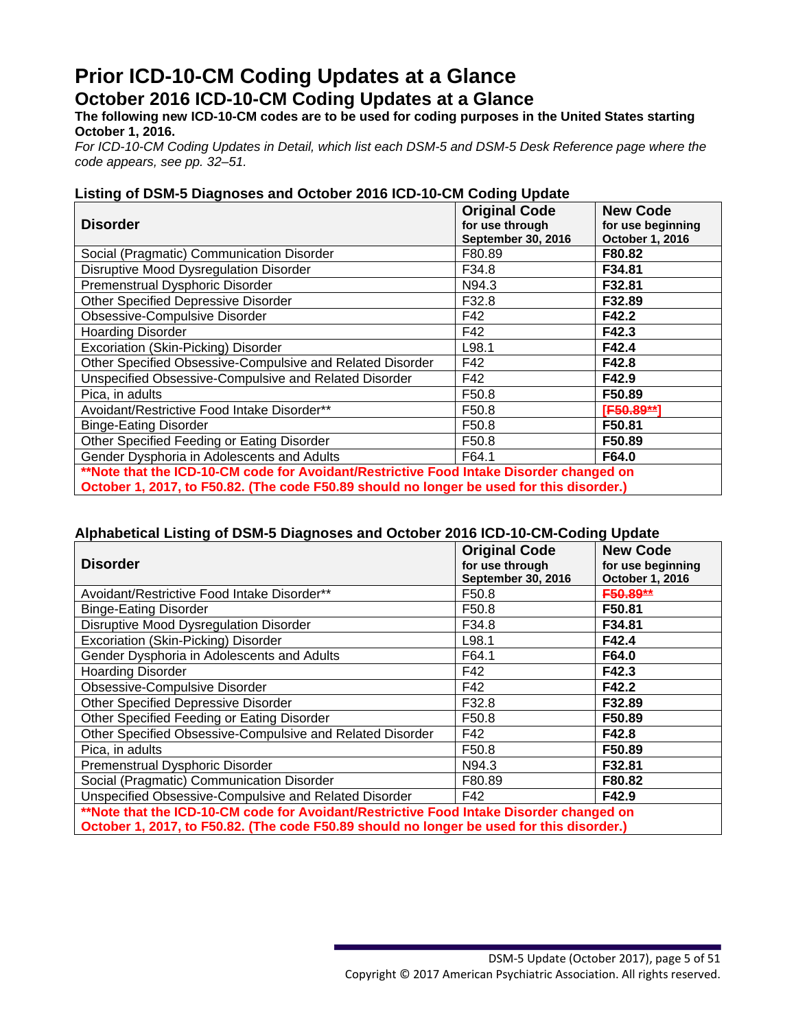# Prior ICD-10-CM Coding Updates at a Glance

## October 2016 ICD-10-CM Coding Updates at a Glance

**The following new ICD-10-CM codes are to be used for coding purposes in the United States starting October 1, 2016.**

*For ICD-10-CM Coding Updates in Detail, which list each DSM-5 and DSM-5 Desk Reference page where the code appears, see pp. 32–51.*

### Listing of DSM-5 Diagnoses and October 2016 ICD-10-CM Coding Update

| **Disorder** | **Original Code** for use through September 30, 2016 | **New Code** for use beginning October 1, 2016 |
|---|---|---|
| Social (Pragmatic) Communication Disorder | F80.89 | **F80.82** |
| Disruptive Mood Dysregulation Disorder | F34.8 | **F34.81** |
| Premenstrual Dysphoric Disorder | N94.3 | **F32.81** |
| Other Specified Depressive Disorder | F32.8 | **F32.89** |
| Obsessive-Compulsive Disorder | F42 | **F42.2** |
| Hoarding Disorder | F42 | **F42.3** |
| Excoriation (Skin-Picking) Disorder | L98.1 | **F42.4** |
| Other Specified Obsessive-Compulsive and Related Disorder | F42 | **F42.8** |
| Unspecified Obsessive-Compulsive and Related Disorder | F42 | **F42.9** |
| Pica, in adults | F50.8 | **F50.89** |
| Avoidant/Restrictive Food Intake Disorder** | F50.8 | **[~~F50.89**~~]** |
| Binge-Eating Disorder | F50.8 | **F50.81** |
| Other Specified Feeding or Eating Disorder | F50.8 | **F50.89** |
| Gender Dysphoria in Adolescents and Adults | F64.1 | **F64.0** |
| ****Note that the ICD-10-CM code for Avoidant/Restrictive Food Intake Disorder changed on October 1, 2017, to F50.82. (The code F50.89 should no longer be used for this disorder.)** | | |

### Alphabetical Listing of DSM-5 Diagnoses and October 2016 ICD-10-CM-Coding Update

| **Disorder** | **Original Code** for use through September 30, 2016 | **New Code** for use beginning October 1, 2016 |
|---|---|---|
| Avoidant/Restrictive Food Intake Disorder** | F50.8 | **~~F50.89**~~** |
| Binge-Eating Disorder | F50.8 | **F50.81** |
| Disruptive Mood Dysregulation Disorder | F34.8 | **F34.81** |
| Excoriation (Skin-Picking) Disorder | L98.1 | **F42.4** |
| Gender Dysphoria in Adolescents and Adults | F64.1 | **F64.0** |
| Hoarding Disorder | F42 | **F42.3** |
| Obsessive-Compulsive Disorder | F42 | **F42.2** |
| Other Specified Depressive Disorder | F32.8 | **F32.89** |
| Other Specified Feeding or Eating Disorder | F50.8 | **F50.89** |
| Other Specified Obsessive-Compulsive and Related Disorder | F42 | **F42.8** |
| Pica, in adults | F50.8 | **F50.89** |
| Premenstrual Dysphoric Disorder | N94.3 | **F32.81** |
| Social (Pragmatic) Communication Disorder | F80.89 | **F80.82** |
| Unspecified Obsessive-Compulsive and Related Disorder | F42 | **F42.9** |
| ****Note that the ICD-10-CM code for Avoidant/Restrictive Food Intake Disorder changed on October 1, 2017, to F50.82. (The code F50.89 should no longer be used for this disorder.)** | | |

Copyright © 2017 American Psychiatric Association. All rights reserved.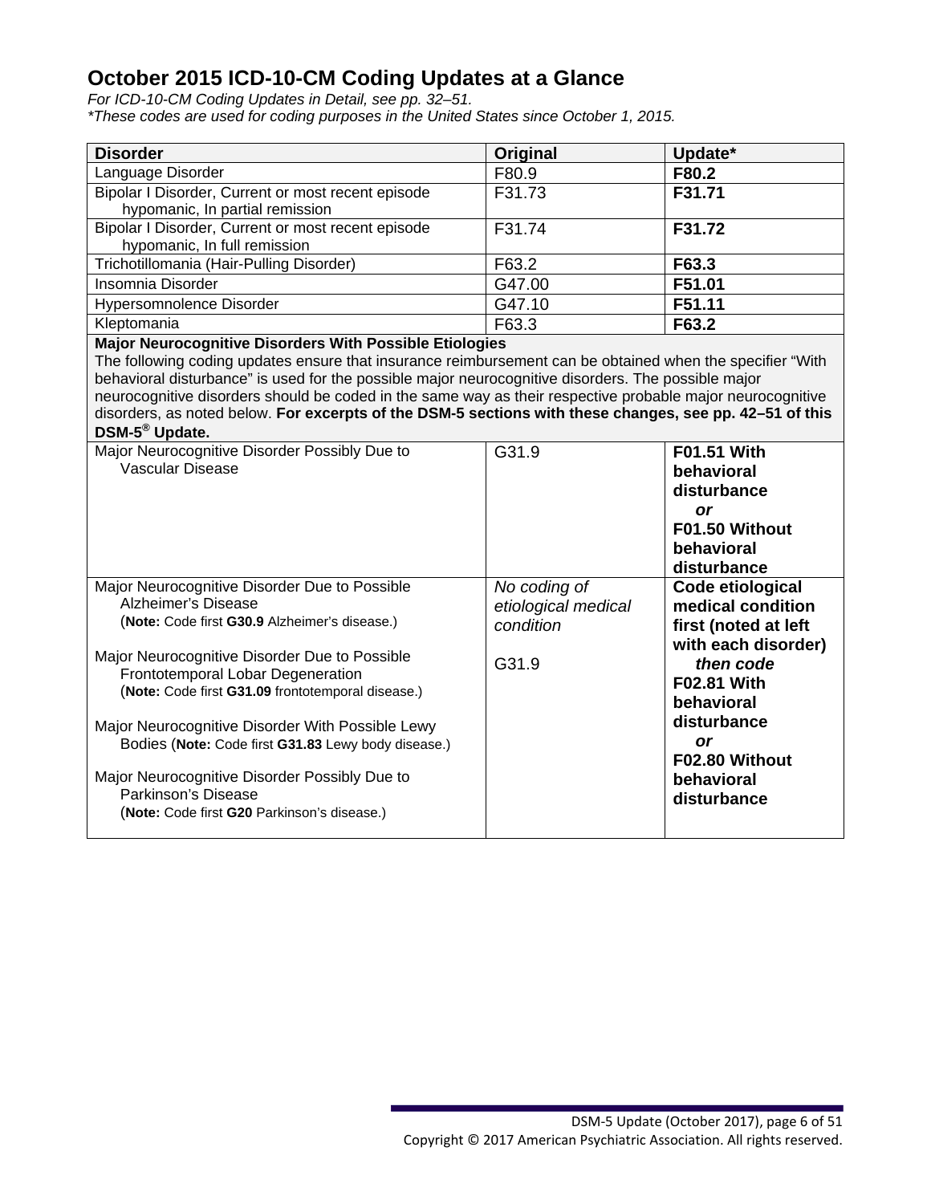## October 2015 ICD-10-CM Coding Updates at a Glance

*For ICD-10-CM Coding Updates in Detail, see pp. 32–51.*
*\*These codes are used for coding purposes in the United States since October 1, 2015.*

| Disorder | Original | Update* |
|---|---|---|
| Language Disorder | F80.9 | **F80.2** |
| Bipolar I Disorder, Current or most recent episode hypomanic, In partial remission | F31.73 | **F31.71** |
| Bipolar I Disorder, Current or most recent episode hypomanic, In full remission | F31.74 | **F31.72** |
| Trichotillomania (Hair-Pulling Disorder) | F63.2 | **F63.3** |
| Insomnia Disorder | G47.00 | **F51.01** |
| Hypersomnolence Disorder | G47.10 | **F51.11** |
| Kleptomania | F63.3 | **F63.2** |
| **Major Neurocognitive Disorders With Possible Etiologies** The following coding updates ensure that insurance reimbursement can be obtained when the specifier "With behavioral disturbance" is used for the possible major neurocognitive disorders. The possible major neurocognitive disorders should be coded in the same way as their respective probable major neurocognitive disorders, as noted below. **For excerpts of the DSM-5 sections with these changes, see pp. 42–51 of this DSM-5® Update.** | | |
| Major Neurocognitive Disorder Possibly Due to Vascular Disease | G31.9 | **F01.51 With behavioral disturbance** ***or*** **F01.50 Without behavioral disturbance** |
| Major Neurocognitive Disorder Due to Possible Alzheimer's Disease (**Note:** Code first **G30.9** Alzheimer's disease.)<br><br>Major Neurocognitive Disorder Due to Possible Frontotemporal Lobar Degeneration (**Note:** Code first **G31.09** frontotemporal disease.)<br><br>Major Neurocognitive Disorder With Possible Lewy Bodies (**Note:** Code first **G31.83** Lewy body disease.)<br><br>Major Neurocognitive Disorder Possibly Due to Parkinson's Disease (**Note:** Code first **G20** Parkinson's disease.) | *No coding of etiological medical condition*<br><br>G31.9 | **Code etiological medical condition first (noted at left with each disorder)** ***then code*** **F02.81 With behavioral disturbance** ***or*** **F02.80 Without behavioral disturbance** |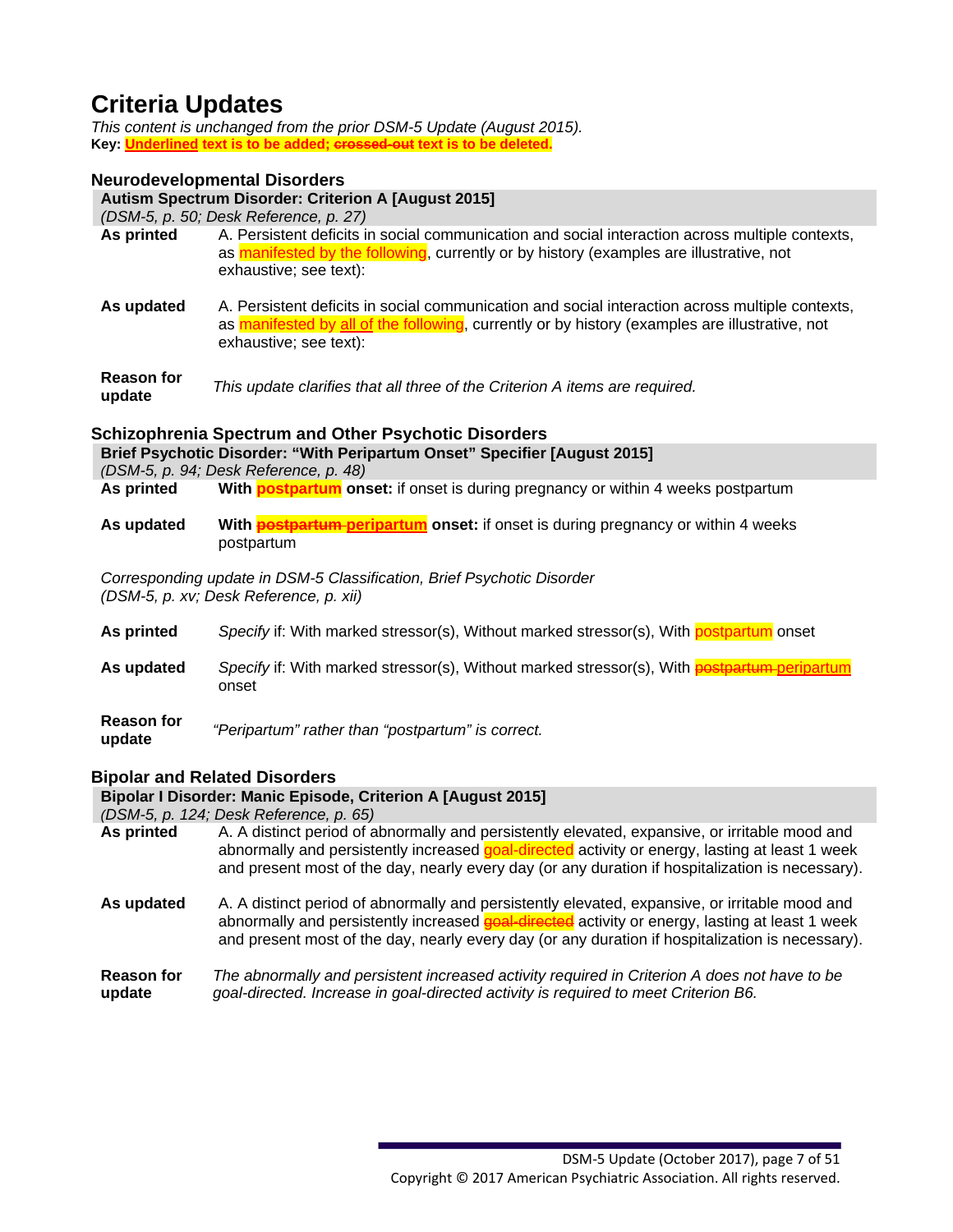# Criteria Updates

*This content is unchanged from the prior DSM-5 Update (August 2015).*

**Key: <u>Underlined</u> text is to be added; ~~crossed-out~~ text is to be deleted.**

## Neurodevelopmental Disorders

### Autism Spectrum Disorder: Criterion A [August 2015]

*(DSM-5, p. 50; Desk Reference, p. 27)*

**As printed** A. Persistent deficits in social communication and social interaction across multiple contexts, as manifested by the following, currently or by history (examples are illustrative, not exhaustive; see text):

**As updated** A. Persistent deficits in social communication and social interaction across multiple contexts, as manifested by <u>all of</u> the following, currently or by history (examples are illustrative, not exhaustive; see text):

**Reason for update** *This update clarifies that all three of the Criterion A items are required.*

## Schizophrenia Spectrum and Other Psychotic Disorders

### Brief Psychotic Disorder: "With Peripartum Onset" Specifier [August 2015]

*(DSM-5, p. 94; Desk Reference, p. 48)*

**As printed** **With postpartum onset:** if onset is during pregnancy or within 4 weeks postpartum

**As updated** **With ~~postpartum~~ <u>peripartum</u> onset:** if onset is during pregnancy or within 4 weeks postpartum

*Corresponding update in DSM-5 Classification, Brief Psychotic Disorder (DSM-5, p. xv; Desk Reference, p. xii)*

**As printed** *Specify* if: With marked stressor(s), Without marked stressor(s), With postpartum onset

**As updated** *Specify* if: With marked stressor(s), Without marked stressor(s), With ~~postpartum~~ <u>peripartum</u> onset

**Reason for update** *"Peripartum" rather than "postpartum" is correct.*

## Bipolar and Related Disorders

### Bipolar I Disorder: Manic Episode, Criterion A [August 2015]

*(DSM-5, p. 124; Desk Reference, p. 65)*

**As printed** A. A distinct period of abnormally and persistently elevated, expansive, or irritable mood and abnormally and persistently increased goal-directed activity or energy, lasting at least 1 week and present most of the day, nearly every day (or any duration if hospitalization is necessary).

**As updated** A. A distinct period of abnormally and persistently elevated, expansive, or irritable mood and abnormally and persistently increased ~~goal-directed~~ activity or energy, lasting at least 1 week and present most of the day, nearly every day (or any duration if hospitalization is necessary).

**Reason for update** *The abnormally and persistent increased activity required in Criterion A does not have to be goal-directed. Increase in goal-directed activity is required to meet Criterion B6.*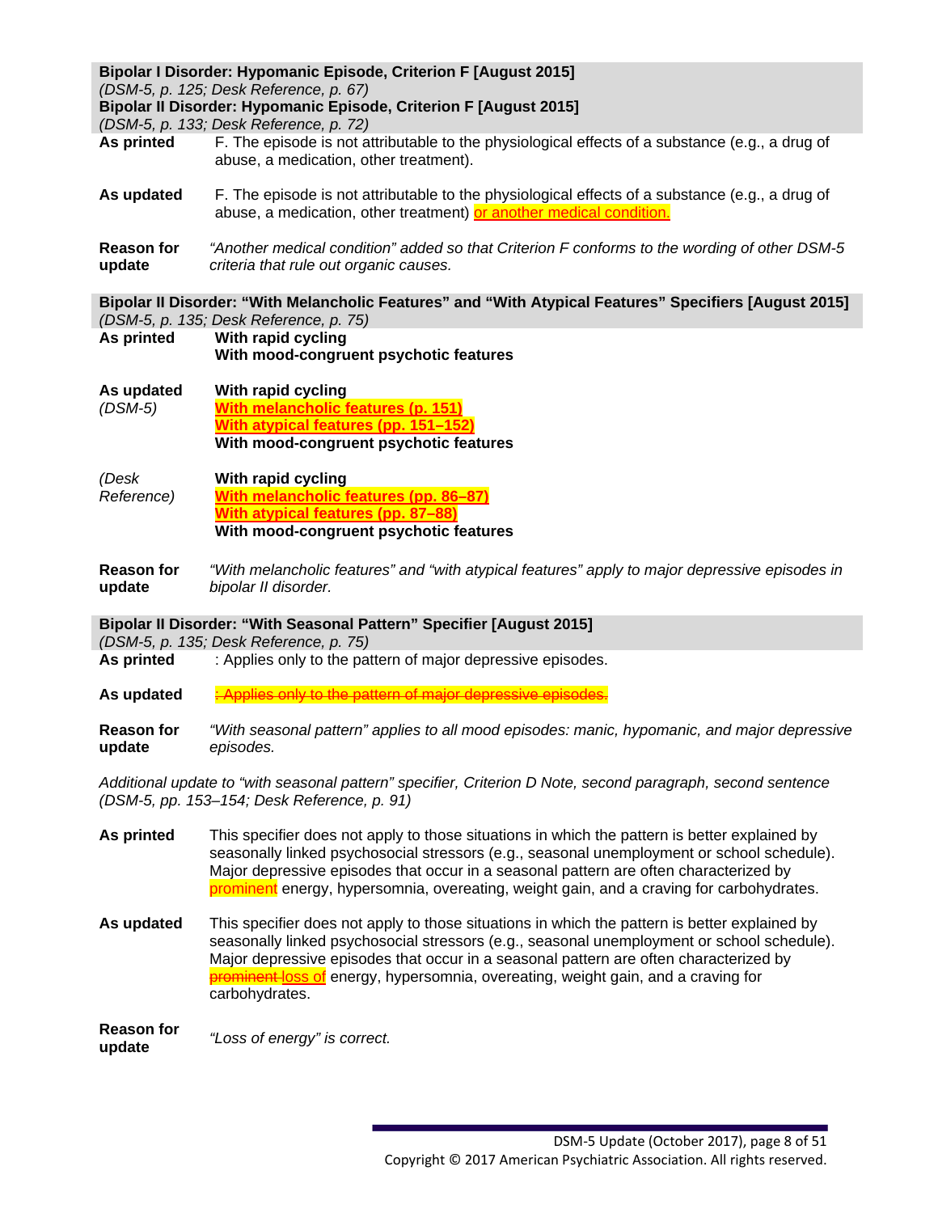**Bipolar I Disorder: Hypomanic Episode, Criterion F [August 2015]**
*(DSM-5, p. 125; Desk Reference, p. 67)*
**Bipolar II Disorder: Hypomanic Episode, Criterion F [August 2015]**
*(DSM-5, p. 133; Desk Reference, p. 72)*

**As printed** F. The episode is not attributable to the physiological effects of a substance (e.g., a drug of abuse, a medication, other treatment).

**As updated** F. The episode is not attributable to the physiological effects of a substance (e.g., a drug of abuse, a medication, other treatment) or another medical condition.

**Reason for update** *"Another medical condition" added so that Criterion F conforms to the wording of other DSM-5 criteria that rule out organic causes.*

**Bipolar II Disorder: "With Melancholic Features" and "With Atypical Features" Specifiers [August 2015]**
*(DSM-5, p. 135; Desk Reference, p. 75)*

**As printed**
**With rapid cycling**
**With mood-congruent psychotic features**

**As updated** *(DSM-5)*
**With rapid cycling**
**With melancholic features (p. 151)**
**With atypical features (pp. 151–152)**
**With mood-congruent psychotic features**

*(Desk Reference)*
**With rapid cycling**
**With melancholic features (pp. 86–87)**
**With atypical features (pp. 87–88)**
**With mood-congruent psychotic features**

**Reason for update** *"With melancholic features" and "with atypical features" apply to major depressive episodes in bipolar II disorder.*

**Bipolar II Disorder: "With Seasonal Pattern" Specifier [August 2015]**
*(DSM-5, p. 135; Desk Reference, p. 75)*

**As printed** : Applies only to the pattern of major depressive episodes.

**As updated** ~~: Applies only to the pattern of major depressive episodes.~~

**Reason for update** *"With seasonal pattern" applies to all mood episodes: manic, hypomanic, and major depressive episodes.*

*Additional update to "with seasonal pattern" specifier, Criterion D Note, second paragraph, second sentence (DSM-5, pp. 153–154; Desk Reference, p. 91)*

**As printed** This specifier does not apply to those situations in which the pattern is better explained by seasonally linked psychosocial stressors (e.g., seasonal unemployment or school schedule). Major depressive episodes that occur in a seasonal pattern are often characterized by prominent energy, hypersomnia, overeating, weight gain, and a craving for carbohydrates.

**As updated** This specifier does not apply to those situations in which the pattern is better explained by seasonally linked psychosocial stressors (e.g., seasonal unemployment or school schedule). Major depressive episodes that occur in a seasonal pattern are often characterized by ~~prominent~~ loss of energy, hypersomnia, overeating, weight gain, and a craving for carbohydrates.

**Reason for update** *"Loss of energy" is correct.*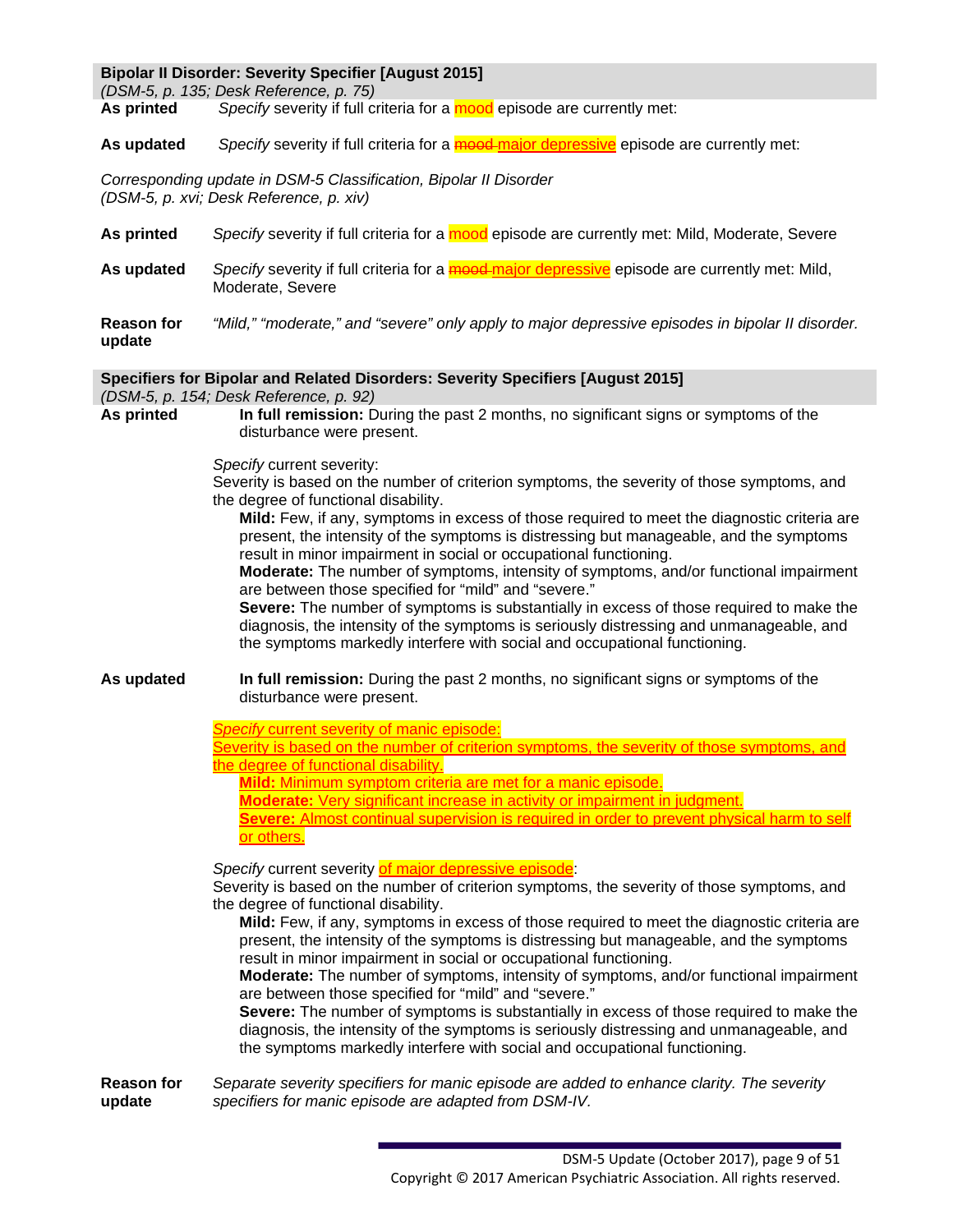## Bipolar II Disorder: Severity Specifier [August 2015]

*(DSM-5, p. 135; Desk Reference, p. 75)*

**As printed** *Specify* severity if full criteria for a mood episode are currently met:

**As updated** *Specify* severity if full criteria for a ~~mood~~ major depressive episode are currently met:

*Corresponding update in DSM-5 Classification, Bipolar II Disorder (DSM-5, p. xvi; Desk Reference, p. xiv)*

**As printed** *Specify* severity if full criteria for a mood episode are currently met: Mild, Moderate, Severe

**As updated** *Specify* severity if full criteria for a ~~mood~~ major depressive episode are currently met: Mild, Moderate, Severe

**Reason for update** *"Mild," "moderate," and "severe" only apply to major depressive episodes in bipolar II disorder.*

## Specifiers for Bipolar and Related Disorders: Severity Specifiers [August 2015]

*(DSM-5, p. 154; Desk Reference, p. 92)*

**As printed**

**In full remission:** During the past 2 months, no significant signs or symptoms of the disturbance were present.

*Specify* current severity:
Severity is based on the number of criterion symptoms, the severity of those symptoms, and the degree of functional disability.

**Mild:** Few, if any, symptoms in excess of those required to meet the diagnostic criteria are present, the intensity of the symptoms is distressing but manageable, and the symptoms result in minor impairment in social or occupational functioning.
**Moderate:** The number of symptoms, intensity of symptoms, and/or functional impairment are between those specified for "mild" and "severe."
**Severe:** The number of symptoms is substantially in excess of those required to make the diagnosis, the intensity of the symptoms is seriously distressing and unmanageable, and the symptoms markedly interfere with social and occupational functioning.

**As updated**

**In full remission:** During the past 2 months, no significant signs or symptoms of the disturbance were present.

*Specify* current severity of manic episode:
Severity is based on the number of criterion symptoms, the severity of those symptoms, and the degree of functional disability.

**Mild:** Minimum symptom criteria are met for a manic episode.
**Moderate:** Very significant increase in activity or impairment in judgment.
**Severe:** Almost continual supervision is required in order to prevent physical harm to self or others.

*Specify* current severity of major depressive episode:
Severity is based on the number of criterion symptoms, the severity of those symptoms, and the degree of functional disability.

**Mild:** Few, if any, symptoms in excess of those required to meet the diagnostic criteria are present, the intensity of the symptoms is distressing but manageable, and the symptoms result in minor impairment in social or occupational functioning.
**Moderate:** The number of symptoms, intensity of symptoms, and/or functional impairment are between those specified for "mild" and "severe."
**Severe:** The number of symptoms is substantially in excess of those required to make the diagnosis, the intensity of the symptoms is seriously distressing and unmanageable, and the symptoms markedly interfere with social and occupational functioning.

**Reason for update** *Separate severity specifiers for manic episode are added to enhance clarity. The severity specifiers for manic episode are adapted from DSM-IV.*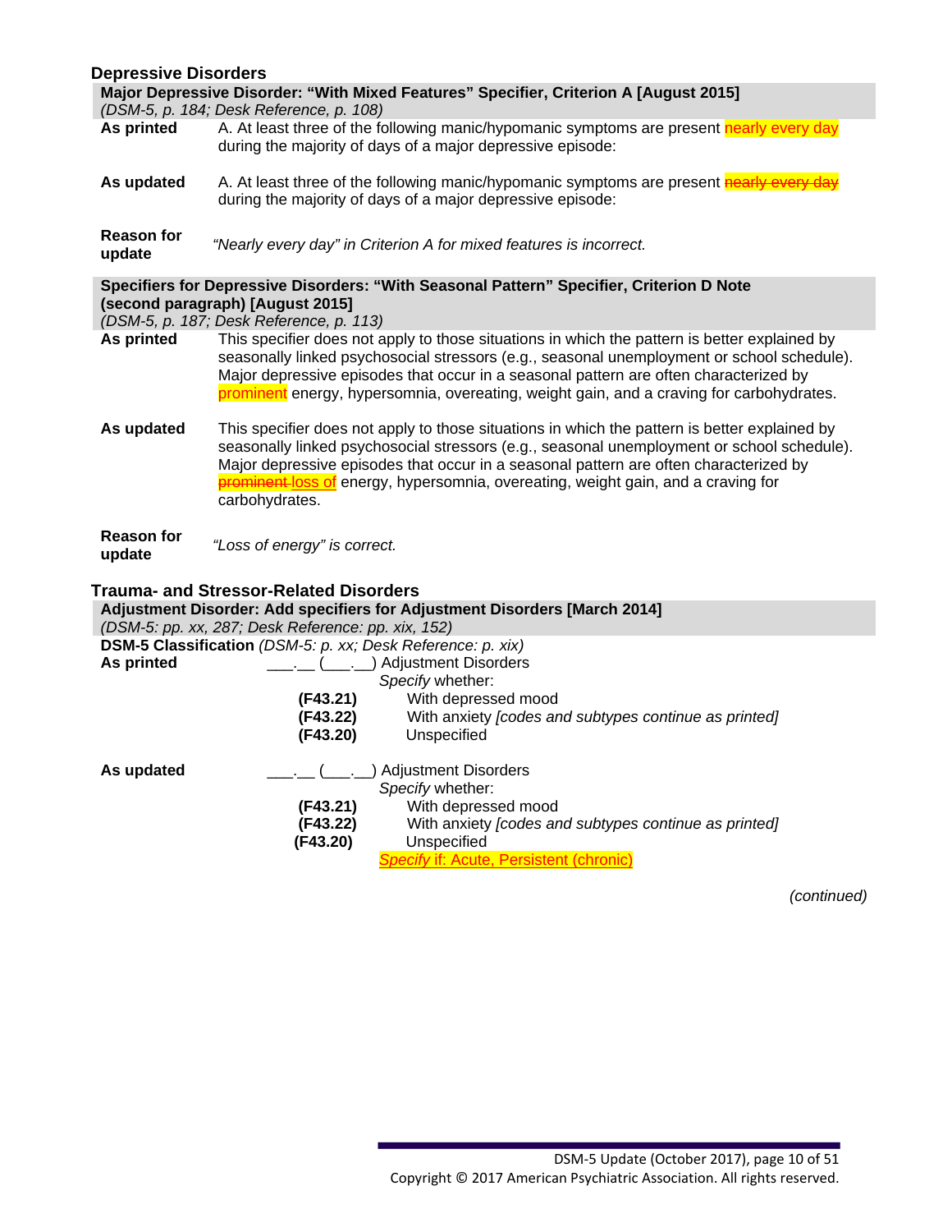## Depressive Disorders

**Major Depressive Disorder: "With Mixed Features" Specifier, Criterion A [August 2015]**
*(DSM-5, p. 184; Desk Reference, p. 108)*

**As printed** A. At least three of the following manic/hypomanic symptoms are present nearly every day during the majority of days of a major depressive episode:

**As updated** A. At least three of the following manic/hypomanic symptoms are present ~~nearly every day~~ during the majority of days of a major depressive episode:

**Reason for update** *"Nearly every day" in Criterion A for mixed features is incorrect.*

**Specifiers for Depressive Disorders: "With Seasonal Pattern" Specifier, Criterion D Note (second paragraph) [August 2015]**
*(DSM-5, p. 187; Desk Reference, p. 113)*

**As printed** This specifier does not apply to those situations in which the pattern is better explained by seasonally linked psychosocial stressors (e.g., seasonal unemployment or school schedule). Major depressive episodes that occur in a seasonal pattern are often characterized by prominent energy, hypersomnia, overeating, weight gain, and a craving for carbohydrates.

**As updated** This specifier does not apply to those situations in which the pattern is better explained by seasonally linked psychosocial stressors (e.g., seasonal unemployment or school schedule). Major depressive episodes that occur in a seasonal pattern are often characterized by ~~prominent~~ loss of energy, hypersomnia, overeating, weight gain, and a craving for carbohydrates.

**Reason for update** *"Loss of energy" is correct.*

## Trauma- and Stressor-Related Disorders

**Adjustment Disorder: Add specifiers for Adjustment Disorders [March 2014]**
*(DSM-5: pp. xx, 287; Desk Reference: pp. xix, 152)*

**DSM-5 Classification** *(DSM-5: p. xx; Desk Reference: p. xix)*

**As printed**

___.__ (___.__) Adjustment Disorders
*Specify* whether:
**(F43.21)** With depressed mood
**(F43.22)** With anxiety *[codes and subtypes continue as printed]*
**(F43.20)** Unspecified

**As updated**

___.__ (___.__) Adjustment Disorders
*Specify* whether:
**(F43.21)** With depressed mood
**(F43.22)** With anxiety *[codes and subtypes continue as printed]*
**(F43.20)** Unspecified
*Specify* if: Acute, Persistent (chronic)

*(continued)*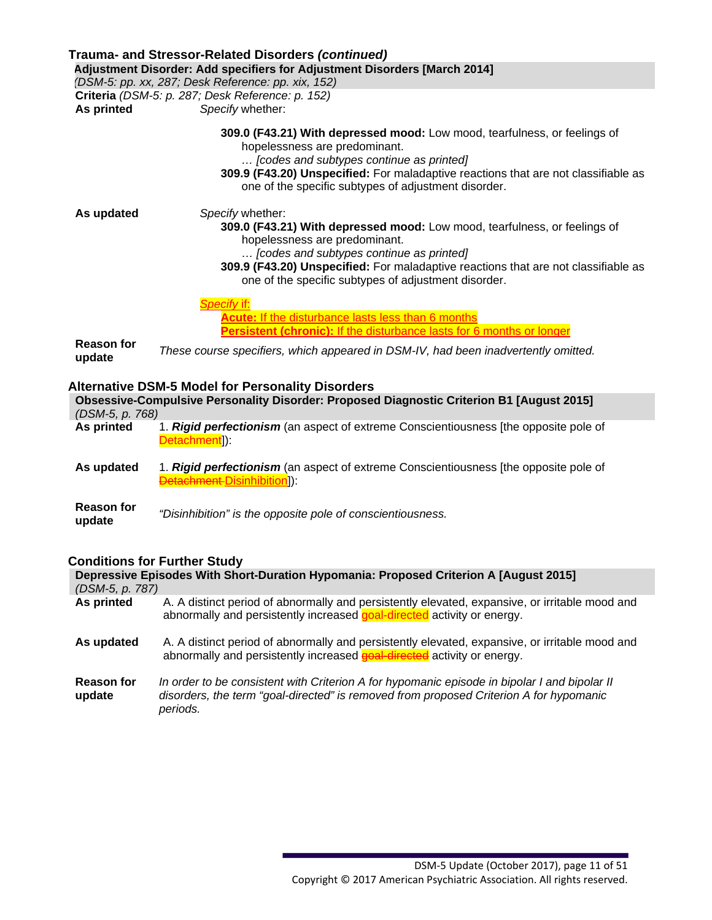## Trauma- and Stressor-Related Disorders *(continued)*

**Adjustment Disorder: Add specifiers for Adjustment Disorders [March 2014]**
*(DSM-5: pp. xx, 287; Desk Reference: pp. xix, 152)*

**Criteria** *(DSM-5: p. 287; Desk Reference: p. 152)*

**As printed**

*Specify* whether:

**309.0 (F43.21) With depressed mood:** Low mood, tearfulness, or feelings of hopelessness are predominant.
*… [codes and subtypes continue as printed]*
**309.9 (F43.20) Unspecified:** For maladaptive reactions that are not classifiable as one of the specific subtypes of adjustment disorder.

**As updated**

*Specify* whether:

**309.0 (F43.21) With depressed mood:** Low mood, tearfulness, or feelings of hopelessness are predominant.
*… [codes and subtypes continue as printed]*
**309.9 (F43.20) Unspecified:** For maladaptive reactions that are not classifiable as one of the specific subtypes of adjustment disorder.

*Specify* if:
**Acute:** If the disturbance lasts less than 6 months
**Persistent (chronic):** If the disturbance lasts for 6 months or longer

**Reason for update** *These course specifiers, which appeared in DSM-IV, had been inadvertently omitted.*

## Alternative DSM-5 Model for Personality Disorders

**Obsessive-Compulsive Personality Disorder: Proposed Diagnostic Criterion B1 [August 2015]**
*(DSM-5, p. 768)*

**As printed** 1. ***Rigid perfectionism*** (an aspect of extreme Conscientiousness [the opposite pole of Detachment]):

**As updated** 1. ***Rigid perfectionism*** (an aspect of extreme Conscientiousness [the opposite pole of ~~Detachment~~ Disinhibition]):

**Reason for update** *"Disinhibition" is the opposite pole of conscientiousness.*

## Conditions for Further Study

**Depressive Episodes With Short-Duration Hypomania: Proposed Criterion A [August 2015]**
*(DSM-5, p. 787)*

**As printed** A. A distinct period of abnormally and persistently elevated, expansive, or irritable mood and abnormally and persistently increased goal-directed activity or energy.

**As updated** A. A distinct period of abnormally and persistently elevated, expansive, or irritable mood and abnormally and persistently increased ~~goal-directed~~ activity or energy.

**Reason for update** *In order to be consistent with Criterion A for hypomanic episode in bipolar I and bipolar II disorders, the term "goal-directed" is removed from proposed Criterion A for hypomanic periods.*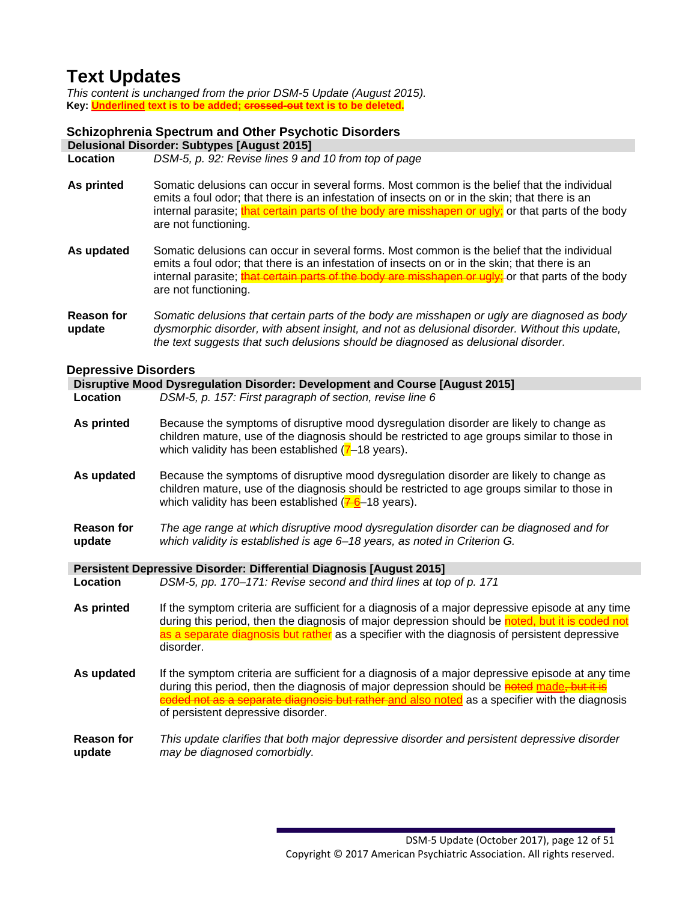# Text Updates

*This content is unchanged from the prior DSM-5 Update (August 2015).*

**Key: <u>Underlined</u> text is to be added; ~~crossed-out~~ text is to be deleted.**

## Schizophrenia Spectrum and Other Psychotic Disorders

### Delusional Disorder: Subtypes [August 2015]

**Location** *DSM-5, p. 92: Revise lines 9 and 10 from top of page*

**As printed** Somatic delusions can occur in several forms. Most common is the belief that the individual emits a foul odor; that there is an infestation of insects on or in the skin; that there is an internal parasite; that certain parts of the body are misshapen or ugly; or that parts of the body are not functioning.

**As updated** Somatic delusions can occur in several forms. Most common is the belief that the individual emits a foul odor; that there is an infestation of insects on or in the skin; that there is an internal parasite; ~~that certain parts of the body are misshapen or ugly;~~ or that parts of the body are not functioning.

**Reason for update** *Somatic delusions that certain parts of the body are misshapen or ugly are diagnosed as body dysmorphic disorder, with absent insight, and not as delusional disorder. Without this update, the text suggests that such delusions should be diagnosed as delusional disorder.*

## Depressive Disorders

### Disruptive Mood Dysregulation Disorder: Development and Course [August 2015]

**Location** *DSM-5, p. 157: First paragraph of section, revise line 6*

**As printed** Because the symptoms of disruptive mood dysregulation disorder are likely to change as children mature, use of the diagnosis should be restricted to age groups similar to those in which validity has been established (7–18 years).

**As updated** Because the symptoms of disruptive mood dysregulation disorder are likely to change as children mature, use of the diagnosis should be restricted to age groups similar to those in which validity has been established (~~7~~ <u>6</u>–18 years).

**Reason for update** *The age range at which disruptive mood dysregulation disorder can be diagnosed and for which validity is established is age 6–18 years, as noted in Criterion G.*

### Persistent Depressive Disorder: Differential Diagnosis [August 2015]

**Location** *DSM-5, pp. 170–171: Revise second and third lines at top of p. 171*

**As printed** If the symptom criteria are sufficient for a diagnosis of a major depressive episode at any time during this period, then the diagnosis of major depression should be noted, but it is coded not as a separate diagnosis but rather as a specifier with the diagnosis of persistent depressive disorder.

**As updated** If the symptom criteria are sufficient for a diagnosis of a major depressive episode at any time during this period, then the diagnosis of major depression should be ~~noted~~ <u>made</u>~~, but it is coded not as a separate diagnosis but rather~~ <u>and also noted</u> as a specifier with the diagnosis of persistent depressive disorder.

**Reason for update** *This update clarifies that both major depressive disorder and persistent depressive disorder may be diagnosed comorbidly.*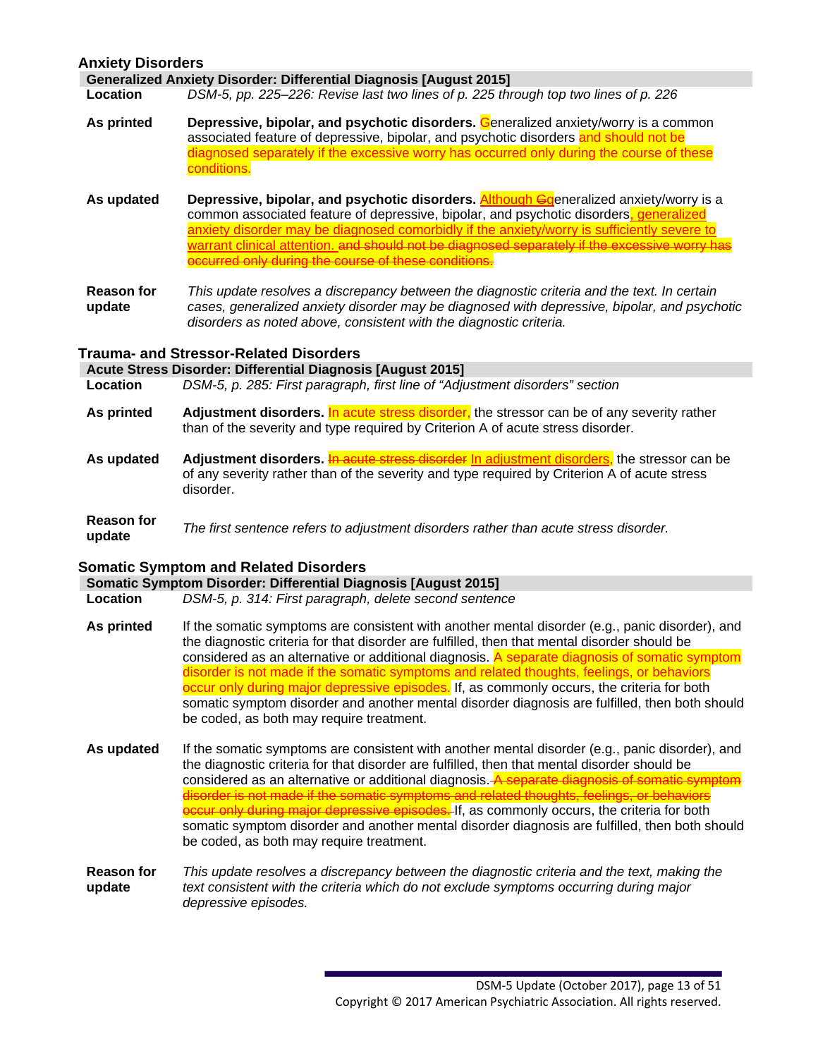## Anxiety Disorders

### Generalized Anxiety Disorder: Differential Diagnosis [August 2015]

**Location** *DSM-5, pp. 225–226: Revise last two lines of p. 225 through top two lines of p. 226*

**As printed** **Depressive, bipolar, and psychotic disorders.** Generalized anxiety/worry is a common associated feature of depressive, bipolar, and psychotic disorders and should not be diagnosed separately if the excessive worry has occurred only during the course of these conditions.

**As updated** **Depressive, bipolar, and psychotic disorders.** Although ~~G~~generalized anxiety/worry is a common associated feature of depressive, bipolar, and psychotic disorders, generalized anxiety disorder may be diagnosed comorbidly if the anxiety/worry is sufficiently severe to warrant clinical attention. ~~and should not be diagnosed separately if the excessive worry has occurred only during the course of these conditions.~~

**Reason for update** *This update resolves a discrepancy between the diagnostic criteria and the text. In certain cases, generalized anxiety disorder may be diagnosed with depressive, bipolar, and psychotic disorders as noted above, consistent with the diagnostic criteria.*

## Trauma- and Stressor-Related Disorders

### Acute Stress Disorder: Differential Diagnosis [August 2015]

**Location** *DSM-5, p. 285: First paragraph, first line of "Adjustment disorders" section*

**As printed** **Adjustment disorders.** In acute stress disorder, the stressor can be of any severity rather than of the severity and type required by Criterion A of acute stress disorder.

**As updated** **Adjustment disorders.** ~~In acute stress disorder~~ In adjustment disorders, the stressor can be of any severity rather than of the severity and type required by Criterion A of acute stress disorder.

**Reason for update** *The first sentence refers to adjustment disorders rather than acute stress disorder.*

## Somatic Symptom and Related Disorders

### Somatic Symptom Disorder: Differential Diagnosis [August 2015]

**Location** *DSM-5, p. 314: First paragraph, delete second sentence*

**As printed** If the somatic symptoms are consistent with another mental disorder (e.g., panic disorder), and the diagnostic criteria for that disorder are fulfilled, then that mental disorder should be considered as an alternative or additional diagnosis. A separate diagnosis of somatic symptom disorder is not made if the somatic symptoms and related thoughts, feelings, or behaviors occur only during major depressive episodes. If, as commonly occurs, the criteria for both somatic symptom disorder and another mental disorder diagnosis are fulfilled, then both should be coded, as both may require treatment.

**As updated** If the somatic symptoms are consistent with another mental disorder (e.g., panic disorder), and the diagnostic criteria for that disorder are fulfilled, then that mental disorder should be considered as an alternative or additional diagnosis. ~~A separate diagnosis of somatic symptom disorder is not made if the somatic symptoms and related thoughts, feelings, or behaviors occur only during major depressive episodes.~~ If, as commonly occurs, the criteria for both somatic symptom disorder and another mental disorder diagnosis are fulfilled, then both should be coded, as both may require treatment.

**Reason for update** *This update resolves a discrepancy between the diagnostic criteria and the text, making the text consistent with the criteria which do not exclude symptoms occurring during major depressive episodes.*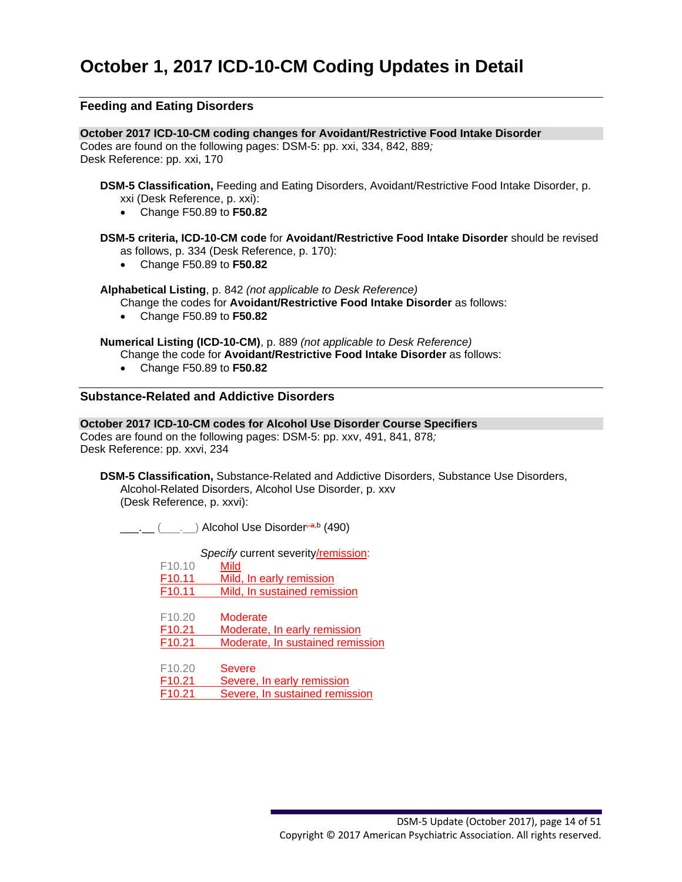# October 1, 2017 ICD-10-CM Coding Updates in Detail

## Feeding and Eating Disorders

### October 2017 ICD-10-CM coding changes for Avoidant/Restrictive Food Intake Disorder

Codes are found on the following pages: DSM-5: pp. xxi, 334, 842, 889*;*
Desk Reference: pp. xxi, 170

**DSM-5 Classification,** Feeding and Eating Disorders, Avoidant/Restrictive Food Intake Disorder, p. xxi (Desk Reference, p. xxi):

- Change F50.89 to **F50.82**

**DSM-5 criteria, ICD-10-CM code** for **Avoidant/Restrictive Food Intake Disorder** should be revised as follows, p. 334 (Desk Reference, p. 170):

- Change F50.89 to **F50.82**

**Alphabetical Listing**, p. 842 *(not applicable to Desk Reference)*
Change the codes for **Avoidant/Restrictive Food Intake Disorder** as follows:

- Change F50.89 to **F50.82**

**Numerical Listing (ICD-10-CM)**, p. 889 *(not applicable to Desk Reference)*
Change the code for **Avoidant/Restrictive Food Intake Disorder** as follows:

- Change F50.89 to **F50.82**

## Substance-Related and Addictive Disorders

### October 2017 ICD-10-CM codes for Alcohol Use Disorder Course Specifiers

Codes are found on the following pages: DSM-5: pp. xxv, 491, 841, 878*;*
Desk Reference: pp. xxvi, 234

**DSM-5 Classification,** Substance-Related and Addictive Disorders, Substance Use Disorders, Alcohol-Related Disorders, Alcohol Use Disorder, p. xxv (Desk Reference, p. xxvi):

___.__ (___.__) Alcohol Use Disorder~~a,~~b (490)

*Specify* current severity/remission:

F10.10 Mild
F10.11 Mild, In early remission
F10.11 Mild, In sustained remission

F10.20 Moderate
F10.21 Moderate, In early remission
F10.21 Moderate, In sustained remission

F10.20 Severe
F10.21 Severe, In early remission
F10.21 Severe, In sustained remission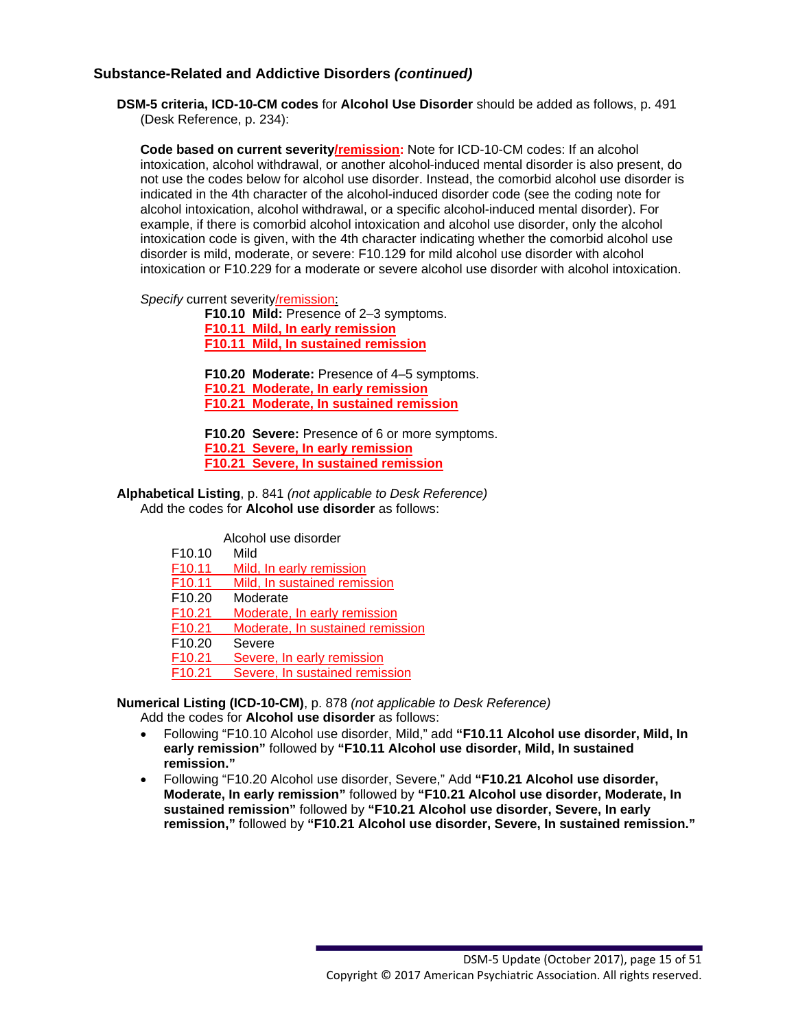### Substance-Related and Addictive Disorders *(continued)*

**DSM-5 criteria, ICD-10-CM codes** for **Alcohol Use Disorder** should be added as follows, p. 491 (Desk Reference, p. 234):

**Code based on current severity/remission:** Note for ICD-10-CM codes: If an alcohol intoxication, alcohol withdrawal, or another alcohol-induced mental disorder is also present, do not use the codes below for alcohol use disorder. Instead, the comorbid alcohol use disorder is indicated in the 4th character of the alcohol-induced disorder code (see the coding note for alcohol intoxication, alcohol withdrawal, or a specific alcohol-induced mental disorder). For example, if there is comorbid alcohol intoxication and alcohol use disorder, only the alcohol intoxication code is given, with the 4th character indicating whether the comorbid alcohol use disorder is mild, moderate, or severe: F10.129 for mild alcohol use disorder with alcohol intoxication or F10.229 for a moderate or severe alcohol use disorder with alcohol intoxication.

*Specify* current severity/remission:

**F10.10 Mild:** Presence of 2–3 symptoms.
**F10.11 Mild, In early remission**
**F10.11 Mild, In sustained remission**

**F10.20 Moderate:** Presence of 4–5 symptoms.
**F10.21 Moderate, In early remission**
**F10.21 Moderate, In sustained remission**

**F10.20 Severe:** Presence of 6 or more symptoms.
**F10.21 Severe, In early remission**
**F10.21 Severe, In sustained remission**

**Alphabetical Listing**, p. 841 *(not applicable to Desk Reference)*
Add the codes for **Alcohol use disorder** as follows:

Alcohol use disorder
F10.10 Mild
F10.11 Mild, In early remission
F10.11 Mild, In sustained remission
F10.20 Moderate
F10.21 Moderate, In early remission
F10.21 Moderate, In sustained remission
F10.20 Severe
F10.21 Severe, In early remission
F10.21 Severe, In sustained remission

**Numerical Listing (ICD-10-CM)**, p. 878 *(not applicable to Desk Reference)*
Add the codes for **Alcohol use disorder** as follows:

- Following "F10.10 Alcohol use disorder, Mild," add **"F10.11 Alcohol use disorder, Mild, In early remission"** followed by **"F10.11 Alcohol use disorder, Mild, In sustained remission."**
- Following "F10.20 Alcohol use disorder, Severe," Add **"F10.21 Alcohol use disorder, Moderate, In early remission"** followed by **"F10.21 Alcohol use disorder, Moderate, In sustained remission"** followed by **"F10.21 Alcohol use disorder, Severe, In early remission,"** followed by **"F10.21 Alcohol use disorder, Severe, In sustained remission."**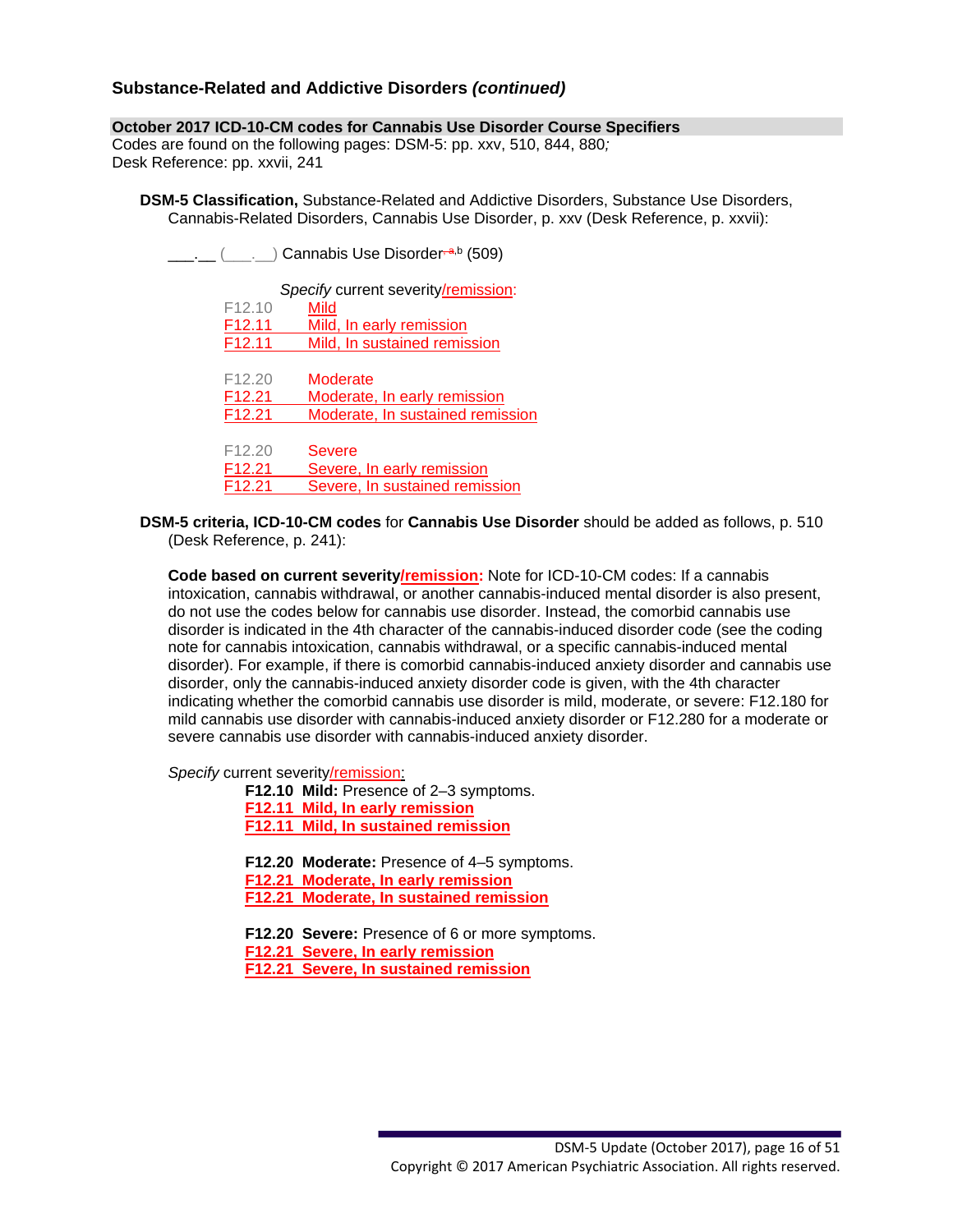### Substance-Related and Addictive Disorders *(continued)*

**October 2017 ICD-10-CM codes for Cannabis Use Disorder Course Specifiers**
Codes are found on the following pages: DSM-5: pp. xxv, 510, 844, 880*;*
Desk Reference: pp. xxvii, 241

**DSM-5 Classification,** Substance-Related and Addictive Disorders, Substance Use Disorders, Cannabis-Related Disorders, Cannabis Use Disorder, p. xxv (Desk Reference, p. xxvii):

___.__ (___.__) Cannabis Use Disorder[a,b] (509)

*Specify* current severity/remission:

| | |
|---|---|
| F12.10 | Mild |
| F12.11 | Mild, In early remission |
| F12.11 | Mild, In sustained remission |
| F12.20 | Moderate |
| F12.21 | Moderate, In early remission |
| F12.21 | Moderate, In sustained remission |
| F12.20 | Severe |
| F12.21 | Severe, In early remission |
| F12.21 | Severe, In sustained remission |

**DSM-5 criteria, ICD-10-CM codes** for **Cannabis Use Disorder** should be added as follows, p. 510 (Desk Reference, p. 241):

**Code based on current severity/remission:** Note for ICD-10-CM codes: If a cannabis intoxication, cannabis withdrawal, or another cannabis-induced mental disorder is also present, do not use the codes below for cannabis use disorder. Instead, the comorbid cannabis use disorder is indicated in the 4th character of the cannabis-induced disorder code (see the coding note for cannabis intoxication, cannabis withdrawal, or a specific cannabis-induced mental disorder). For example, if there is comorbid cannabis-induced anxiety disorder and cannabis use disorder, only the cannabis-induced anxiety disorder code is given, with the 4th character indicating whether the comorbid cannabis use disorder is mild, moderate, or severe: F12.180 for mild cannabis use disorder with cannabis-induced anxiety disorder or F12.280 for a moderate or severe cannabis use disorder with cannabis-induced anxiety disorder.

*Specify* current severity/remission:

**F12.10 Mild:** Presence of 2–3 symptoms.
**F12.11 Mild, In early remission**
**F12.11 Mild, In sustained remission**

**F12.20 Moderate:** Presence of 4–5 symptoms.
**F12.21 Moderate, In early remission**
**F12.21 Moderate, In sustained remission**

**F12.20 Severe:** Presence of 6 or more symptoms.
**F12.21 Severe, In early remission**
**F12.21 Severe, In sustained remission**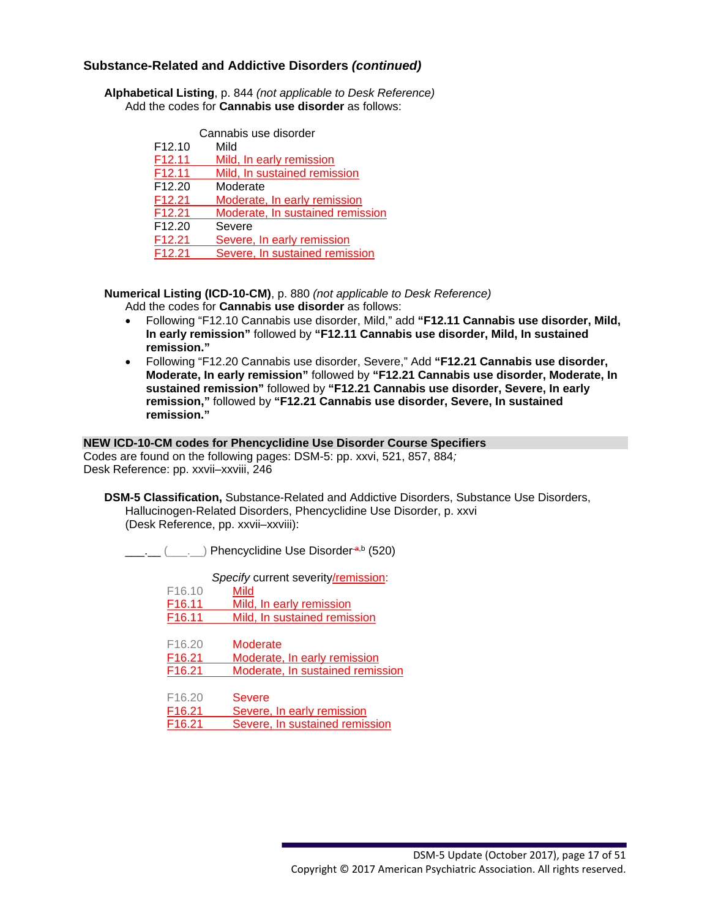## Substance-Related and Addictive Disorders *(continued)*

**Alphabetical Listing**, p. 844 *(not applicable to Desk Reference)*
Add the codes for **Cannabis use disorder** as follows:

Cannabis use disorder

| | |
|---|---|
| F12.10 | Mild |
| F12.11 | Mild, In early remission |
| F12.11 | Mild, In sustained remission |
| F12.20 | Moderate |
| F12.21 | Moderate, In early remission |
| F12.21 | Moderate, In sustained remission |
| F12.20 | Severe |
| F12.21 | Severe, In early remission |
| F12.21 | Severe, In sustained remission |

**Numerical Listing (ICD-10-CM)**, p. 880 *(not applicable to Desk Reference)*
Add the codes for **Cannabis use disorder** as follows:

- Following "F12.10 Cannabis use disorder, Mild," add **"F12.11 Cannabis use disorder, Mild, In early remission"** followed by **"F12.11 Cannabis use disorder, Mild, In sustained remission."**
- Following "F12.20 Cannabis use disorder, Severe," Add **"F12.21 Cannabis use disorder, Moderate, In early remission"** followed by **"F12.21 Cannabis use disorder, Moderate, In sustained remission"** followed by **"F12.21 Cannabis use disorder, Severe, In early remission,"** followed by **"F12.21 Cannabis use disorder, Severe, In sustained remission."**

### NEW ICD-10-CM codes for Phencyclidine Use Disorder Course Specifiers

Codes are found on the following pages: DSM-5: pp. xxvi, 521, 857, 884*;*
Desk Reference: pp. xxvii–xxviii, 246

**DSM-5 Classification,** Substance-Related and Addictive Disorders, Substance Use Disorders, Hallucinogen-Related Disorders, Phencyclidine Use Disorder, p. xxvi
(Desk Reference, pp. xxvii–xxviii):

___.__ (___.__) Phencyclidine Use Disorder[a,b] (520)

*Specify* current severity/remission:

| | |
|---|---|
| F16.10 | Mild |
| F16.11 | Mild, In early remission |
| F16.11 | Mild, In sustained remission |
| F16.20 | Moderate |
| F16.21 | Moderate, In early remission |
| F16.21 | Moderate, In sustained remission |
| F16.20 | Severe |
| F16.21 | Severe, In early remission |
| F16.21 | Severe, In sustained remission |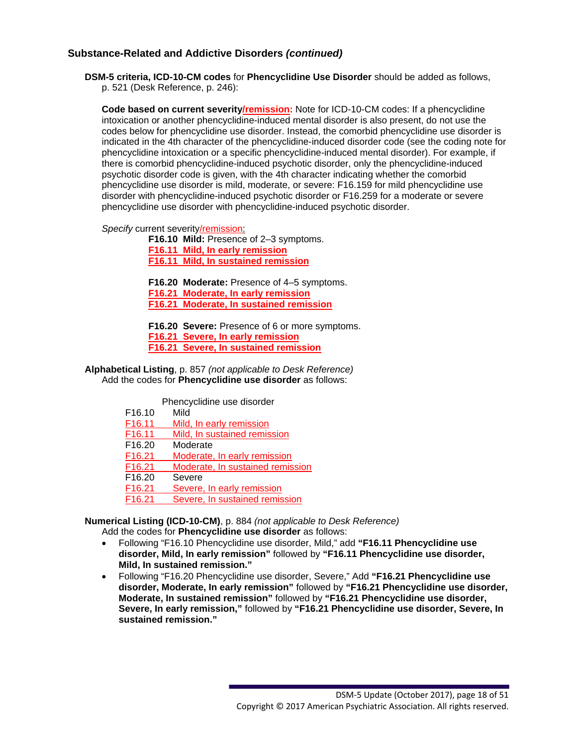## Substance-Related and Addictive Disorders *(continued)*

**DSM-5 criteria, ICD-10-CM codes** for **Phencyclidine Use Disorder** should be added as follows, p. 521 (Desk Reference, p. 246):

**Code based on current severity/remission:** Note for ICD-10-CM codes: If a phencyclidine intoxication or another phencyclidine-induced mental disorder is also present, do not use the codes below for phencyclidine use disorder. Instead, the comorbid phencyclidine use disorder is indicated in the 4th character of the phencyclidine-induced disorder code (see the coding note for phencyclidine intoxication or a specific phencyclidine-induced mental disorder). For example, if there is comorbid phencyclidine-induced psychotic disorder, only the phencyclidine-induced psychotic disorder code is given, with the 4th character indicating whether the comorbid phencyclidine use disorder is mild, moderate, or severe: F16.159 for mild phencyclidine use disorder with phencyclidine-induced psychotic disorder or F16.259 for a moderate or severe phencyclidine use disorder with phencyclidine-induced psychotic disorder.

*Specify* current severity/remission:

**F16.10 Mild:** Presence of 2–3 symptoms.
**F16.11 Mild, In early remission**
**F16.11 Mild, In sustained remission**

**F16.20 Moderate:** Presence of 4–5 symptoms.
**F16.21 Moderate, In early remission**
**F16.21 Moderate, In sustained remission**

**F16.20 Severe:** Presence of 6 or more symptoms.
**F16.21 Severe, In early remission**
**F16.21 Severe, In sustained remission**

**Alphabetical Listing**, p. 857 *(not applicable to Desk Reference)*
Add the codes for **Phencyclidine use disorder** as follows:

| | Phencyclidine use disorder |
|---|---|
| F16.10 | Mild |
| F16.11 | Mild, In early remission |
| F16.11 | Mild, In sustained remission |
| F16.20 | Moderate |
| F16.21 | Moderate, In early remission |
| F16.21 | Moderate, In sustained remission |
| F16.20 | Severe |
| F16.21 | Severe, In early remission |
| F16.21 | Severe, In sustained remission |

**Numerical Listing (ICD-10-CM)**, p. 884 *(not applicable to Desk Reference)*
Add the codes for **Phencyclidine use disorder** as follows:

- Following "F16.10 Phencyclidine use disorder, Mild," add **"F16.11 Phencyclidine use disorder, Mild, In early remission"** followed by **"F16.11 Phencyclidine use disorder, Mild, In sustained remission."**
- Following "F16.20 Phencyclidine use disorder, Severe," Add **"F16.21 Phencyclidine use disorder, Moderate, In early remission"** followed by **"F16.21 Phencyclidine use disorder, Moderate, In sustained remission"** followed by **"F16.21 Phencyclidine use disorder, Severe, In early remission,"** followed by **"F16.21 Phencyclidine use disorder, Severe, In sustained remission."**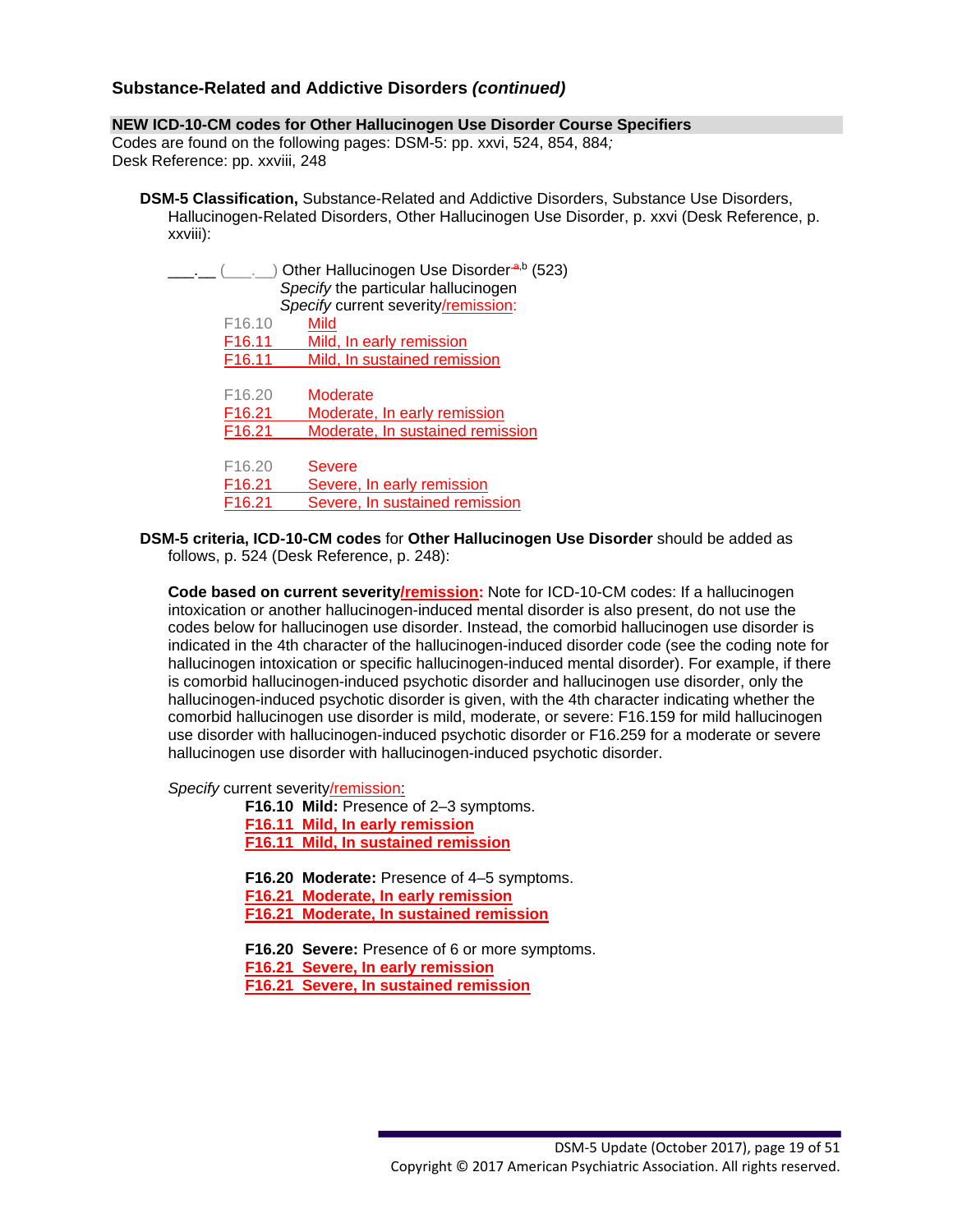## Substance-Related and Addictive Disorders *(continued)*

**NEW ICD-10-CM codes for Other Hallucinogen Use Disorder Course Specifiers**
Codes are found on the following pages: DSM-5: pp. xxvi, 524, 854, 884*;*
Desk Reference: pp. xxviii, 248

**DSM-5 Classification,** Substance-Related and Addictive Disorders, Substance Use Disorders, Hallucinogen-Related Disorders, Other Hallucinogen Use Disorder, p. xxvi (Desk Reference, p. xxviii):

___.__ (___.__) Other Hallucinogen Use Disorder[a,b] (523)
*Specify* the particular hallucinogen
*Specify* current severity/remission:

F16.10 Mild
F16.11 Mild, In early remission
F16.11 Mild, In sustained remission

F16.20 Moderate
F16.21 Moderate, In early remission
F16.21 Moderate, In sustained remission

F16.20 Severe
F16.21 Severe, In early remission
F16.21 Severe, In sustained remission

**DSM-5 criteria, ICD-10-CM codes** for **Other Hallucinogen Use Disorder** should be added as follows, p. 524 (Desk Reference, p. 248):

**Code based on current severity/remission:** Note for ICD-10-CM codes: If a hallucinogen intoxication or another hallucinogen-induced mental disorder is also present, do not use the codes below for hallucinogen use disorder. Instead, the comorbid hallucinogen use disorder is indicated in the 4th character of the hallucinogen-induced disorder code (see the coding note for hallucinogen intoxication or specific hallucinogen-induced mental disorder). For example, if there is comorbid hallucinogen-induced psychotic disorder and hallucinogen use disorder, only the hallucinogen-induced psychotic disorder is given, with the 4th character indicating whether the comorbid hallucinogen use disorder is mild, moderate, or severe: F16.159 for mild hallucinogen use disorder with hallucinogen-induced psychotic disorder or F16.259 for a moderate or severe hallucinogen use disorder with hallucinogen-induced psychotic disorder.

*Specify* current severity/remission:

**F16.10 Mild:** Presence of 2–3 symptoms.
**F16.11 Mild, In early remission**
**F16.11 Mild, In sustained remission**

**F16.20 Moderate:** Presence of 4–5 symptoms.
**F16.21 Moderate, In early remission**
**F16.21 Moderate, In sustained remission**

**F16.20 Severe:** Presence of 6 or more symptoms.
**F16.21 Severe, In early remission**
**F16.21 Severe, In sustained remission**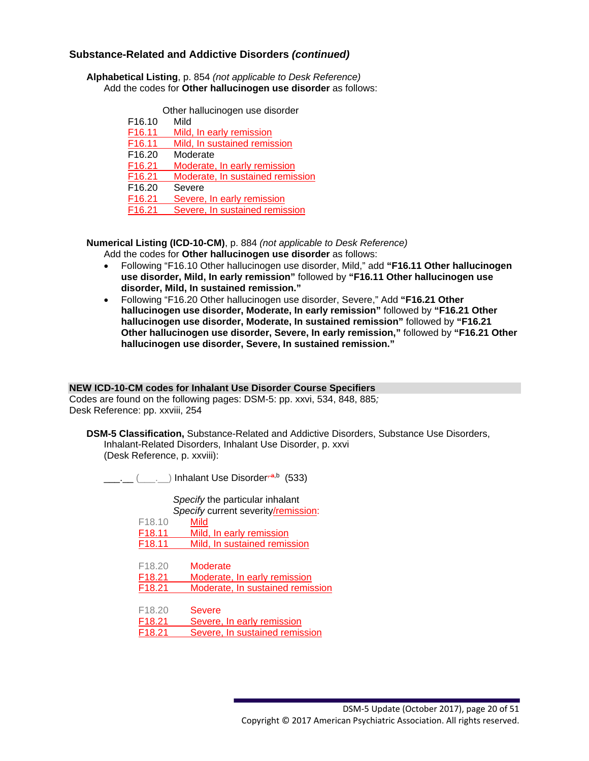## Substance-Related and Addictive Disorders *(continued)*

**Alphabetical Listing**, p. 854 *(not applicable to Desk Reference)*
Add the codes for **Other hallucinogen use disorder** as follows:

| | Other hallucinogen use disorder |
|---|---|
| F16.10 | Mild |
| F16.11 | Mild, In early remission |
| F16.11 | Mild, In sustained remission |
| F16.20 | Moderate |
| F16.21 | Moderate, In early remission |
| F16.21 | Moderate, In sustained remission |
| F16.20 | Severe |
| F16.21 | Severe, In early remission |
| F16.21 | Severe, In sustained remission |

**Numerical Listing (ICD-10-CM)**, p. 884 *(not applicable to Desk Reference)*
Add the codes for **Other hallucinogen use disorder** as follows:

- Following "F16.10 Other hallucinogen use disorder, Mild," add **"F16.11 Other hallucinogen use disorder, Mild, In early remission"** followed by **"F16.11 Other hallucinogen use disorder, Mild, In sustained remission."**
- Following "F16.20 Other hallucinogen use disorder, Severe," Add **"F16.21 Other hallucinogen use disorder, Moderate, In early remission"** followed by **"F16.21 Other hallucinogen use disorder, Moderate, In sustained remission"** followed by **"F16.21 Other hallucinogen use disorder, Severe, In early remission,"** followed by **"F16.21 Other hallucinogen use disorder, Severe, In sustained remission."**

### NEW ICD-10-CM codes for Inhalant Use Disorder Course Specifiers

Codes are found on the following pages: DSM-5: pp. xxvi, 534, 848, 885;
Desk Reference: pp. xxviii, 254

**DSM-5 Classification,** Substance-Related and Addictive Disorders, Substance Use Disorders, Inhalant-Related Disorders, Inhalant Use Disorder, p. xxvi
(Desk Reference, p. xxviii):

___.__ (___.__) Inhalant Use Disorder[a,b] (533)

*Specify* the particular inhalant
*Specify* current severity/remission:

| | |
|---|---|
| F18.10 | Mild |
| F18.11 | Mild, In early remission |
| F18.11 | Mild, In sustained remission |
| F18.20 | Moderate |
| F18.21 | Moderate, In early remission |
| F18.21 | Moderate, In sustained remission |
| F18.20 | Severe |
| F18.21 | Severe, In early remission |
| F18.21 | Severe, In sustained remission |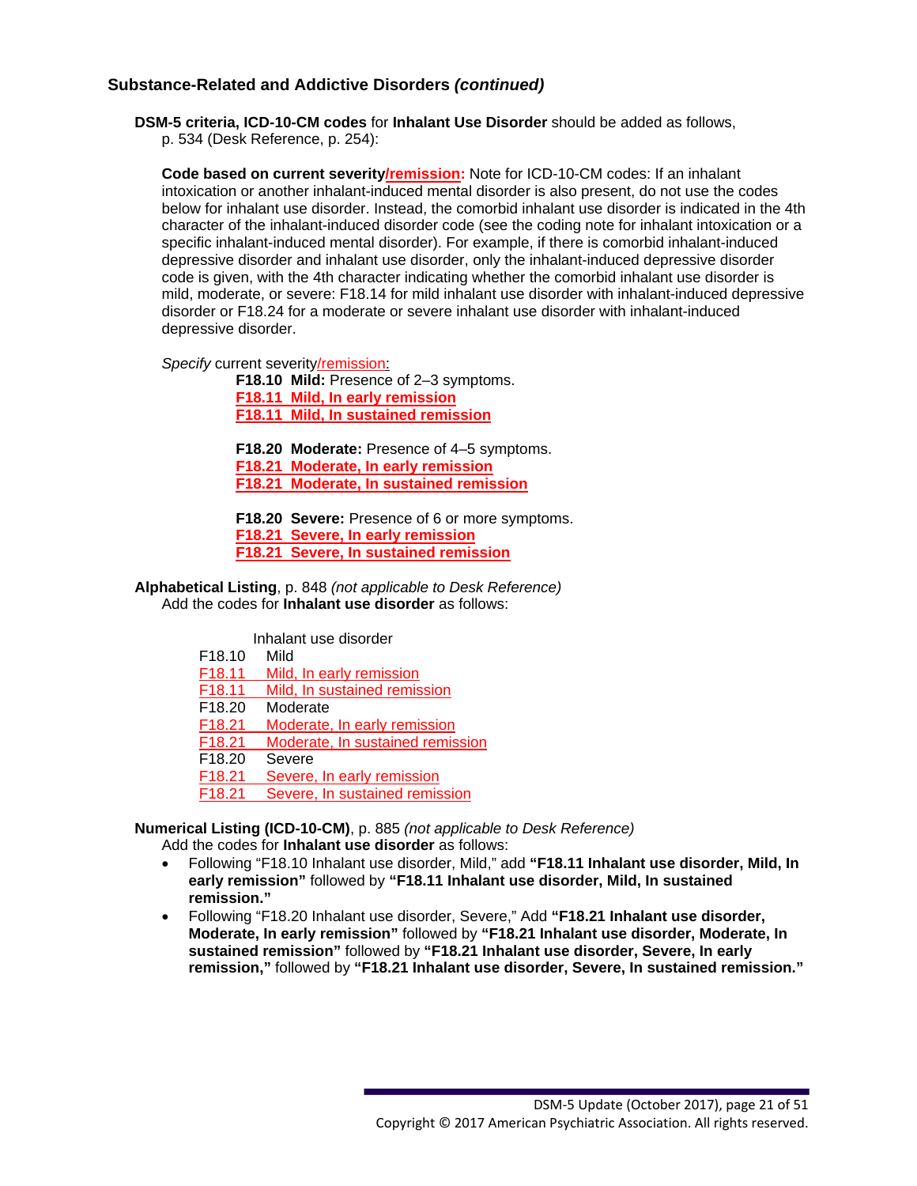### Substance-Related and Addictive Disorders *(continued)*

**DSM-5 criteria, ICD-10-CM codes** for **Inhalant Use Disorder** should be added as follows, p. 534 (Desk Reference, p. 254):

**Code based on current severity/remission:** Note for ICD-10-CM codes: If an inhalant intoxication or another inhalant-induced mental disorder is also present, do not use the codes below for inhalant use disorder. Instead, the comorbid inhalant use disorder is indicated in the 4th character of the inhalant-induced disorder code (see the coding note for inhalant intoxication or a specific inhalant-induced mental disorder). For example, if there is comorbid inhalant-induced depressive disorder and inhalant use disorder, only the inhalant-induced depressive disorder code is given, with the 4th character indicating whether the comorbid inhalant use disorder is mild, moderate, or severe: F18.14 for mild inhalant use disorder with inhalant-induced depressive disorder or F18.24 for a moderate or severe inhalant use disorder with inhalant-induced depressive disorder.

*Specify* current severity/remission:

**F18.10 Mild:** Presence of 2–3 symptoms.
**F18.11 Mild, In early remission**
**F18.11 Mild, In sustained remission**

**F18.20 Moderate:** Presence of 4–5 symptoms.
**F18.21 Moderate, In early remission**
**F18.21 Moderate, In sustained remission**

**F18.20 Severe:** Presence of 6 or more symptoms.
**F18.21 Severe, In early remission**
**F18.21 Severe, In sustained remission**

**Alphabetical Listing**, p. 848 *(not applicable to Desk Reference)*
Add the codes for **Inhalant use disorder** as follows:

| | Inhalant use disorder |
|---|---|
| F18.10 | Mild |
| F18.11 | Mild, In early remission |
| F18.11 | Mild, In sustained remission |
| F18.20 | Moderate |
| F18.21 | Moderate, In early remission |
| F18.21 | Moderate, In sustained remission |
| F18.20 | Severe |
| F18.21 | Severe, In early remission |
| F18.21 | Severe, In sustained remission |

**Numerical Listing (ICD-10-CM)**, p. 885 *(not applicable to Desk Reference)*
Add the codes for **Inhalant use disorder** as follows:

- Following "F18.10 Inhalant use disorder, Mild," add **"F18.11 Inhalant use disorder, Mild, In early remission"** followed by **"F18.11 Inhalant use disorder, Mild, In sustained remission."**
- Following "F18.20 Inhalant use disorder, Severe," Add **"F18.21 Inhalant use disorder, Moderate, In early remission"** followed by **"F18.21 Inhalant use disorder, Moderate, In sustained remission"** followed by **"F18.21 Inhalant use disorder, Severe, In early remission,"** followed by **"F18.21 Inhalant use disorder, Severe, In sustained remission."**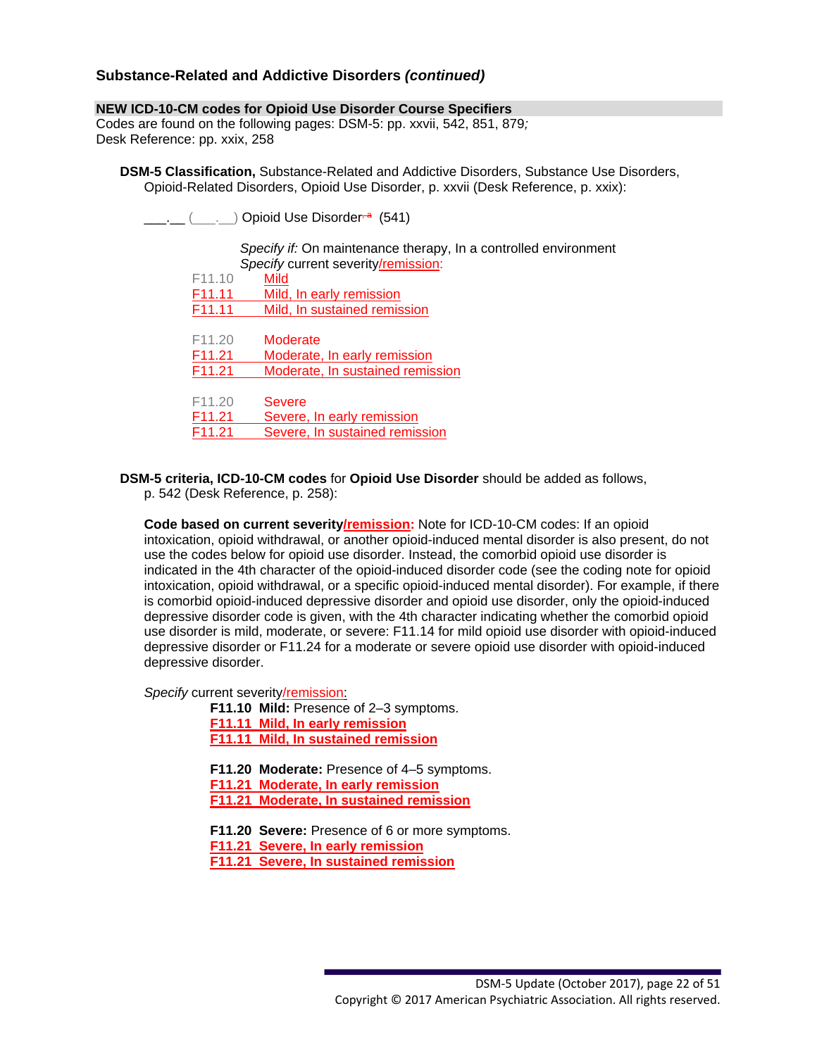## Substance-Related and Addictive Disorders *(continued)*

**NEW ICD-10-CM codes for Opioid Use Disorder Course Specifiers**

Codes are found on the following pages: DSM-5: pp. xxvii, 542, 851, 879*;*
Desk Reference: pp. xxix, 258

**DSM-5 Classification,** Substance-Related and Addictive Disorders, Substance Use Disorders, Opioid-Related Disorders, Opioid Use Disorder, p. xxvii (Desk Reference, p. xxix):

___.__ (___.__) Opioid Use Disorder~~ᵃ~~ (541)

*Specify if:* On maintenance therapy, In a controlled environment
*Specify* current severity/remission:

F11.10 Mild
F11.11 Mild, In early remission
F11.11 Mild, In sustained remission

F11.20 Moderate
F11.21 Moderate, In early remission
F11.21 Moderate, In sustained remission

F11.20 Severe
F11.21 Severe, In early remission
F11.21 Severe, In sustained remission

**DSM-5 criteria, ICD-10-CM codes** for **Opioid Use Disorder** should be added as follows, p. 542 (Desk Reference, p. 258):

**Code based on current severity/remission:** Note for ICD-10-CM codes: If an opioid intoxication, opioid withdrawal, or another opioid-induced mental disorder is also present, do not use the codes below for opioid use disorder. Instead, the comorbid opioid use disorder is indicated in the 4th character of the opioid-induced disorder code (see the coding note for opioid intoxication, opioid withdrawal, or a specific opioid-induced mental disorder). For example, if there is comorbid opioid-induced depressive disorder and opioid use disorder, only the opioid-induced depressive disorder code is given, with the 4th character indicating whether the comorbid opioid use disorder is mild, moderate, or severe: F11.14 for mild opioid use disorder with opioid-induced depressive disorder or F11.24 for a moderate or severe opioid use disorder with opioid-induced depressive disorder.

*Specify* current severity/remission:

**F11.10 Mild:** Presence of 2–3 symptoms.
**F11.11 Mild, In early remission**
**F11.11 Mild, In sustained remission**

**F11.20 Moderate:** Presence of 4–5 symptoms.
**F11.21 Moderate, In early remission**
**F11.21 Moderate, In sustained remission**

**F11.20 Severe:** Presence of 6 or more symptoms.
**F11.21 Severe, In early remission**
**F11.21 Severe, In sustained remission**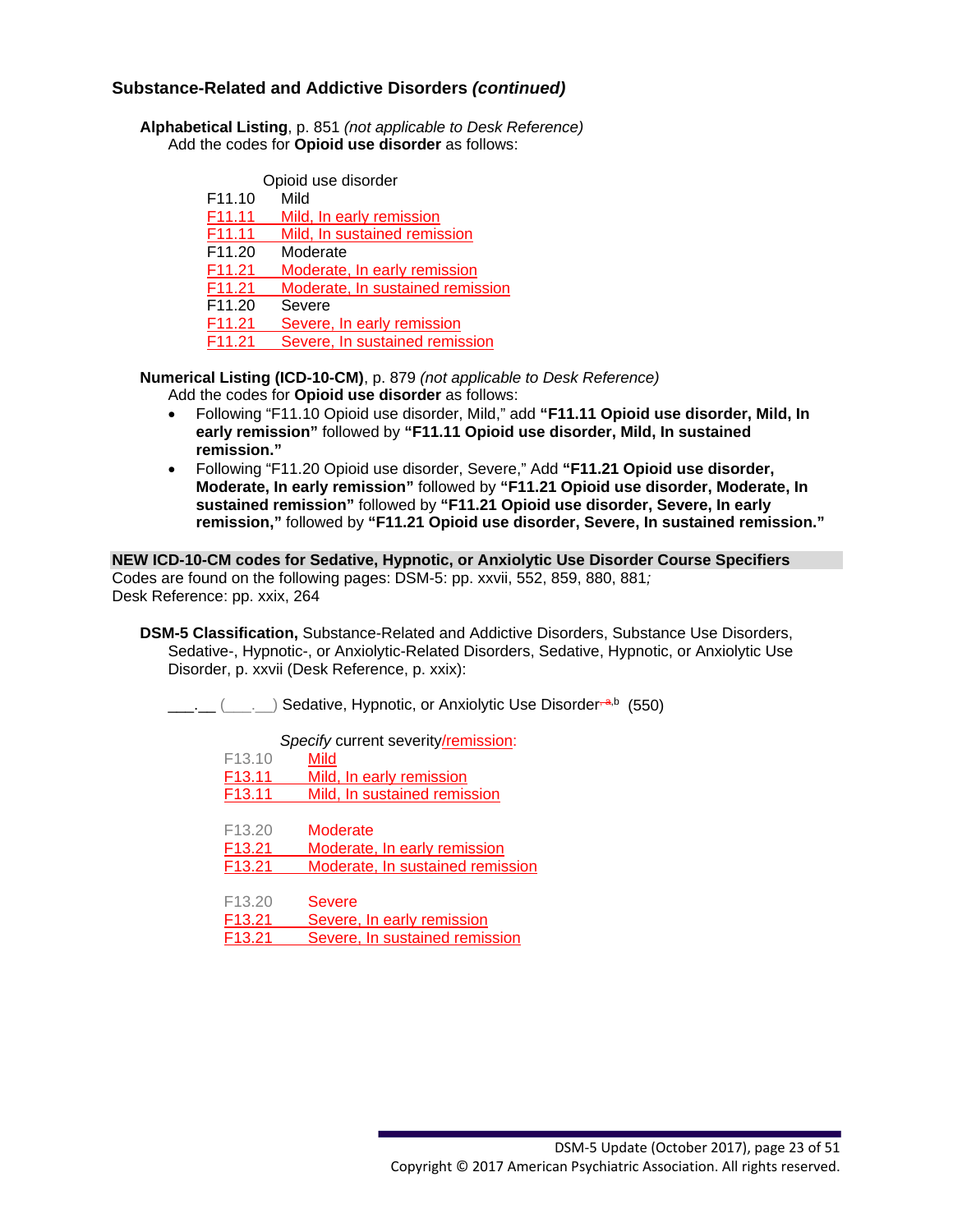### Substance-Related and Addictive Disorders *(continued)*

**Alphabetical Listing**, p. 851 *(not applicable to Desk Reference)*
Add the codes for **Opioid use disorder** as follows:

| | Opioid use disorder |
|---|---|
| F11.10 | Mild |
| F11.11 | Mild, In early remission |
| F11.11 | Mild, In sustained remission |
| F11.20 | Moderate |
| F11.21 | Moderate, In early remission |
| F11.21 | Moderate, In sustained remission |
| F11.20 | Severe |
| F11.21 | Severe, In early remission |
| F11.21 | Severe, In sustained remission |

**Numerical Listing (ICD-10-CM)**, p. 879 *(not applicable to Desk Reference)*
Add the codes for **Opioid use disorder** as follows:

- Following "F11.10 Opioid use disorder, Mild," add **"F11.11 Opioid use disorder, Mild, In early remission"** followed by **"F11.11 Opioid use disorder, Mild, In sustained remission."**
- Following "F11.20 Opioid use disorder, Severe," Add **"F11.21 Opioid use disorder, Moderate, In early remission"** followed by **"F11.21 Opioid use disorder, Moderate, In sustained remission"** followed by **"F11.21 Opioid use disorder, Severe, In early remission,"** followed by **"F11.21 Opioid use disorder, Severe, In sustained remission."**

**NEW ICD-10-CM codes for Sedative, Hypnotic, or Anxiolytic Use Disorder Course Specifiers**

Codes are found on the following pages: DSM-5: pp. xxvii, 552, 859, 880, 881*;*
Desk Reference: pp. xxix, 264

**DSM-5 Classification,** Substance-Related and Addictive Disorders, Substance Use Disorders, Sedative-, Hypnotic-, or Anxiolytic-Related Disorders, Sedative, Hypnotic, or Anxiolytic Use Disorder, p. xxvii (Desk Reference, p. xxix):

___.__ (___.__) Sedative, Hypnotic, or Anxiolytic Use Disorder~~a~~,b (550)

*Specify* current severity/remission:

| | |
|---|---|
| F13.10 | Mild |
| F13.11 | Mild, In early remission |
| F13.11 | Mild, In sustained remission |
| F13.20 | Moderate |
| F13.21 | Moderate, In early remission |
| F13.21 | Moderate, In sustained remission |
| F13.20 | Severe |
| F13.21 | Severe, In early remission |
| F13.21 | Severe, In sustained remission |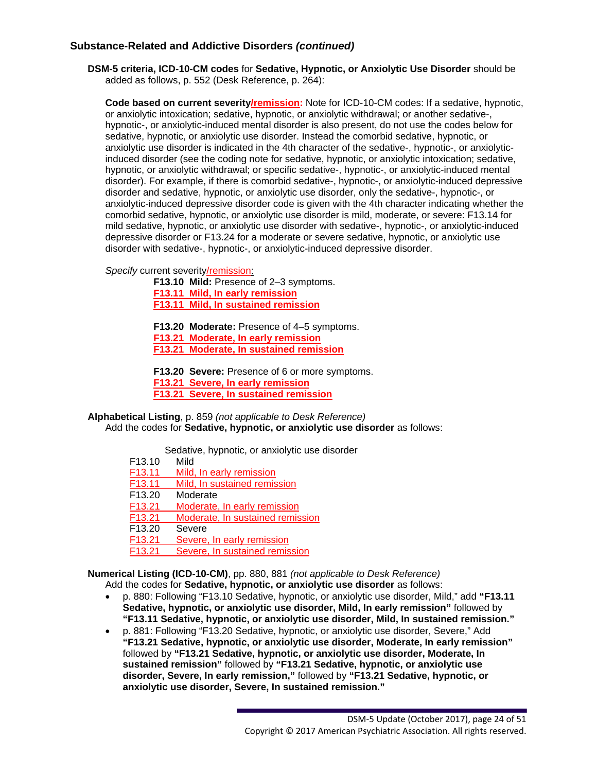## Substance-Related and Addictive Disorders *(continued)*

**DSM-5 criteria, ICD-10-CM codes** for **Sedative, Hypnotic, or Anxiolytic Use Disorder** should be added as follows, p. 552 (Desk Reference, p. 264):

**Code based on current severity/remission:** Note for ICD-10-CM codes: If a sedative, hypnotic, or anxiolytic intoxication; sedative, hypnotic, or anxiolytic withdrawal; or another sedative-, hypnotic-, or anxiolytic-induced mental disorder is also present, do not use the codes below for sedative, hypnotic, or anxiolytic use disorder. Instead the comorbid sedative, hypnotic, or anxiolytic use disorder is indicated in the 4th character of the sedative-, hypnotic-, or anxiolytic-induced disorder (see the coding note for sedative, hypnotic, or anxiolytic intoxication; sedative, hypnotic, or anxiolytic withdrawal; or specific sedative-, hypnotic-, or anxiolytic-induced mental disorder). For example, if there is comorbid sedative-, hypnotic-, or anxiolytic-induced depressive disorder and sedative, hypnotic, or anxiolytic use disorder, only the sedative-, hypnotic-, or anxiolytic-induced depressive disorder code is given with the 4th character indicating whether the comorbid sedative, hypnotic, or anxiolytic use disorder is mild, moderate, or severe: F13.14 for mild sedative, hypnotic, or anxiolytic use disorder with sedative-, hypnotic-, or anxiolytic-induced depressive disorder or F13.24 for a moderate or severe sedative, hypnotic, or anxiolytic use disorder with sedative-, hypnotic-, or anxiolytic-induced depressive disorder.

*Specify* current severity/remission:

**F13.10 Mild:** Presence of 2–3 symptoms.
**F13.11 Mild, In early remission**
**F13.11 Mild, In sustained remission**

**F13.20 Moderate:** Presence of 4–5 symptoms.
**F13.21 Moderate, In early remission**
**F13.21 Moderate, In sustained remission**

**F13.20 Severe:** Presence of 6 or more symptoms.
**F13.21 Severe, In early remission**
**F13.21 Severe, In sustained remission**

**Alphabetical Listing**, p. 859 *(not applicable to Desk Reference)*
Add the codes for **Sedative, hypnotic, or anxiolytic use disorder** as follows:

Sedative, hypnotic, or anxiolytic use disorder

| | |
|---|---|
| F13.10 | Mild |
| F13.11 | Mild, In early remission |
| F13.11 | Mild, In sustained remission |
| F13.20 | Moderate |
| F13.21 | Moderate, In early remission |
| F13.21 | Moderate, In sustained remission |
| F13.20 | Severe |
| F13.21 | Severe, In early remission |
| F13.21 | Severe, In sustained remission |

**Numerical Listing (ICD-10-CM)**, pp. 880, 881 *(not applicable to Desk Reference)*
Add the codes for **Sedative, hypnotic, or anxiolytic use disorder** as follows:

- p. 880: Following "F13.10 Sedative, hypnotic, or anxiolytic use disorder, Mild," add **"F13.11 Sedative, hypnotic, or anxiolytic use disorder, Mild, In early remission"** followed by **"F13.11 Sedative, hypnotic, or anxiolytic use disorder, Mild, In sustained remission."**
- p. 881: Following "F13.20 Sedative, hypnotic, or anxiolytic use disorder, Severe," Add **"F13.21 Sedative, hypnotic, or anxiolytic use disorder, Moderate, In early remission"** followed by **"F13.21 Sedative, hypnotic, or anxiolytic use disorder, Moderate, In sustained remission"** followed by **"F13.21 Sedative, hypnotic, or anxiolytic use disorder, Severe, In early remission,"** followed by **"F13.21 Sedative, hypnotic, or anxiolytic use disorder, Severe, In sustained remission."**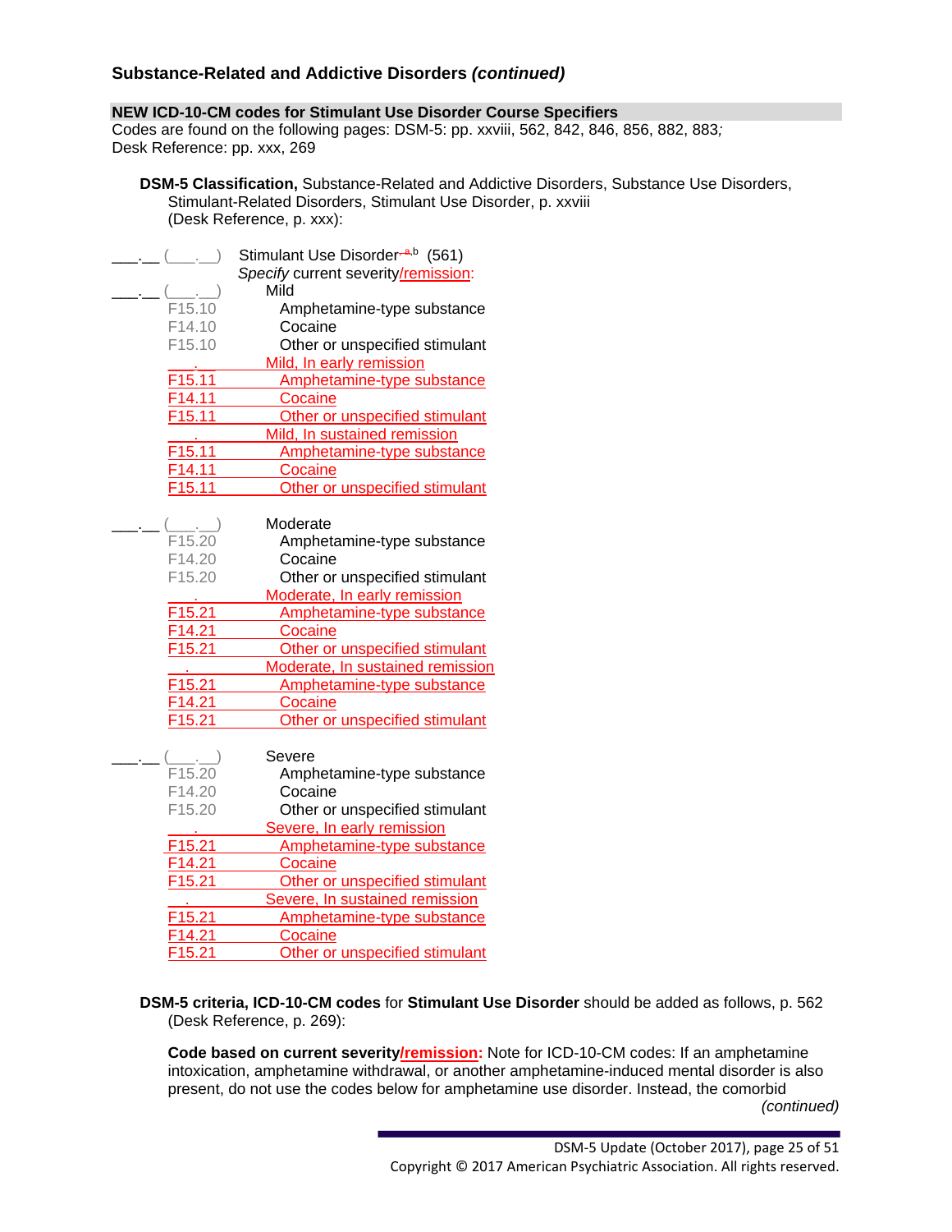## Substance-Related and Addictive Disorders *(continued)*

**NEW ICD-10-CM codes for Stimulant Use Disorder Course Specifiers**

Codes are found on the following pages: DSM-5: pp. xxviii, 562, 842, 846, 856, 882, 883*;* Desk Reference: pp. xxx, 269

**DSM-5 Classification,** Substance-Related and Addictive Disorders, Substance Use Disorders, Stimulant-Related Disorders, Stimulant Use Disorder, p. xxviii (Desk Reference, p. xxx):

| | | |
|---|---|---|
| ___.__ | (___.__) | Stimulant Use Disorder[a,b] (561) |
| | | *Specify* current severity/remission: |
| ___.__ | (___.__) | Mild |
| | F15.10 | Amphetamine-type substance |
| | F14.10 | Cocaine |
| | F15.10 | Other or unspecified stimulant |
| | ___.__ | Mild, In early remission |
| | F15.11 | Amphetamine-type substance |
| | F14.11 | Cocaine |
| | F15.11 | Other or unspecified stimulant |
| | ___.__ | Mild, In sustained remission |
| | F15.11 | Amphetamine-type substance |
| | F14.11 | Cocaine |
| | F15.11 | Other or unspecified stimulant |
| ___.__ | (___.__) | Moderate |
| | F15.20 | Amphetamine-type substance |
| | F14.20 | Cocaine |
| | F15.20 | Other or unspecified stimulant |
| | ___.__ | Moderate, In early remission |
| | F15.21 | Amphetamine-type substance |
| | F14.21 | Cocaine |
| | F15.21 | Other or unspecified stimulant |
| | ___.__ | Moderate, In sustained remission |
| | F15.21 | Amphetamine-type substance |
| | F14.21 | Cocaine |
| | F15.21 | Other or unspecified stimulant |
| ___.__ | (___.__) | Severe |
| | F15.20 | Amphetamine-type substance |
| | F14.20 | Cocaine |
| | F15.20 | Other or unspecified stimulant |
| | ___.__ | Severe, In early remission |
| | F15.21 | Amphetamine-type substance |
| | F14.21 | Cocaine |
| | F15.21 | Other or unspecified stimulant |
| | ___.__ | Severe, In sustained remission |
| | F15.21 | Amphetamine-type substance |
| | F14.21 | Cocaine |
| | F15.21 | Other or unspecified stimulant |

**DSM-5 criteria, ICD-10-CM codes** for **Stimulant Use Disorder** should be added as follows, p. 562 (Desk Reference, p. 269):

**Code based on current severity/remission:** Note for ICD-10-CM codes: If an amphetamine intoxication, amphetamine withdrawal, or another amphetamine-induced mental disorder is also present, do not use the codes below for amphetamine use disorder. Instead, the comorbid

*(continued)*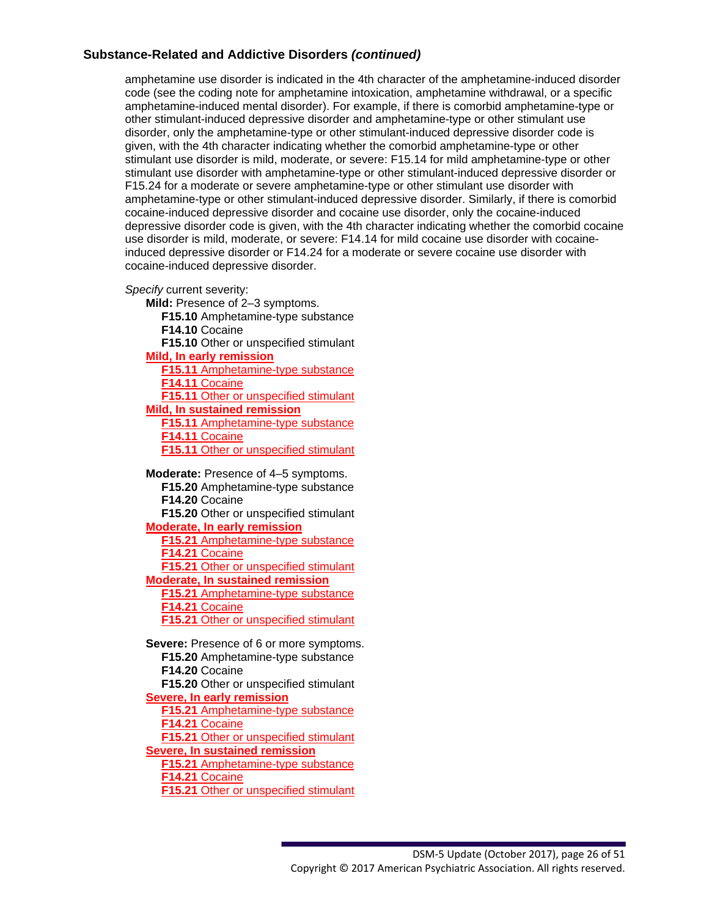### Substance-Related and Addictive Disorders *(continued)*

amphetamine use disorder is indicated in the 4th character of the amphetamine-induced disorder code (see the coding note for amphetamine intoxication, amphetamine withdrawal, or a specific amphetamine-induced mental disorder). For example, if there is comorbid amphetamine-type or other stimulant-induced depressive disorder and amphetamine-type or other stimulant use disorder, only the amphetamine-type or other stimulant-induced depressive disorder code is given, with the 4th character indicating whether the comorbid amphetamine-type or other stimulant use disorder is mild, moderate, or severe: F15.14 for mild amphetamine-type or other stimulant use disorder with amphetamine-type or other stimulant-induced depressive disorder or F15.24 for a moderate or severe amphetamine-type or other stimulant use disorder with amphetamine-type or other stimulant-induced depressive disorder. Similarly, if there is comorbid cocaine-induced depressive disorder and cocaine use disorder, only the cocaine-induced depressive disorder code is given, with the 4th character indicating whether the comorbid cocaine use disorder is mild, moderate, or severe: F14.14 for mild cocaine use disorder with cocaine-induced depressive disorder or F14.24 for a moderate or severe cocaine use disorder with cocaine-induced depressive disorder.

*Specify* current severity:

**Mild:** Presence of 2–3 symptoms.
- **F15.10** Amphetamine-type substance
- **F14.10** Cocaine
- **F15.10** Other or unspecified stimulant

**Mild, In early remission**
- **F15.11** Amphetamine-type substance
- **F14.11** Cocaine
- **F15.11** Other or unspecified stimulant

**Mild, In sustained remission**
- **F15.11** Amphetamine-type substance
- **F14.11** Cocaine
- **F15.11** Other or unspecified stimulant

**Moderate:** Presence of 4–5 symptoms.
- **F15.20** Amphetamine-type substance
- **F14.20** Cocaine
- **F15.20** Other or unspecified stimulant

**Moderate, In early remission**
- **F15.21** Amphetamine-type substance
- **F14.21** Cocaine
- **F15.21** Other or unspecified stimulant

**Moderate, In sustained remission**
- **F15.21** Amphetamine-type substance
- **F14.21** Cocaine
- **F15.21** Other or unspecified stimulant

**Severe:** Presence of 6 or more symptoms.
- **F15.20** Amphetamine-type substance
- **F14.20** Cocaine
- **F15.20** Other or unspecified stimulant

**Severe, In early remission**
- **F15.21** Amphetamine-type substance
- **F14.21** Cocaine
- **F15.21** Other or unspecified stimulant

**Severe, In sustained remission**
- **F15.21** Amphetamine-type substance
- **F14.21** Cocaine
- **F15.21** Other or unspecified stimulant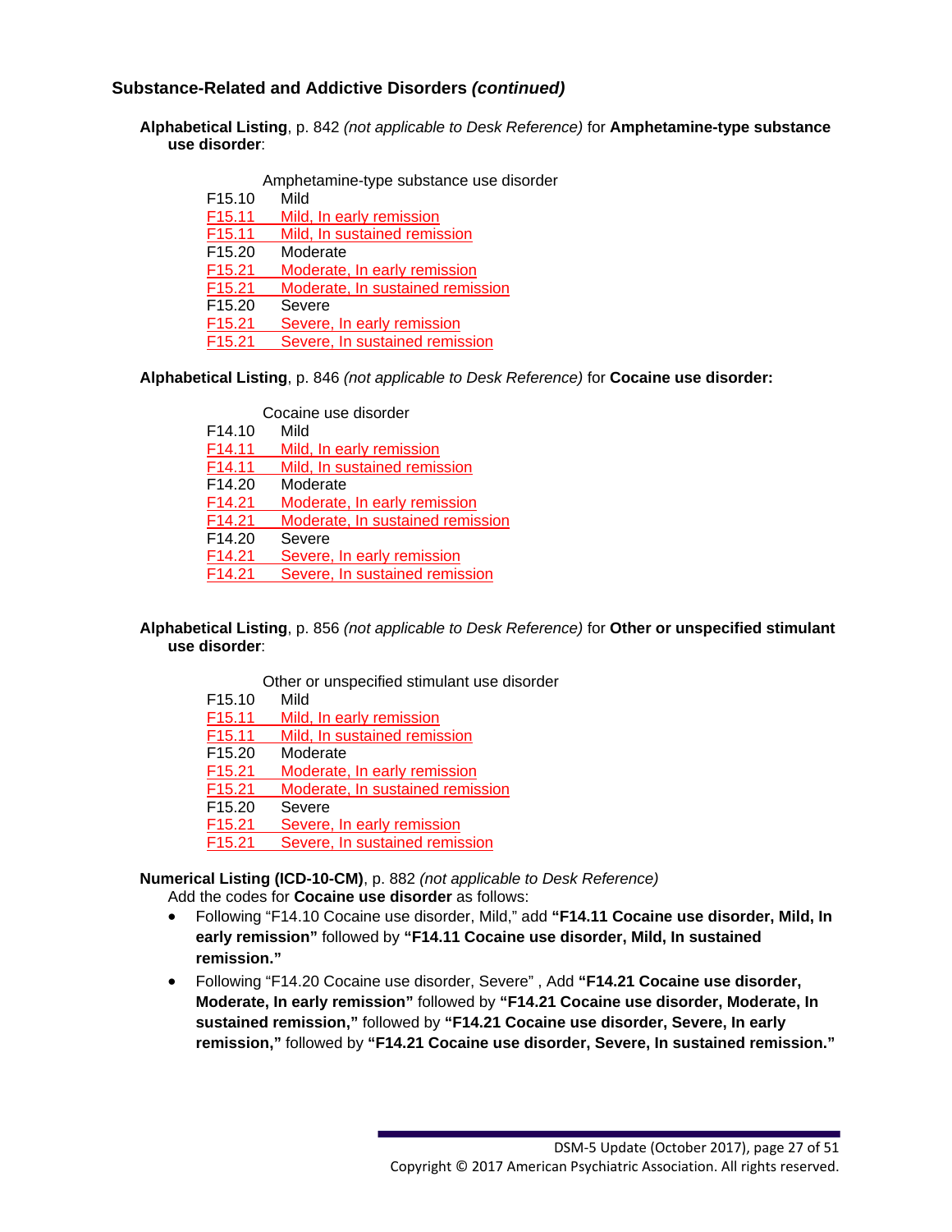### Substance-Related and Addictive Disorders *(continued)*

**Alphabetical Listing**, p. 842 *(not applicable to Desk Reference)* for **Amphetamine-type substance use disorder**:

Amphetamine-type substance use disorder

| | |
|---|---|
| F15.10 | Mild |
| F15.11 | Mild, In early remission |
| F15.11 | Mild, In sustained remission |
| F15.20 | Moderate |
| F15.21 | Moderate, In early remission |
| F15.21 | Moderate, In sustained remission |
| F15.20 | Severe |
| F15.21 | Severe, In early remission |
| F15.21 | Severe, In sustained remission |

**Alphabetical Listing**, p. 846 *(not applicable to Desk Reference)* for **Cocaine use disorder:**

Cocaine use disorder

| | |
|---|---|
| F14.10 | Mild |
| F14.11 | Mild, In early remission |
| F14.11 | Mild, In sustained remission |
| F14.20 | Moderate |
| F14.21 | Moderate, In early remission |
| F14.21 | Moderate, In sustained remission |
| F14.20 | Severe |
| F14.21 | Severe, In early remission |
| F14.21 | Severe, In sustained remission |

**Alphabetical Listing**, p. 856 *(not applicable to Desk Reference)* for **Other or unspecified stimulant use disorder**:

Other or unspecified stimulant use disorder

| | |
|---|---|
| F15.10 | Mild |
| F15.11 | Mild, In early remission |
| F15.11 | Mild, In sustained remission |
| F15.20 | Moderate |
| F15.21 | Moderate, In early remission |
| F15.21 | Moderate, In sustained remission |
| F15.20 | Severe |
| F15.21 | Severe, In early remission |
| F15.21 | Severe, In sustained remission |

**Numerical Listing (ICD-10-CM)**, p. 882 *(not applicable to Desk Reference)*
Add the codes for **Cocaine use disorder** as follows:

- Following "F14.10 Cocaine use disorder, Mild," add **"F14.11 Cocaine use disorder, Mild, In early remission"** followed by **"F14.11 Cocaine use disorder, Mild, In sustained remission."**
- Following "F14.20 Cocaine use disorder, Severe" , Add **"F14.21 Cocaine use disorder, Moderate, In early remission"** followed by **"F14.21 Cocaine use disorder, Moderate, In sustained remission,"** followed by **"F14.21 Cocaine use disorder, Severe, In early remission,"** followed by **"F14.21 Cocaine use disorder, Severe, In sustained remission."**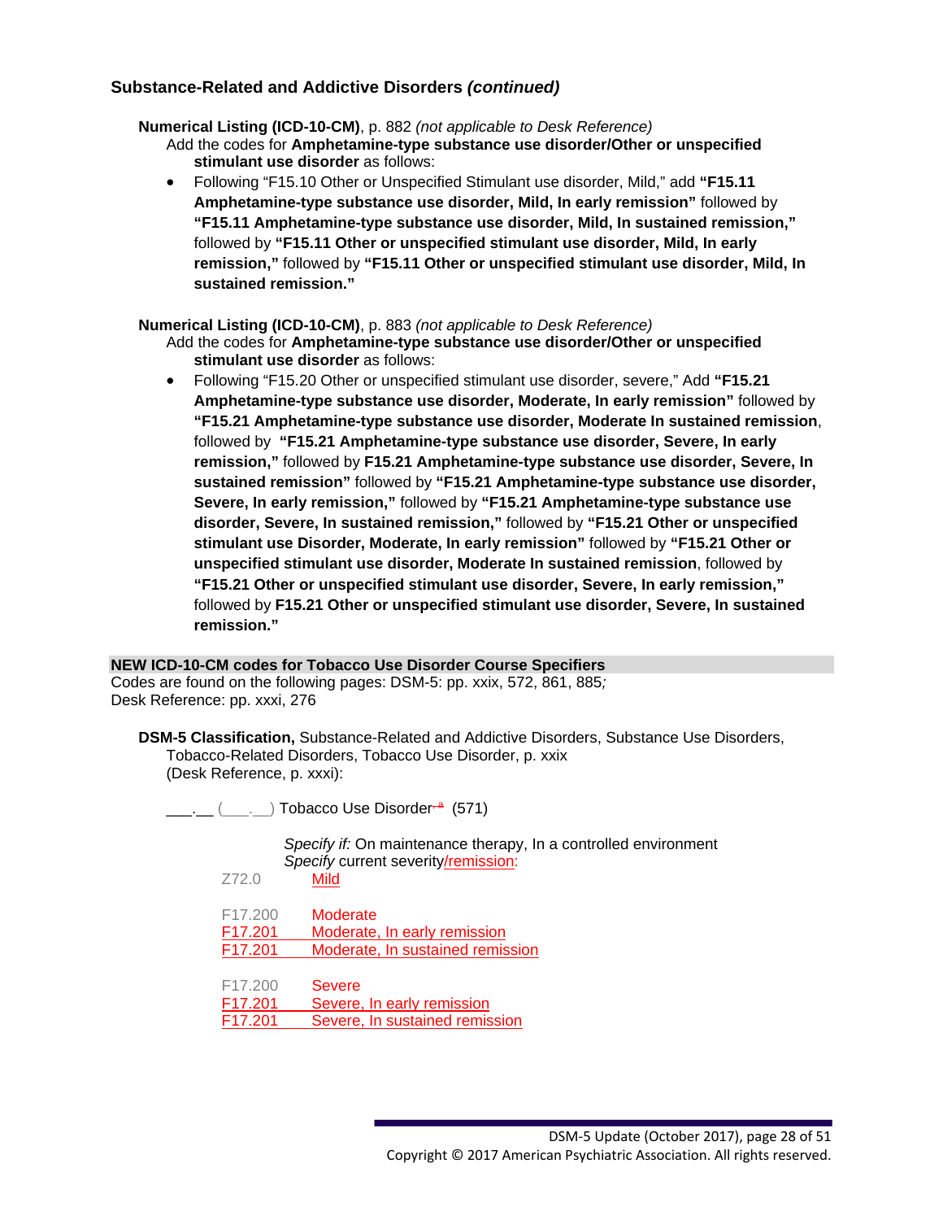## Substance-Related and Addictive Disorders *(continued)*

**Numerical Listing (ICD-10-CM)**, p. 882 *(not applicable to Desk Reference)*

Add the codes for **Amphetamine-type substance use disorder/Other or unspecified stimulant use disorder** as follows:

- Following "F15.10 Other or Unspecified Stimulant use disorder, Mild," add **"F15.11 Amphetamine-type substance use disorder, Mild, In early remission"** followed by **"F15.11 Amphetamine-type substance use disorder, Mild, In sustained remission,"** followed by **"F15.11 Other or unspecified stimulant use disorder, Mild, In early remission,"** followed by **"F15.11 Other or unspecified stimulant use disorder, Mild, In sustained remission."**

**Numerical Listing (ICD-10-CM)**, p. 883 *(not applicable to Desk Reference)*

Add the codes for **Amphetamine-type substance use disorder/Other or unspecified stimulant use disorder** as follows:

- Following "F15.20 Other or unspecified stimulant use disorder, severe," Add **"F15.21 Amphetamine-type substance use disorder, Moderate, In early remission"** followed by **"F15.21 Amphetamine-type substance use disorder, Moderate In sustained remission**, followed by **"F15.21 Amphetamine-type substance use disorder, Severe, In early remission,"** followed by **F15.21 Amphetamine-type substance use disorder, Severe, In sustained remission"** followed by **"F15.21 Amphetamine-type substance use disorder, Severe, In early remission,"** followed by **"F15.21 Amphetamine-type substance use disorder, Severe, In sustained remission,"** followed by **"F15.21 Other or unspecified stimulant use Disorder, Moderate, In early remission"** followed by **"F15.21 Other or unspecified stimulant use disorder, Moderate In sustained remission**, followed by **"F15.21 Other or unspecified stimulant use disorder, Severe, In early remission,"** followed by **F15.21 Other or unspecified stimulant use disorder, Severe, In sustained remission."**

### NEW ICD-10-CM codes for Tobacco Use Disorder Course Specifiers

Codes are found on the following pages: DSM-5: pp. xxix, 572, 861, 885*;*
Desk Reference: pp. xxxi, 276

**DSM-5 Classification,** Substance-Related and Addictive Disorders, Substance Use Disorders, Tobacco-Related Disorders, Tobacco Use Disorder, p. xxix (Desk Reference, p. xxxi):

___.__ (___.__) Tobacco Use Disorder ~~a~~ (571)

*Specify if:* On maintenance therapy, In a controlled environment
*Specify* current severity/remission:

| Code | Specifier |
|---|---|
| Z72.0 | Mild |
| F17.200 | Moderate |
| F17.201 | Moderate, In early remission |
| F17.201 | Moderate, In sustained remission |
| F17.200 | Severe |
| F17.201 | Severe, In early remission |
| F17.201 | Severe, In sustained remission |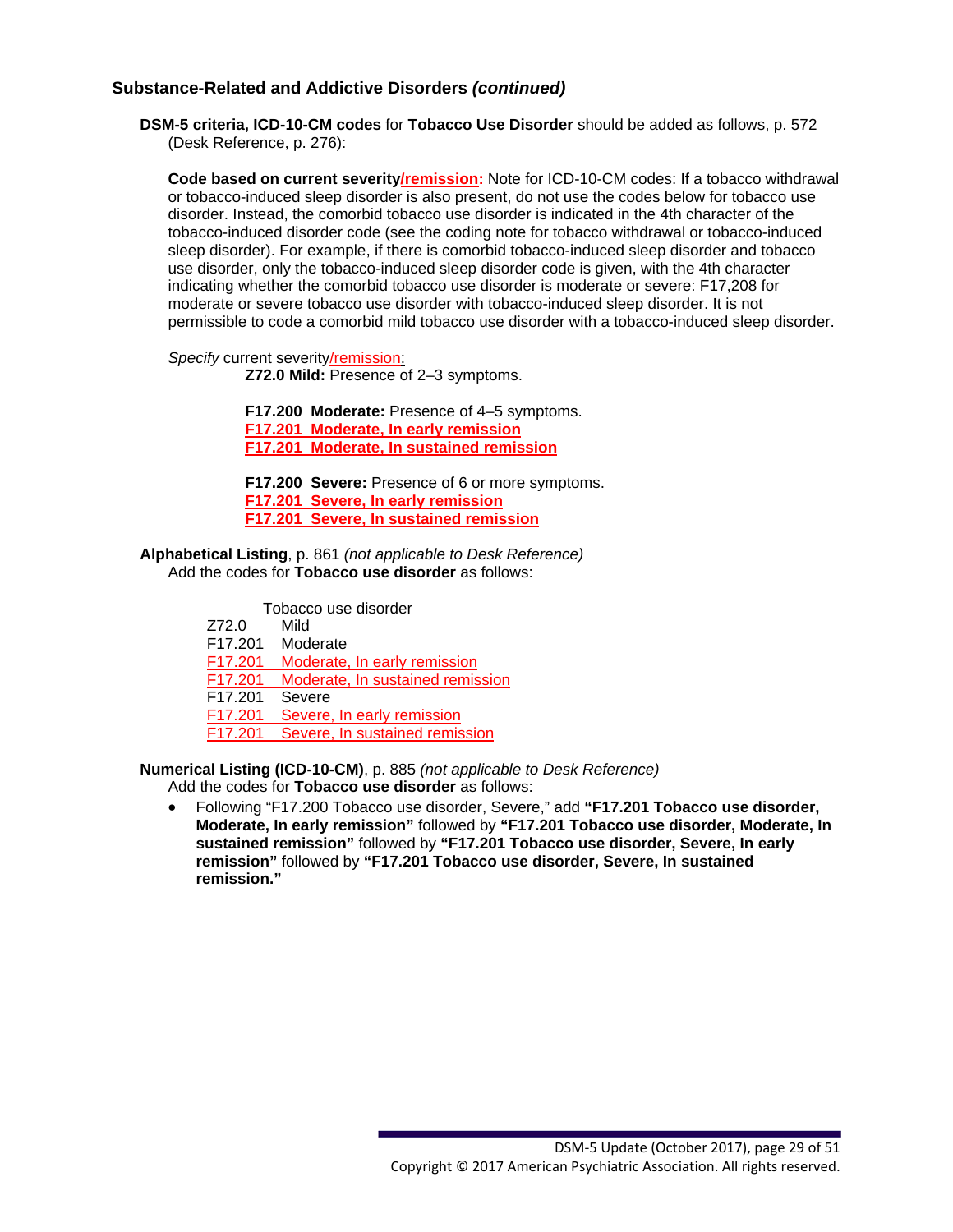### Substance-Related and Addictive Disorders *(continued)*

**DSM-5 criteria, ICD-10-CM codes** for **Tobacco Use Disorder** should be added as follows, p. 572 (Desk Reference, p. 276):

**Code based on current severity/remission:** Note for ICD-10-CM codes: If a tobacco withdrawal or tobacco-induced sleep disorder is also present, do not use the codes below for tobacco use disorder. Instead, the comorbid tobacco use disorder is indicated in the 4th character of the tobacco-induced disorder code (see the coding note for tobacco withdrawal or tobacco-induced sleep disorder). For example, if there is comorbid tobacco-induced sleep disorder and tobacco use disorder, only the tobacco-induced sleep disorder code is given, with the 4th character indicating whether the comorbid tobacco use disorder is moderate or severe: F17,208 for moderate or severe tobacco use disorder with tobacco-induced sleep disorder. It is not permissible to code a comorbid mild tobacco use disorder with a tobacco-induced sleep disorder.

*Specify* current severity/remission:

**Z72.0 Mild:** Presence of 2–3 symptoms.

**F17.200 Moderate:** Presence of 4–5 symptoms.
**F17.201 Moderate, In early remission**
**F17.201 Moderate, In sustained remission**

**F17.200 Severe:** Presence of 6 or more symptoms.
**F17.201 Severe, In early remission**
**F17.201 Severe, In sustained remission**

**Alphabetical Listing**, p. 861 *(not applicable to Desk Reference)*
Add the codes for **Tobacco use disorder** as follows:

Tobacco use disorder
Z72.0 Mild
F17.201 Moderate
F17.201 Moderate, In early remission
F17.201 Moderate, In sustained remission
F17.201 Severe
F17.201 Severe, In early remission
F17.201 Severe, In sustained remission

**Numerical Listing (ICD-10-CM)**, p. 885 *(not applicable to Desk Reference)*
Add the codes for **Tobacco use disorder** as follows:

- Following "F17.200 Tobacco use disorder, Severe," add **"F17.201 Tobacco use disorder, Moderate, In early remission"** followed by **"F17.201 Tobacco use disorder, Moderate, In sustained remission"** followed by **"F17.201 Tobacco use disorder, Severe, In early remission"** followed by **"F17.201 Tobacco use disorder, Severe, In sustained remission."**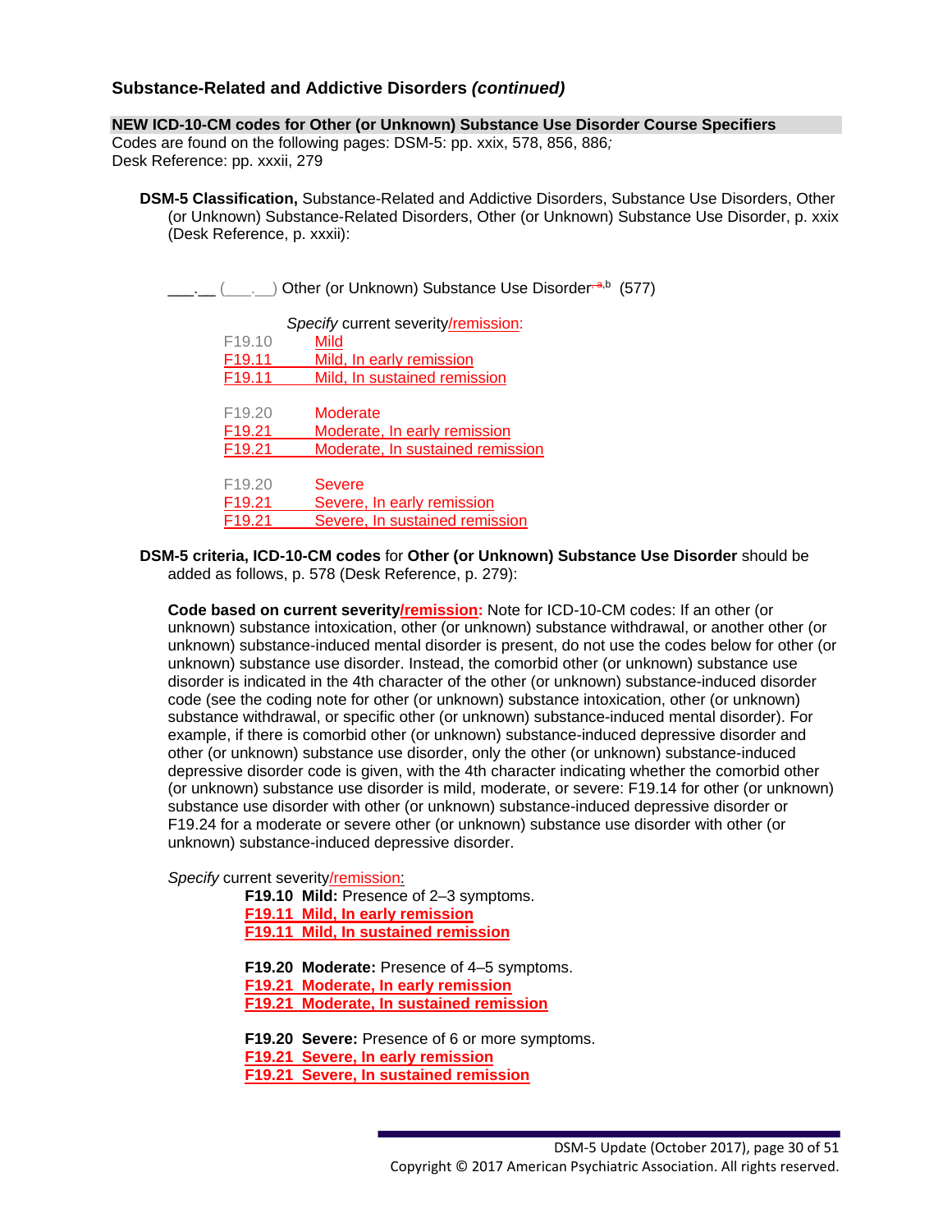### Substance-Related and Addictive Disorders *(continued)*

**NEW ICD-10-CM codes for Other (or Unknown) Substance Use Disorder Course Specifiers**
Codes are found on the following pages: DSM-5: pp. xxix, 578, 856, 886*;*
Desk Reference: pp. xxxii, 279

**DSM-5 Classification,** Substance-Related and Addictive Disorders, Substance Use Disorders, Other (or Unknown) Substance-Related Disorders, Other (or Unknown) Substance Use Disorder, p. xxix (Desk Reference, p. xxxii):

___.__ (___.__) Other (or Unknown) Substance Use Disorder[a,b] (577)

*Specify* current severity/remission:

| | |
|---|---|
| F19.10 | Mild |
| F19.11 | Mild, In early remission |
| F19.11 | Mild, In sustained remission |
| F19.20 | Moderate |
| F19.21 | Moderate, In early remission |
| F19.21 | Moderate, In sustained remission |
| F19.20 | Severe |
| F19.21 | Severe, In early remission |
| F19.21 | Severe, In sustained remission |

**DSM-5 criteria, ICD-10-CM codes** for **Other (or Unknown) Substance Use Disorder** should be added as follows, p. 578 (Desk Reference, p. 279):

**Code based on current severity/remission:** Note for ICD-10-CM codes: If an other (or unknown) substance intoxication, other (or unknown) substance withdrawal, or another other (or unknown) substance-induced mental disorder is present, do not use the codes below for other (or unknown) substance use disorder. Instead, the comorbid other (or unknown) substance use disorder is indicated in the 4th character of the other (or unknown) substance-induced disorder code (see the coding note for other (or unknown) substance intoxication, other (or unknown) substance withdrawal, or specific other (or unknown) substance-induced mental disorder). For example, if there is comorbid other (or unknown) substance-induced depressive disorder and other (or unknown) substance use disorder, only the other (or unknown) substance-induced depressive disorder code is given, with the 4th character indicating whether the comorbid other (or unknown) substance use disorder is mild, moderate, or severe: F19.14 for other (or unknown) substance use disorder with other (or unknown) substance-induced depressive disorder or F19.24 for a moderate or severe other (or unknown) substance use disorder with other (or unknown) substance-induced depressive disorder.

*Specify* current severity/remission:

**F19.10 Mild:** Presence of 2–3 symptoms.
**F19.11 Mild, In early remission**
**F19.11 Mild, In sustained remission**

**F19.20 Moderate:** Presence of 4–5 symptoms.
**F19.21 Moderate, In early remission**
**F19.21 Moderate, In sustained remission**

**F19.20 Severe:** Presence of 6 or more symptoms.
**F19.21 Severe, In early remission**
**F19.21 Severe, In sustained remission**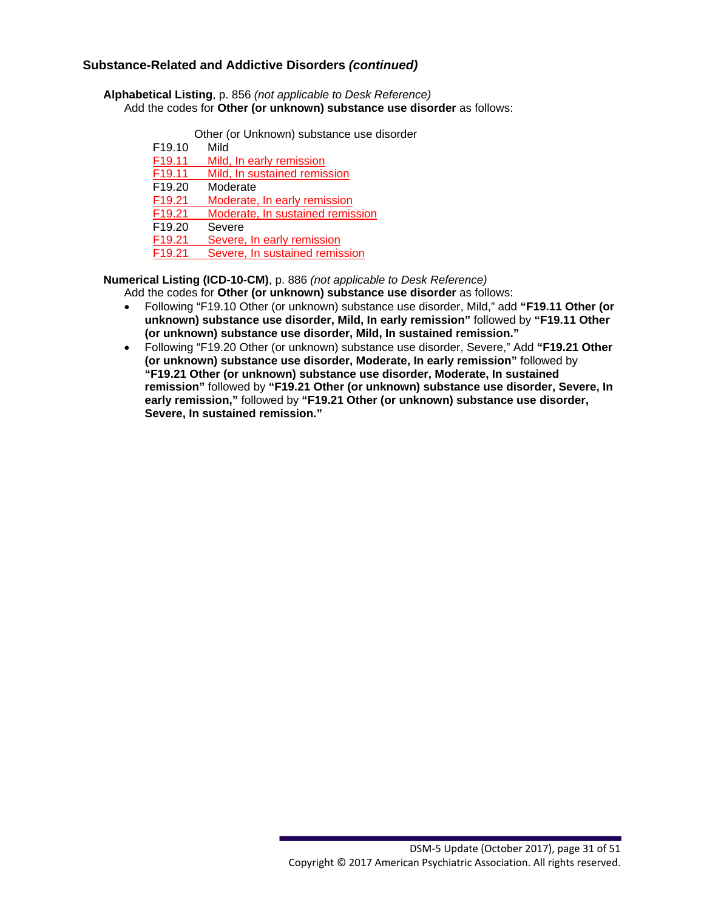### Substance-Related and Addictive Disorders *(continued)*

**Alphabetical Listing**, p. 856 *(not applicable to Desk Reference)*
Add the codes for **Other (or unknown) substance use disorder** as follows:

Other (or Unknown) substance use disorder

| | |
|---|---|
| F19.10 | Mild |
| F19.11 | Mild, In early remission |
| F19.11 | Mild, In sustained remission |
| F19.20 | Moderate |
| F19.21 | Moderate, In early remission |
| F19.21 | Moderate, In sustained remission |
| F19.20 | Severe |
| F19.21 | Severe, In early remission |
| F19.21 | Severe, In sustained remission |

**Numerical Listing (ICD-10-CM)**, p. 886 *(not applicable to Desk Reference)*
Add the codes for **Other (or unknown) substance use disorder** as follows:

- Following "F19.10 Other (or unknown) substance use disorder, Mild," add **"F19.11 Other (or unknown) substance use disorder, Mild, In early remission"** followed by **"F19.11 Other (or unknown) substance use disorder, Mild, In sustained remission."**
- Following "F19.20 Other (or unknown) substance use disorder, Severe," Add **"F19.21 Other (or unknown) substance use disorder, Moderate, In early remission"** followed by **"F19.21 Other (or unknown) substance use disorder, Moderate, In sustained remission"** followed by **"F19.21 Other (or unknown) substance use disorder, Severe, In early remission,"** followed by **"F19.21 Other (or unknown) substance use disorder, Severe, In sustained remission."**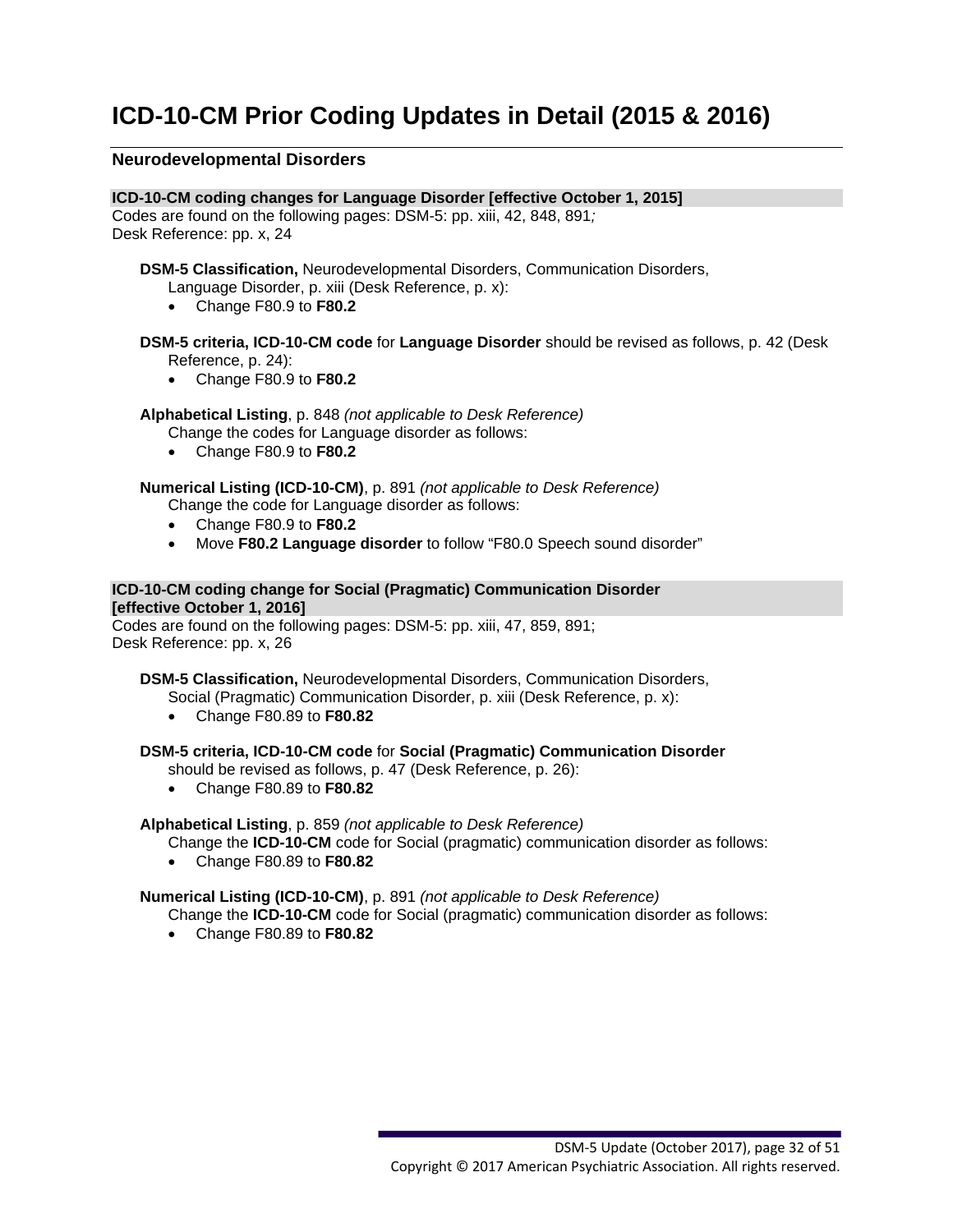# ICD-10-CM Prior Coding Updates in Detail (2015 & 2016)

## Neurodevelopmental Disorders

### ICD-10-CM coding changes for Language Disorder [effective October 1, 2015]

Codes are found on the following pages: DSM-5: pp. xiii, 42, 848, 891;
Desk Reference: pp. x, 24

**DSM-5 Classification,** Neurodevelopmental Disorders, Communication Disorders, Language Disorder, p. xiii (Desk Reference, p. x):

- Change F80.9 to **F80.2**

**DSM-5 criteria, ICD-10-CM code** for **Language Disorder** should be revised as follows, p. 42 (Desk Reference, p. 24):

- Change F80.9 to **F80.2**

**Alphabetical Listing**, p. 848 *(not applicable to Desk Reference)*
Change the codes for Language disorder as follows:

- Change F80.9 to **F80.2**

**Numerical Listing (ICD-10-CM)**, p. 891 *(not applicable to Desk Reference)*
Change the code for Language disorder as follows:

- Change F80.9 to **F80.2**
- Move **F80.2 Language disorder** to follow "F80.0 Speech sound disorder"

### ICD-10-CM coding change for Social (Pragmatic) Communication Disorder [effective October 1, 2016]

Codes are found on the following pages: DSM-5: pp. xiii, 47, 859, 891;
Desk Reference: pp. x, 26

**DSM-5 Classification,** Neurodevelopmental Disorders, Communication Disorders, Social (Pragmatic) Communication Disorder, p. xiii (Desk Reference, p. x):

- Change F80.89 to **F80.82**

**DSM-5 criteria, ICD-10-CM code** for **Social (Pragmatic) Communication Disorder** should be revised as follows, p. 47 (Desk Reference, p. 26):

- Change F80.89 to **F80.82**

**Alphabetical Listing**, p. 859 *(not applicable to Desk Reference)*
Change the **ICD-10-CM** code for Social (pragmatic) communication disorder as follows:

- Change F80.89 to **F80.82**

**Numerical Listing (ICD-10-CM)**, p. 891 *(not applicable to Desk Reference)*
Change the **ICD-10-CM** code for Social (pragmatic) communication disorder as follows:

- Change F80.89 to **F80.82**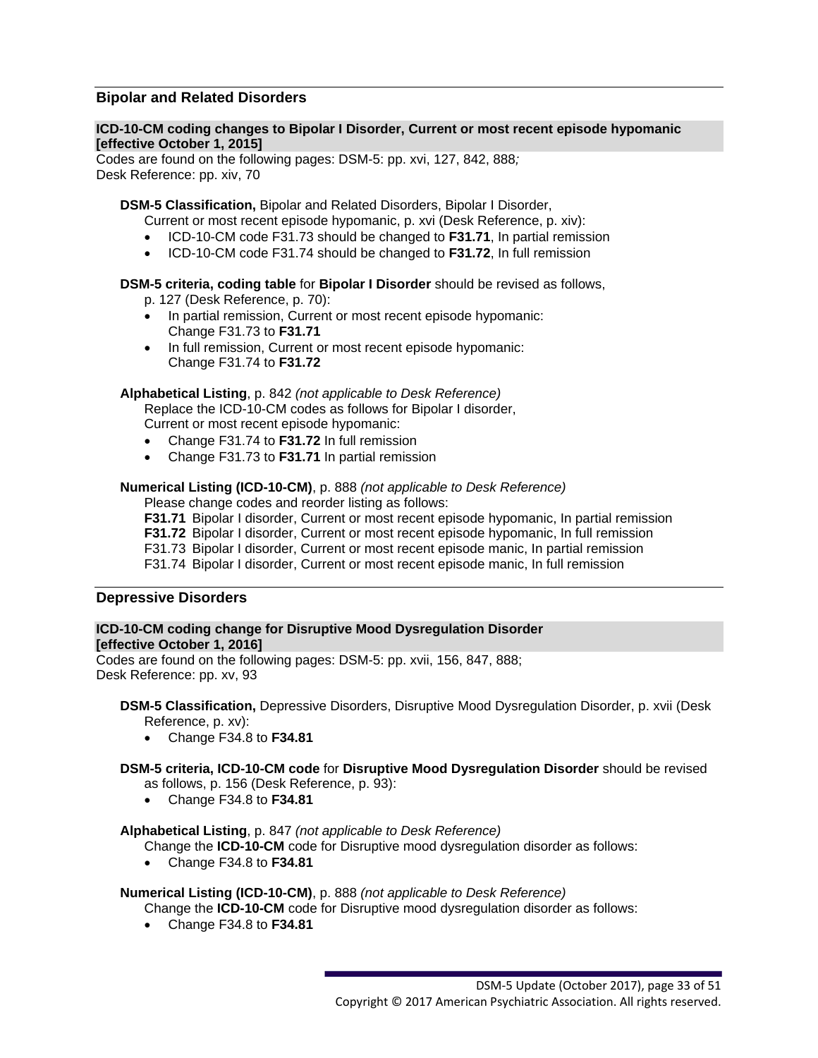## Bipolar and Related Disorders

### ICD-10-CM coding changes to Bipolar I Disorder, Current or most recent episode hypomanic [effective October 1, 2015]

Codes are found on the following pages: DSM-5: pp. xvi, 127, 842, 888*;*
Desk Reference: pp. xiv, 70

**DSM-5 Classification,** Bipolar and Related Disorders, Bipolar I Disorder, Current or most recent episode hypomanic, p. xvi (Desk Reference, p. xiv):

- ICD-10-CM code F31.73 should be changed to **F31.71**, In partial remission
- ICD-10-CM code F31.74 should be changed to **F31.72**, In full remission

**DSM-5 criteria, coding table** for **Bipolar I Disorder** should be revised as follows, p. 127 (Desk Reference, p. 70):

- In partial remission, Current or most recent episode hypomanic: Change F31.73 to **F31.71**
- In full remission, Current or most recent episode hypomanic: Change F31.74 to **F31.72**

**Alphabetical Listing**, p. 842 *(not applicable to Desk Reference)*
Replace the ICD-10-CM codes as follows for Bipolar I disorder, Current or most recent episode hypomanic:

- Change F31.74 to **F31.72** In full remission
- Change F31.73 to **F31.71** In partial remission

**Numerical Listing (ICD-10-CM)**, p. 888 *(not applicable to Desk Reference)*
Please change codes and reorder listing as follows:
**F31.71** Bipolar I disorder, Current or most recent episode hypomanic, In partial remission
**F31.72** Bipolar I disorder, Current or most recent episode hypomanic, In full remission
F31.73 Bipolar I disorder, Current or most recent episode manic, In partial remission
F31.74 Bipolar I disorder, Current or most recent episode manic, In full remission

## Depressive Disorders

### ICD-10-CM coding change for Disruptive Mood Dysregulation Disorder [effective October 1, 2016]

Codes are found on the following pages: DSM-5: pp. xvii, 156, 847, 888;
Desk Reference: pp. xv, 93

**DSM-5 Classification,** Depressive Disorders, Disruptive Mood Dysregulation Disorder, p. xvii (Desk Reference, p. xv):

- Change F34.8 to **F34.81**

**DSM-5 criteria, ICD-10-CM code** for **Disruptive Mood Dysregulation Disorder** should be revised as follows, p. 156 (Desk Reference, p. 93):

- Change F34.8 to **F34.81**

**Alphabetical Listing**, p. 847 *(not applicable to Desk Reference)*
Change the **ICD-10-CM** code for Disruptive mood dysregulation disorder as follows:

- Change F34.8 to **F34.81**

**Numerical Listing (ICD-10-CM)**, p. 888 *(not applicable to Desk Reference)*
Change the **ICD-10-CM** code for Disruptive mood dysregulation disorder as follows:

- Change F34.8 to **F34.81**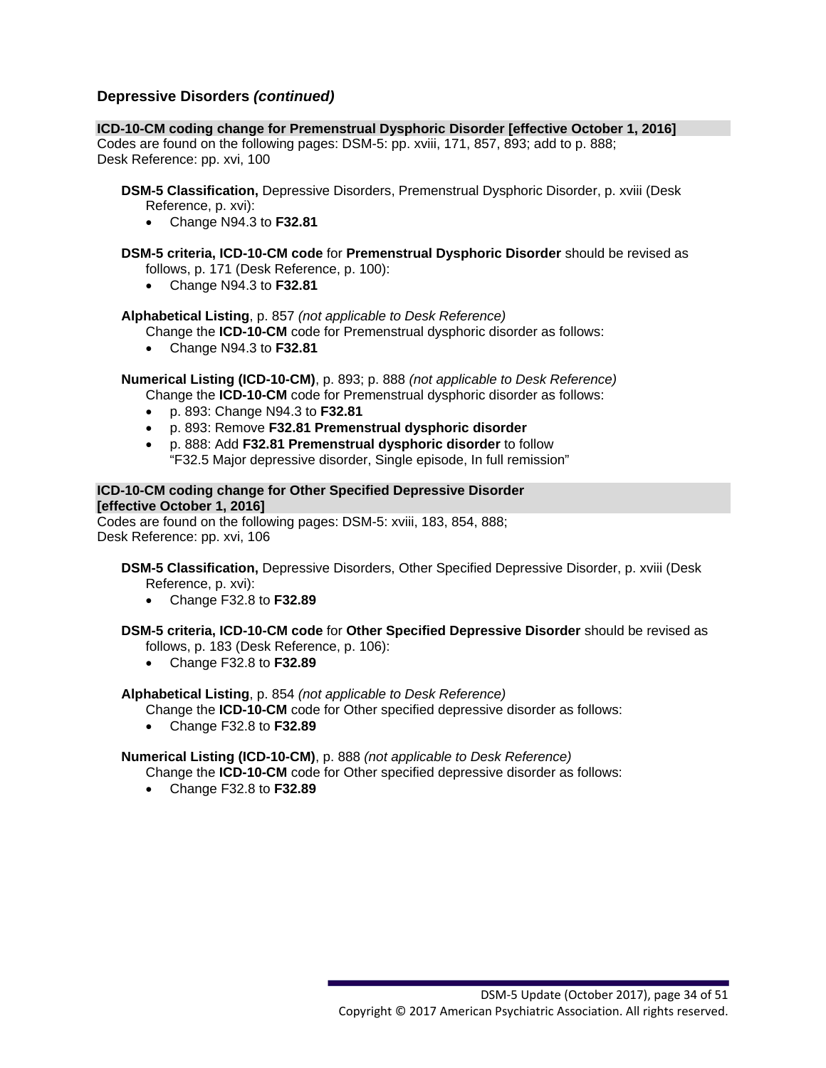### Depressive Disorders *(continued)*

**ICD-10-CM coding change for Premenstrual Dysphoric Disorder [effective October 1, 2016]**

Codes are found on the following pages: DSM-5: pp. xviii, 171, 857, 893; add to p. 888; Desk Reference: pp. xvi, 100

**DSM-5 Classification,** Depressive Disorders, Premenstrual Dysphoric Disorder, p. xviii (Desk Reference, p. xvi):

- Change N94.3 to **F32.81**

**DSM-5 criteria, ICD-10-CM code** for **Premenstrual Dysphoric Disorder** should be revised as follows, p. 171 (Desk Reference, p. 100):

- Change N94.3 to **F32.81**

**Alphabetical Listing**, p. 857 *(not applicable to Desk Reference)*

Change the **ICD-10-CM** code for Premenstrual dysphoric disorder as follows:

- Change N94.3 to **F32.81**

**Numerical Listing (ICD-10-CM)**, p. 893; p. 888 *(not applicable to Desk Reference)*

Change the **ICD-10-CM** code for Premenstrual dysphoric disorder as follows:

- p. 893: Change N94.3 to **F32.81**
- p. 893: Remove **F32.81 Premenstrual dysphoric disorder**
- p. 888: Add **F32.81 Premenstrual dysphoric disorder** to follow "F32.5 Major depressive disorder, Single episode, In full remission"

**ICD-10-CM coding change for Other Specified Depressive Disorder [effective October 1, 2016]**

Codes are found on the following pages: DSM-5: xviii, 183, 854, 888; Desk Reference: pp. xvi, 106

**DSM-5 Classification,** Depressive Disorders, Other Specified Depressive Disorder, p. xviii (Desk Reference, p. xvi):

- Change F32.8 to **F32.89**

**DSM-5 criteria, ICD-10-CM code** for **Other Specified Depressive Disorder** should be revised as follows, p. 183 (Desk Reference, p. 106):

- Change F32.8 to **F32.89**

**Alphabetical Listing**, p. 854 *(not applicable to Desk Reference)*

Change the **ICD-10-CM** code for Other specified depressive disorder as follows:

- Change F32.8 to **F32.89**

**Numerical Listing (ICD-10-CM)**, p. 888 *(not applicable to Desk Reference)*

Change the **ICD-10-CM** code for Other specified depressive disorder as follows:

- Change F32.8 to **F32.89**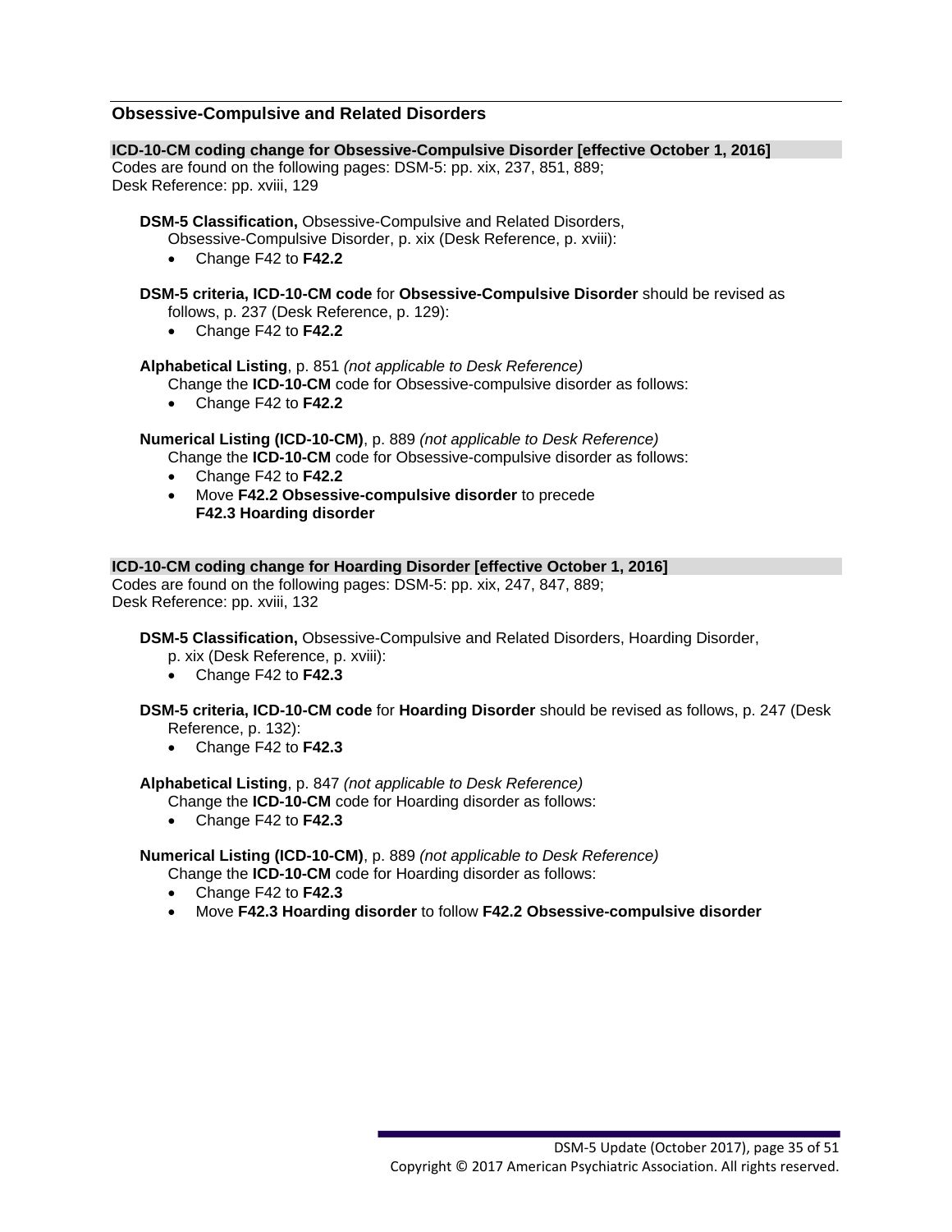## Obsessive-Compulsive and Related Disorders

**ICD-10-CM coding change for Obsessive-Compulsive Disorder [effective October 1, 2016]**

Codes are found on the following pages: DSM-5: pp. xix, 237, 851, 889; Desk Reference: pp. xviii, 129

**DSM-5 Classification,** Obsessive-Compulsive and Related Disorders, Obsessive-Compulsive Disorder, p. xix (Desk Reference, p. xviii):

- Change F42 to **F42.2**

**DSM-5 criteria, ICD-10-CM code** for **Obsessive-Compulsive Disorder** should be revised as follows, p. 237 (Desk Reference, p. 129):

- Change F42 to **F42.2**

**Alphabetical Listing**, p. 851 *(not applicable to Desk Reference)*
Change the **ICD-10-CM** code for Obsessive-compulsive disorder as follows:

- Change F42 to **F42.2**

**Numerical Listing (ICD-10-CM)**, p. 889 *(not applicable to Desk Reference)*
Change the **ICD-10-CM** code for Obsessive-compulsive disorder as follows:

- Change F42 to **F42.2**
- Move **F42.2 Obsessive-compulsive disorder** to precede **F42.3 Hoarding disorder**

**ICD-10-CM coding change for Hoarding Disorder [effective October 1, 2016]**

Codes are found on the following pages: DSM-5: pp. xix, 247, 847, 889; Desk Reference: pp. xviii, 132

**DSM-5 Classification,** Obsessive-Compulsive and Related Disorders, Hoarding Disorder, p. xix (Desk Reference, p. xviii):

- Change F42 to **F42.3**

**DSM-5 criteria, ICD-10-CM code** for **Hoarding Disorder** should be revised as follows, p. 247 (Desk Reference, p. 132):

- Change F42 to **F42.3**

**Alphabetical Listing**, p. 847 *(not applicable to Desk Reference)*
Change the **ICD-10-CM** code for Hoarding disorder as follows:

- Change F42 to **F42.3**

**Numerical Listing (ICD-10-CM)**, p. 889 *(not applicable to Desk Reference)*
Change the **ICD-10-CM** code for Hoarding disorder as follows:

- Change F42 to **F42.3**
- Move **F42.3 Hoarding disorder** to follow **F42.2 Obsessive-compulsive disorder**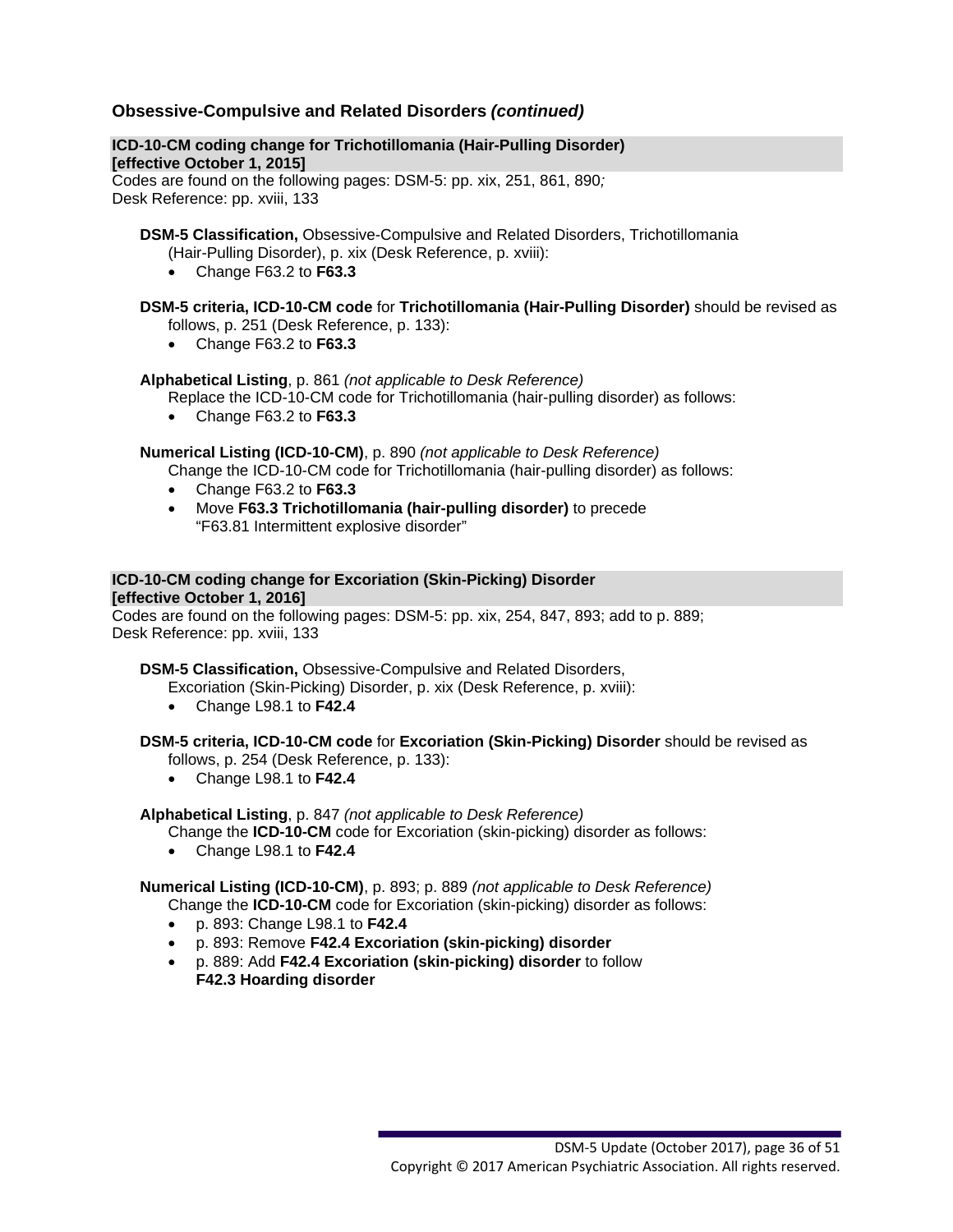## Obsessive-Compulsive and Related Disorders *(continued)*

**ICD-10-CM coding change for Trichotillomania (Hair-Pulling Disorder) [effective October 1, 2015]**

Codes are found on the following pages: DSM-5: pp. xix, 251, 861, 890*;*
Desk Reference: pp. xviii, 133

**DSM-5 Classification,** Obsessive-Compulsive and Related Disorders, Trichotillomania (Hair-Pulling Disorder), p. xix (Desk Reference, p. xviii):

- Change F63.2 to **F63.3**

**DSM-5 criteria, ICD-10-CM code** for **Trichotillomania (Hair-Pulling Disorder)** should be revised as follows, p. 251 (Desk Reference, p. 133):

- Change F63.2 to **F63.3**

**Alphabetical Listing**, p. 861 *(not applicable to Desk Reference)*
Replace the ICD-10-CM code for Trichotillomania (hair-pulling disorder) as follows:

- Change F63.2 to **F63.3**

**Numerical Listing (ICD-10-CM)**, p. 890 *(not applicable to Desk Reference)*
Change the ICD-10-CM code for Trichotillomania (hair-pulling disorder) as follows:

- Change F63.2 to **F63.3**
- Move **F63.3 Trichotillomania (hair-pulling disorder)** to precede "F63.81 Intermittent explosive disorder"

**ICD-10-CM coding change for Excoriation (Skin-Picking) Disorder [effective October 1, 2016]**

Codes are found on the following pages: DSM-5: pp. xix, 254, 847, 893; add to p. 889;
Desk Reference: pp. xviii, 133

**DSM-5 Classification,** Obsessive-Compulsive and Related Disorders, Excoriation (Skin-Picking) Disorder, p. xix (Desk Reference, p. xviii):

- Change L98.1 to **F42.4**

**DSM-5 criteria, ICD-10-CM code** for **Excoriation (Skin-Picking) Disorder** should be revised as follows, p. 254 (Desk Reference, p. 133):

- Change L98.1 to **F42.4**

**Alphabetical Listing**, p. 847 *(not applicable to Desk Reference)*
Change the **ICD-10-CM** code for Excoriation (skin-picking) disorder as follows:

- Change L98.1 to **F42.4**

**Numerical Listing (ICD-10-CM)**, p. 893; p. 889 *(not applicable to Desk Reference)*
Change the **ICD-10-CM** code for Excoriation (skin-picking) disorder as follows:

- p. 893: Change L98.1 to **F42.4**
- p. 893: Remove **F42.4 Excoriation (skin-picking) disorder**
- p. 889: Add **F42.4 Excoriation (skin-picking) disorder** to follow **F42.3 Hoarding disorder**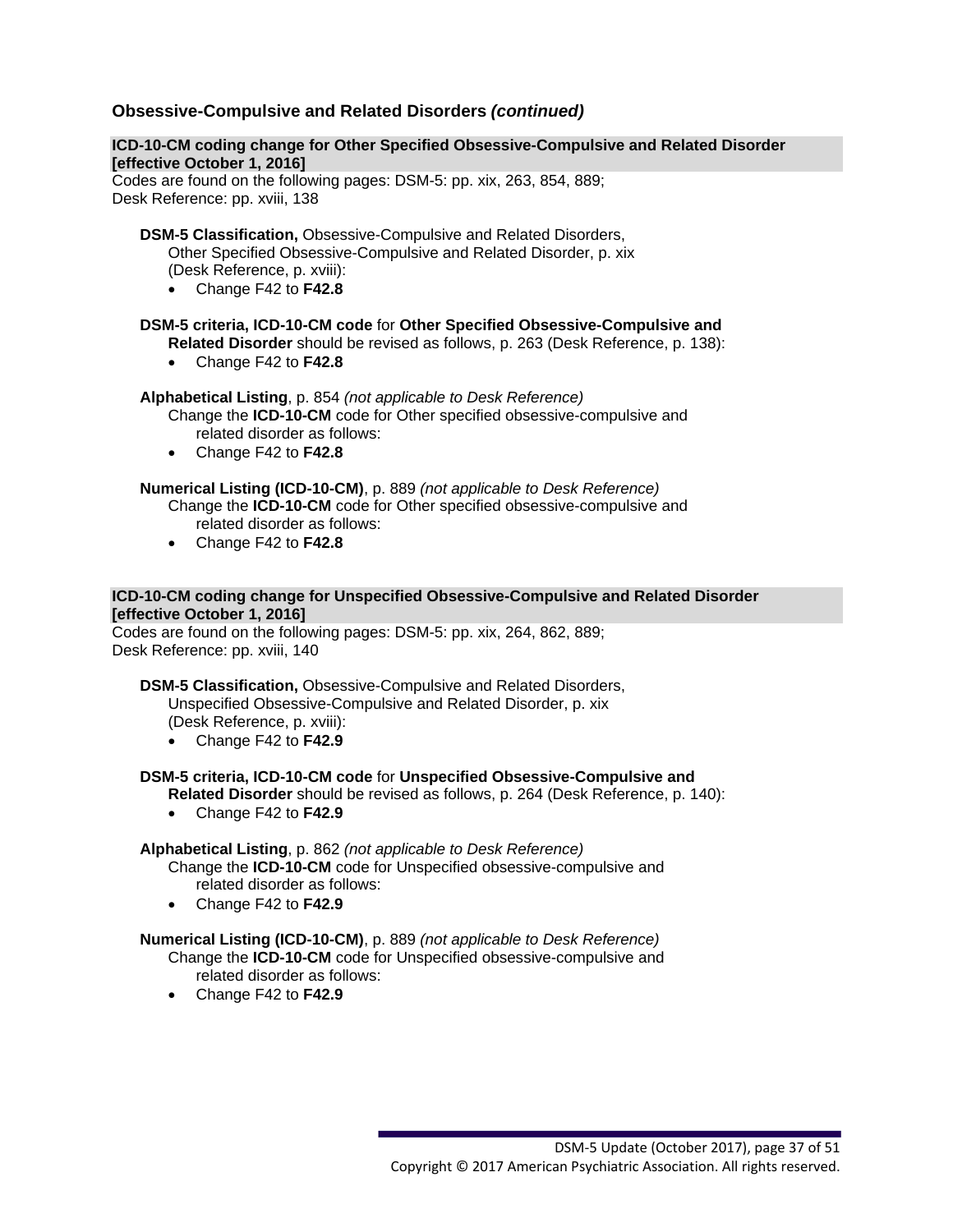### Obsessive-Compulsive and Related Disorders *(continued)*

**ICD-10-CM coding change for Other Specified Obsessive-Compulsive and Related Disorder [effective October 1, 2016]**

Codes are found on the following pages: DSM-5: pp. xix, 263, 854, 889;
Desk Reference: pp. xviii, 138

**DSM-5 Classification,** Obsessive-Compulsive and Related Disorders, Other Specified Obsessive-Compulsive and Related Disorder, p. xix (Desk Reference, p. xviii):

- Change F42 to **F42.8**

**DSM-5 criteria, ICD-10-CM code** for **Other Specified Obsessive-Compulsive and Related Disorder** should be revised as follows, p. 263 (Desk Reference, p. 138):

- Change F42 to **F42.8**

**Alphabetical Listing**, p. 854 *(not applicable to Desk Reference)*
Change the **ICD-10-CM** code for Other specified obsessive-compulsive and related disorder as follows:

- Change F42 to **F42.8**

**Numerical Listing (ICD-10-CM)**, p. 889 *(not applicable to Desk Reference)*
Change the **ICD-10-CM** code for Other specified obsessive-compulsive and related disorder as follows:

- Change F42 to **F42.8**

**ICD-10-CM coding change for Unspecified Obsessive-Compulsive and Related Disorder [effective October 1, 2016]**

Codes are found on the following pages: DSM-5: pp. xix, 264, 862, 889;
Desk Reference: pp. xviii, 140

**DSM-5 Classification,** Obsessive-Compulsive and Related Disorders, Unspecified Obsessive-Compulsive and Related Disorder, p. xix (Desk Reference, p. xviii):

- Change F42 to **F42.9**

**DSM-5 criteria, ICD-10-CM code** for **Unspecified Obsessive-Compulsive and Related Disorder** should be revised as follows, p. 264 (Desk Reference, p. 140):

- Change F42 to **F42.9**

**Alphabetical Listing**, p. 862 *(not applicable to Desk Reference)*
Change the **ICD-10-CM** code for Unspecified obsessive-compulsive and related disorder as follows:

- Change F42 to **F42.9**

**Numerical Listing (ICD-10-CM)**, p. 889 *(not applicable to Desk Reference)*
Change the **ICD-10-CM** code for Unspecified obsessive-compulsive and related disorder as follows:

- Change F42 to **F42.9**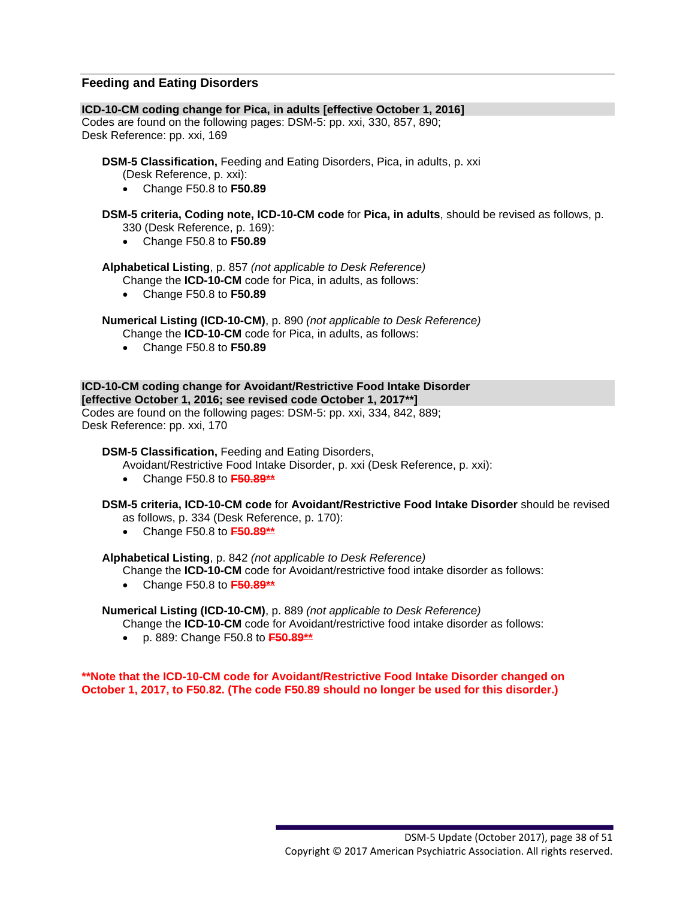## Feeding and Eating Disorders

**ICD-10-CM coding change for Pica, in adults [effective October 1, 2016]**
Codes are found on the following pages: DSM-5: pp. xxi, 330, 857, 890;
Desk Reference: pp. xxi, 169

**DSM-5 Classification,** Feeding and Eating Disorders, Pica, in adults, p. xxi (Desk Reference, p. xxi):

- Change F50.8 to **F50.89**

**DSM-5 criteria, Coding note, ICD-10-CM code** for **Pica, in adults**, should be revised as follows, p. 330 (Desk Reference, p. 169):

- Change F50.8 to **F50.89**

**Alphabetical Listing**, p. 857 *(not applicable to Desk Reference)*
Change the **ICD-10-CM** code for Pica, in adults, as follows:

- Change F50.8 to **F50.89**

**Numerical Listing (ICD-10-CM)**, p. 890 *(not applicable to Desk Reference)*
Change the **ICD-10-CM** code for Pica, in adults, as follows:

- Change F50.8 to **F50.89**

**ICD-10-CM coding change for Avoidant/Restrictive Food Intake Disorder [effective October 1, 2016; see revised code October 1, 2017**]**
Codes are found on the following pages: DSM-5: pp. xxi, 334, 842, 889;
Desk Reference: pp. xxi, 170

**DSM-5 Classification,** Feeding and Eating Disorders, Avoidant/Restrictive Food Intake Disorder, p. xxi (Desk Reference, p. xxi):

- Change F50.8 to ~~**F50.89**~~**

**DSM-5 criteria, ICD-10-CM code** for **Avoidant/Restrictive Food Intake Disorder** should be revised as follows, p. 334 (Desk Reference, p. 170):

- Change F50.8 to ~~**F50.89**~~**

**Alphabetical Listing**, p. 842 *(not applicable to Desk Reference)*
Change the **ICD-10-CM** code for Avoidant/restrictive food intake disorder as follows:

- Change F50.8 to ~~**F50.89**~~**

**Numerical Listing (ICD-10-CM)**, p. 889 *(not applicable to Desk Reference)*
Change the **ICD-10-CM** code for Avoidant/restrictive food intake disorder as follows:

- p. 889: Change F50.8 to ~~**F50.89**~~**

****Note that the ICD-10-CM code for Avoidant/Restrictive Food Intake Disorder changed on October 1, 2017, to F50.82. (The code F50.89 should no longer be used for this disorder.)**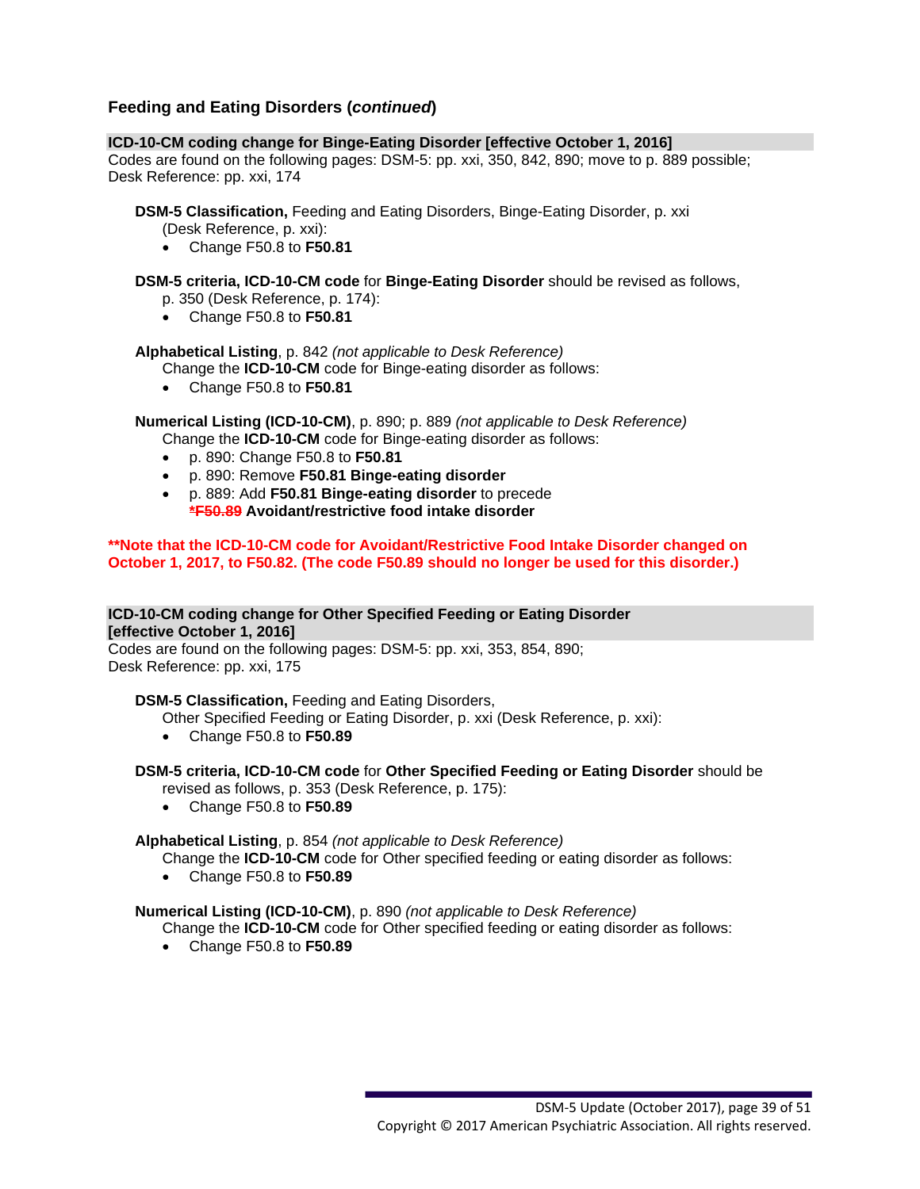## Feeding and Eating Disorders (*continued*)

**ICD-10-CM coding change for Binge-Eating Disorder [effective October 1, 2016]**

Codes are found on the following pages: DSM-5: pp. xxi, 350, 842, 890; move to p. 889 possible; Desk Reference: pp. xxi, 174

**DSM-5 Classification,** Feeding and Eating Disorders, Binge-Eating Disorder, p. xxi (Desk Reference, p. xxi):

- Change F50.8 to **F50.81**

**DSM-5 criteria, ICD-10-CM code** for **Binge-Eating Disorder** should be revised as follows, p. 350 (Desk Reference, p. 174):

- Change F50.8 to **F50.81**

**Alphabetical Listing**, p. 842 *(not applicable to Desk Reference)*
Change the **ICD-10-CM** code for Binge-eating disorder as follows:

- Change F50.8 to **F50.81**

**Numerical Listing (ICD-10-CM)**, p. 890; p. 889 *(not applicable to Desk Reference)*
Change the **ICD-10-CM** code for Binge-eating disorder as follows:

- p. 890: Change F50.8 to **F50.81**
- p. 890: Remove **F50.81 Binge-eating disorder**
- p. 889: Add **F50.81 Binge-eating disorder** to precede ~~*F50.89~~ **Avoidant/restrictive food intake disorder**

**\*\*Note that the ICD-10-CM code for Avoidant/Restrictive Food Intake Disorder changed on October 1, 2017, to F50.82. (The code F50.89 should no longer be used for this disorder.)**

**ICD-10-CM coding change for Other Specified Feeding or Eating Disorder [effective October 1, 2016]**

Codes are found on the following pages: DSM-5: pp. xxi, 353, 854, 890; Desk Reference: pp. xxi, 175

**DSM-5 Classification,** Feeding and Eating Disorders, Other Specified Feeding or Eating Disorder, p. xxi (Desk Reference, p. xxi):

- Change F50.8 to **F50.89**

**DSM-5 criteria, ICD-10-CM code** for **Other Specified Feeding or Eating Disorder** should be revised as follows, p. 353 (Desk Reference, p. 175):

- Change F50.8 to **F50.89**

**Alphabetical Listing**, p. 854 *(not applicable to Desk Reference)*
Change the **ICD-10-CM** code for Other specified feeding or eating disorder as follows:

- Change F50.8 to **F50.89**

**Numerical Listing (ICD-10-CM)**, p. 890 *(not applicable to Desk Reference)*
Change the **ICD-10-CM** code for Other specified feeding or eating disorder as follows:

- Change F50.8 to **F50.89**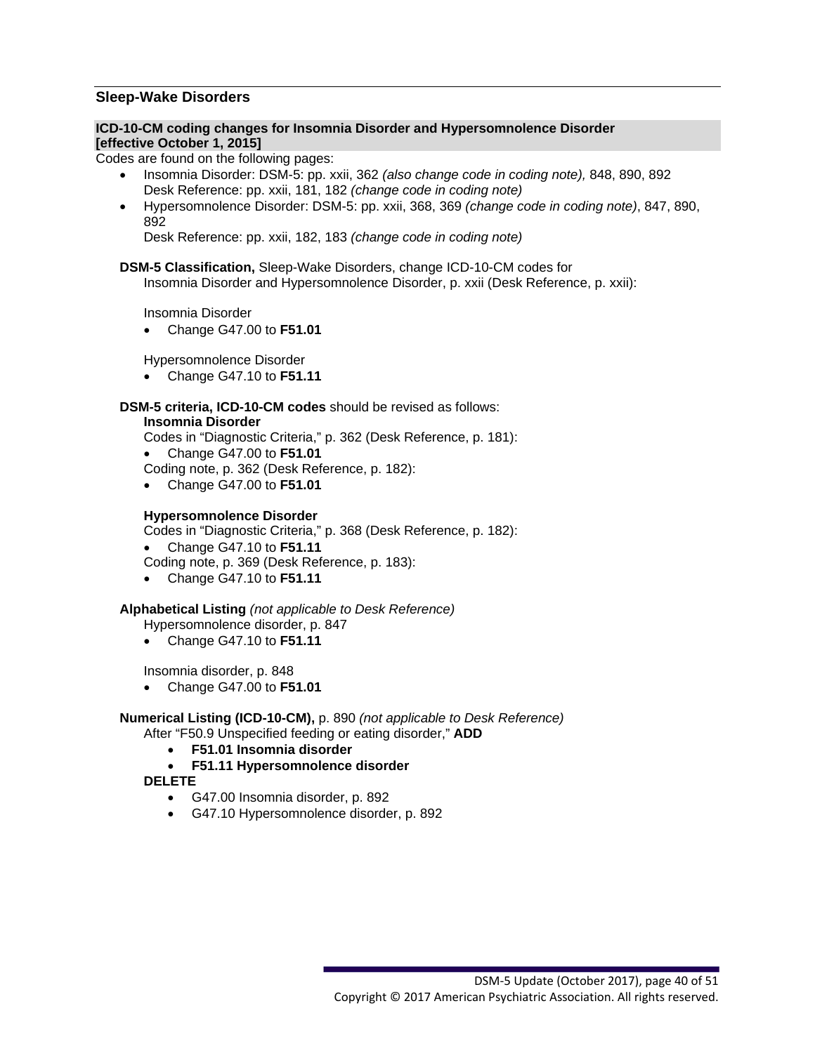## Sleep-Wake Disorders

**ICD-10-CM coding changes for Insomnia Disorder and Hypersomnolence Disorder [effective October 1, 2015]**

Codes are found on the following pages:

- Insomnia Disorder: DSM-5: pp. xxii, 362 *(also change code in coding note),* 848, 890, 892
  Desk Reference: pp. xxii, 181, 182 *(change code in coding note)*
- Hypersomnolence Disorder: DSM-5: pp. xxii, 368, 369 *(change code in coding note)*, 847, 890, 892
  Desk Reference: pp. xxii, 182, 183 *(change code in coding note)*

**DSM-5 Classification,** Sleep-Wake Disorders, change ICD-10-CM codes for Insomnia Disorder and Hypersomnolence Disorder, p. xxii (Desk Reference, p. xxii):

Insomnia Disorder

- Change G47.00 to **F51.01**

Hypersomnolence Disorder

- Change G47.10 to **F51.11**

**DSM-5 criteria, ICD-10-CM codes** should be revised as follows:

**Insomnia Disorder**

Codes in “Diagnostic Criteria,” p. 362 (Desk Reference, p. 181):

- Change G47.00 to **F51.01**

Coding note, p. 362 (Desk Reference, p. 182):

- Change G47.00 to **F51.01**

**Hypersomnolence Disorder**

Codes in “Diagnostic Criteria,” p. 368 (Desk Reference, p. 182):

- Change G47.10 to **F51.11**

Coding note, p. 369 (Desk Reference, p. 183):

- Change G47.10 to **F51.11**

**Alphabetical Listing** *(not applicable to Desk Reference)*

Hypersomnolence disorder, p. 847

- Change G47.10 to **F51.11**

Insomnia disorder, p. 848

- Change G47.00 to **F51.01**

**Numerical Listing (ICD-10-CM),** p. 890 *(not applicable to Desk Reference)*

After “F50.9 Unspecified feeding or eating disorder,” **ADD**

- **F51.01 Insomnia disorder**
- **F51.11 Hypersomnolence disorder**

**DELETE**

- G47.00 Insomnia disorder, p. 892
- G47.10 Hypersomnolence disorder, p. 892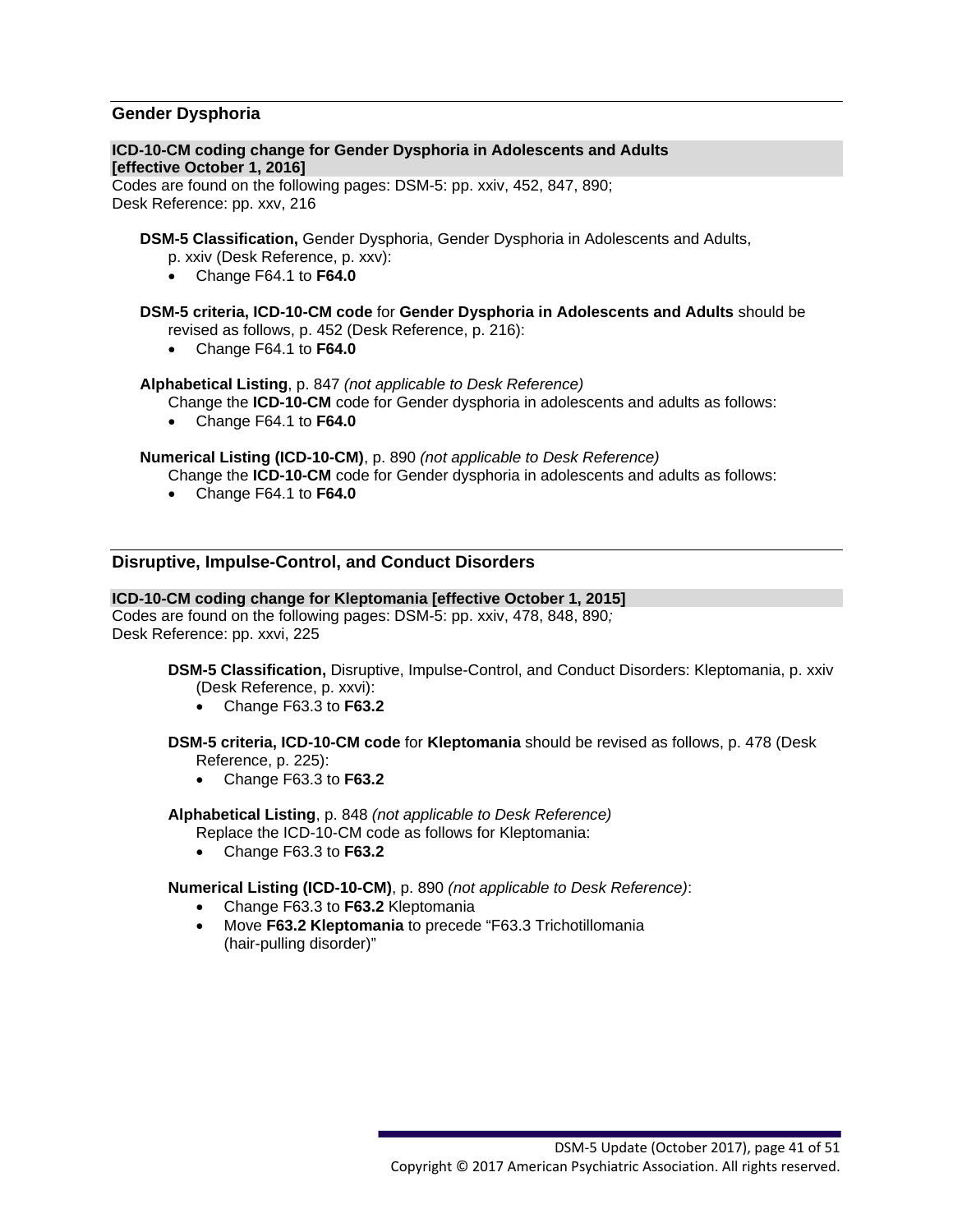## Gender Dysphoria

**ICD-10-CM coding change for Gender Dysphoria in Adolescents and Adults [effective October 1, 2016]**

Codes are found on the following pages: DSM-5: pp. xxiv, 452, 847, 890; Desk Reference: pp. xxv, 216

**DSM-5 Classification,** Gender Dysphoria, Gender Dysphoria in Adolescents and Adults, p. xxiv (Desk Reference, p. xxv):

- Change F64.1 to **F64.0**

**DSM-5 criteria, ICD-10-CM code** for **Gender Dysphoria in Adolescents and Adults** should be revised as follows, p. 452 (Desk Reference, p. 216):

- Change F64.1 to **F64.0**

**Alphabetical Listing**, p. 847 *(not applicable to Desk Reference)*

Change the **ICD-10-CM** code for Gender dysphoria in adolescents and adults as follows:

- Change F64.1 to **F64.0**

**Numerical Listing (ICD-10-CM)**, p. 890 *(not applicable to Desk Reference)*

Change the **ICD-10-CM** code for Gender dysphoria in adolescents and adults as follows:

- Change F64.1 to **F64.0**

## Disruptive, Impulse-Control, and Conduct Disorders

**ICD-10-CM coding change for Kleptomania [effective October 1, 2015]**

Codes are found on the following pages: DSM-5: pp. xxiv, 478, 848, 890*;* Desk Reference: pp. xxvi, 225

**DSM-5 Classification,** Disruptive, Impulse-Control, and Conduct Disorders: Kleptomania, p. xxiv (Desk Reference, p. xxvi):

- Change F63.3 to **F63.2**

**DSM-5 criteria, ICD-10-CM code** for **Kleptomania** should be revised as follows, p. 478 (Desk Reference, p. 225):

- Change F63.3 to **F63.2**

**Alphabetical Listing**, p. 848 *(not applicable to Desk Reference)*

Replace the ICD-10-CM code as follows for Kleptomania:

- Change F63.3 to **F63.2**

**Numerical Listing (ICD-10-CM)**, p. 890 *(not applicable to Desk Reference)*:

- Change F63.3 to **F63.2** Kleptomania
- Move **F63.2 Kleptomania** to precede "F63.3 Trichotillomania (hair-pulling disorder)"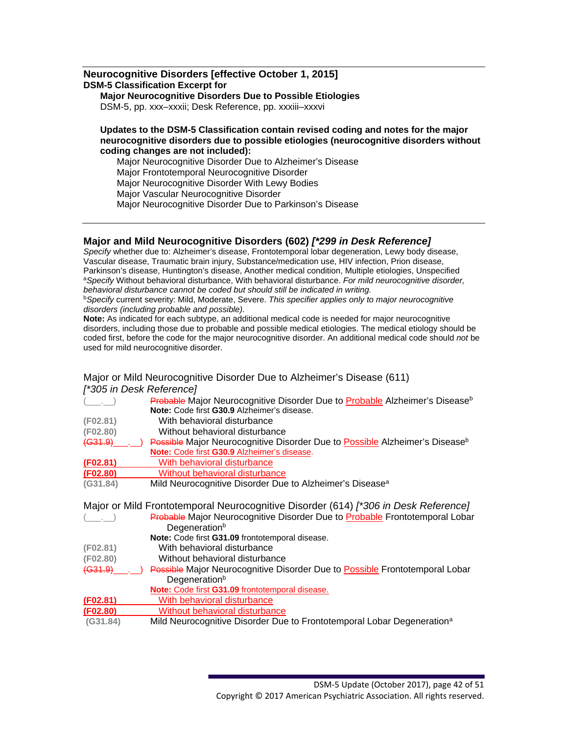## Neurocognitive Disorders [effective October 1, 2015]

**DSM-5 Classification Excerpt for**

**Major Neurocognitive Disorders Due to Possible Etiologies**

DSM-5, pp. xxx–xxxii; Desk Reference, pp. xxxiii–xxxvi

**Updates to the DSM-5 Classification contain revised coding and notes for the major neurocognitive disorders due to possible etiologies (neurocognitive disorders without coding changes are not included):**

Major Neurocognitive Disorder Due to Alzheimer's Disease
Major Frontotemporal Neurocognitive Disorder
Major Neurocognitive Disorder With Lewy Bodies
Major Vascular Neurocognitive Disorder
Major Neurocognitive Disorder Due to Parkinson's Disease

---

### Major and Mild Neurocognitive Disorders (602) *[*299 in Desk Reference]*

*Specify* whether due to: Alzheimer's disease, Frontotemporal lobar degeneration, Lewy body disease, Vascular disease, Traumatic brain injury, Substance/medication use, HIV infection, Prion disease, Parkinson's disease, Huntington's disease, Another medical condition, Multiple etiologies, Unspecified

[a]*Specify* Without behavioral disturbance, With behavioral disturbance. *For mild neurocognitive disorder, behavioral disturbance cannot be coded but should still be indicated in writing.*

[b]*Specify* current severity: Mild, Moderate, Severe. *This specifier applies only to major neurocognitive disorders (including probable and possible).*

**Note:** As indicated for each subtype, an additional medical code is needed for major neurocognitive disorders, including those due to probable and possible medical etiologies. The medical etiology should be coded first, before the code for the major neurocognitive disorder. An additional medical code should *not* be used for mild neurocognitive disorder.

#### Major or Mild Neurocognitive Disorder Due to Alzheimer's Disease (611) *[*305 in Desk Reference]*

(___.__) ~~Probable~~ Major Neurocognitive Disorder Due to Probable Alzheimer's Disease[b]
**Note:** Code first **G30.9** Alzheimer's disease.
(F02.81) With behavioral disturbance
(F02.80) Without behavioral disturbance
~~(G31.9)~~ ___.__) ~~Possible~~ Major Neurocognitive Disorder Due to Possible Alzheimer's Disease[b]
**Note:** Code first **G30.9** Alzheimer's disease.
**(F02.81)** With behavioral disturbance
**(F02.80)** Without behavioral disturbance
(G31.84) Mild Neurocognitive Disorder Due to Alzheimer's Disease[a]

#### Major or Mild Frontotemporal Neurocognitive Disorder (614) *[*306 in Desk Reference]*

(___.__) ~~Probable~~ Major Neurocognitive Disorder Due to Probable Frontotemporal Lobar Degeneration[b]
**Note:** Code first **G31.09** frontotemporal disease.
(F02.81) With behavioral disturbance
(F02.80) Without behavioral disturbance
~~(G31.9)~~ ___.__) ~~Possible~~ Major Neurocognitive Disorder Due to Possible Frontotemporal Lobar Degeneration[b]
**Note:** Code first **G31.09** frontotemporal disease.
**(F02.81)** With behavioral disturbance
**(F02.80)** Without behavioral disturbance
(G31.84) Mild Neurocognitive Disorder Due to Frontotemporal Lobar Degeneration[a]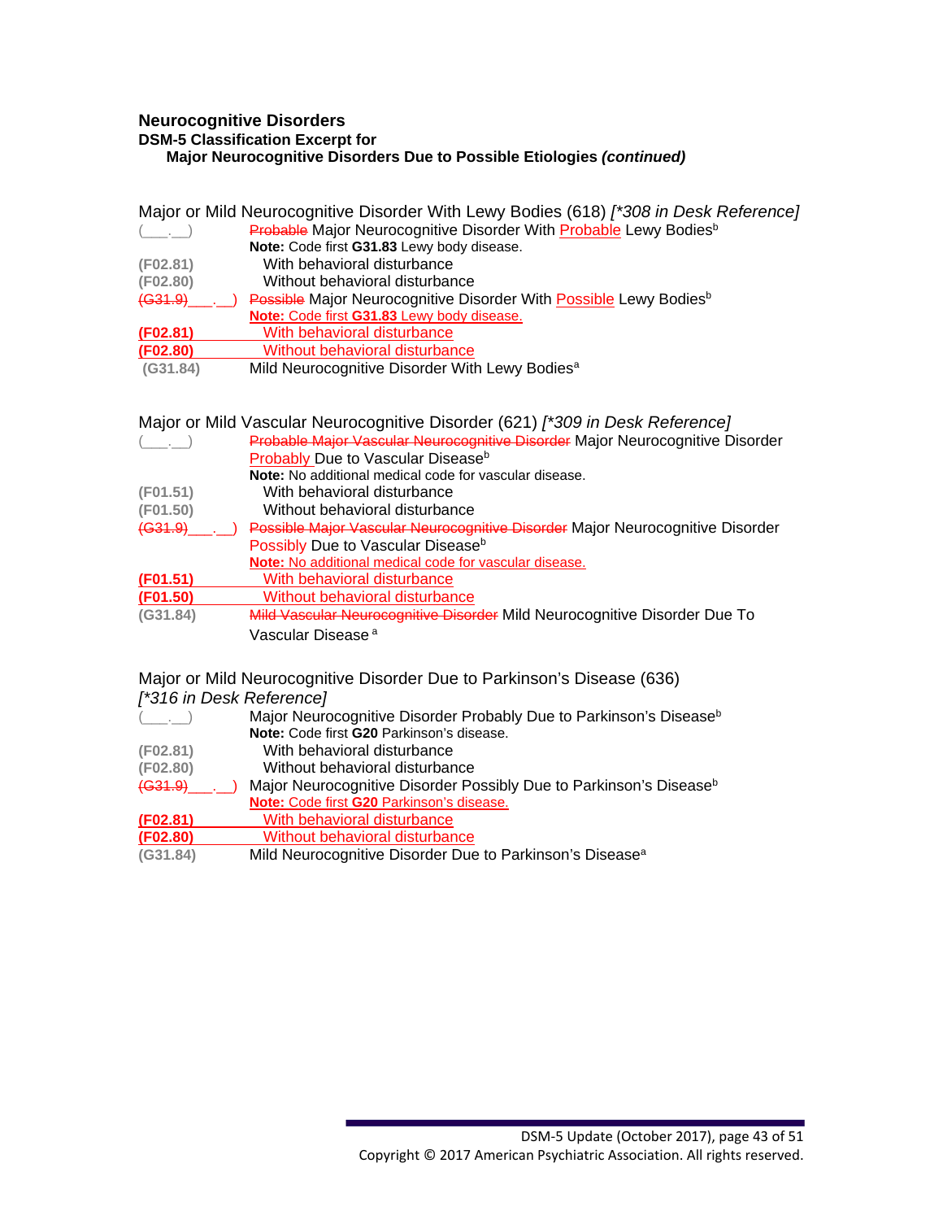**Neurocognitive Disorders**
**DSM-5 Classification Excerpt for**
**Major Neurocognitive Disorders Due to Possible Etiologies *(continued)***

Major or Mild Neurocognitive Disorder With Lewy Bodies (618) *[*308 in Desk Reference]*

(___.__) ~~Probable~~ Major Neurocognitive Disorder With Probable Lewy Bodies[b]
**Note:** Code first **G31.83** Lewy body disease.
(F02.81) With behavioral disturbance
(F02.80) Without behavioral disturbance
~~(G31.9)~~___.__) ~~Possible~~ Major Neurocognitive Disorder With Possible Lewy Bodies[b]
**Note:** Code first **G31.83** Lewy body disease.
**(F02.81)** With behavioral disturbance
**(F02.80)** Without behavioral disturbance
(G31.84) Mild Neurocognitive Disorder With Lewy Bodies[a]

Major or Mild Vascular Neurocognitive Disorder (621) *[*309 in Desk Reference]*

(___.__) ~~Probable Major Vascular Neurocognitive Disorder~~ Major Neurocognitive Disorder Probably Due to Vascular Disease[b]
**Note:** No additional medical code for vascular disease.
(F01.51) With behavioral disturbance
(F01.50) Without behavioral disturbance
~~(G31.9)~~___.__) ~~Possible Major Vascular Neurocognitive Disorder~~ Major Neurocognitive Disorder Possibly Due to Vascular Disease[b]
**Note:** No additional medical code for vascular disease.
**(F01.51)** With behavioral disturbance
**(F01.50)** Without behavioral disturbance
(G31.84) ~~Mild Vascular Neurocognitive Disorder~~ Mild Neurocognitive Disorder Due To Vascular Disease[a]

Major or Mild Neurocognitive Disorder Due to Parkinson's Disease (636) *[*316 in Desk Reference]*

(___.__) Major Neurocognitive Disorder Probably Due to Parkinson's Disease[b]
**Note:** Code first **G20** Parkinson's disease.
(F02.81) With behavioral disturbance
(F02.80) Without behavioral disturbance
~~(G31.9)~~___.__) Major Neurocognitive Disorder Possibly Due to Parkinson's Disease[b]
**Note:** Code first **G20** Parkinson's disease.
**(F02.81)** With behavioral disturbance
**(F02.80)** Without behavioral disturbance
(G31.84) Mild Neurocognitive Disorder Due to Parkinson's Disease[a]

DSM-5 Update (October 2017), page 43 of 51
Copyright © 2017 American Psychiatric Association. All rights reserved.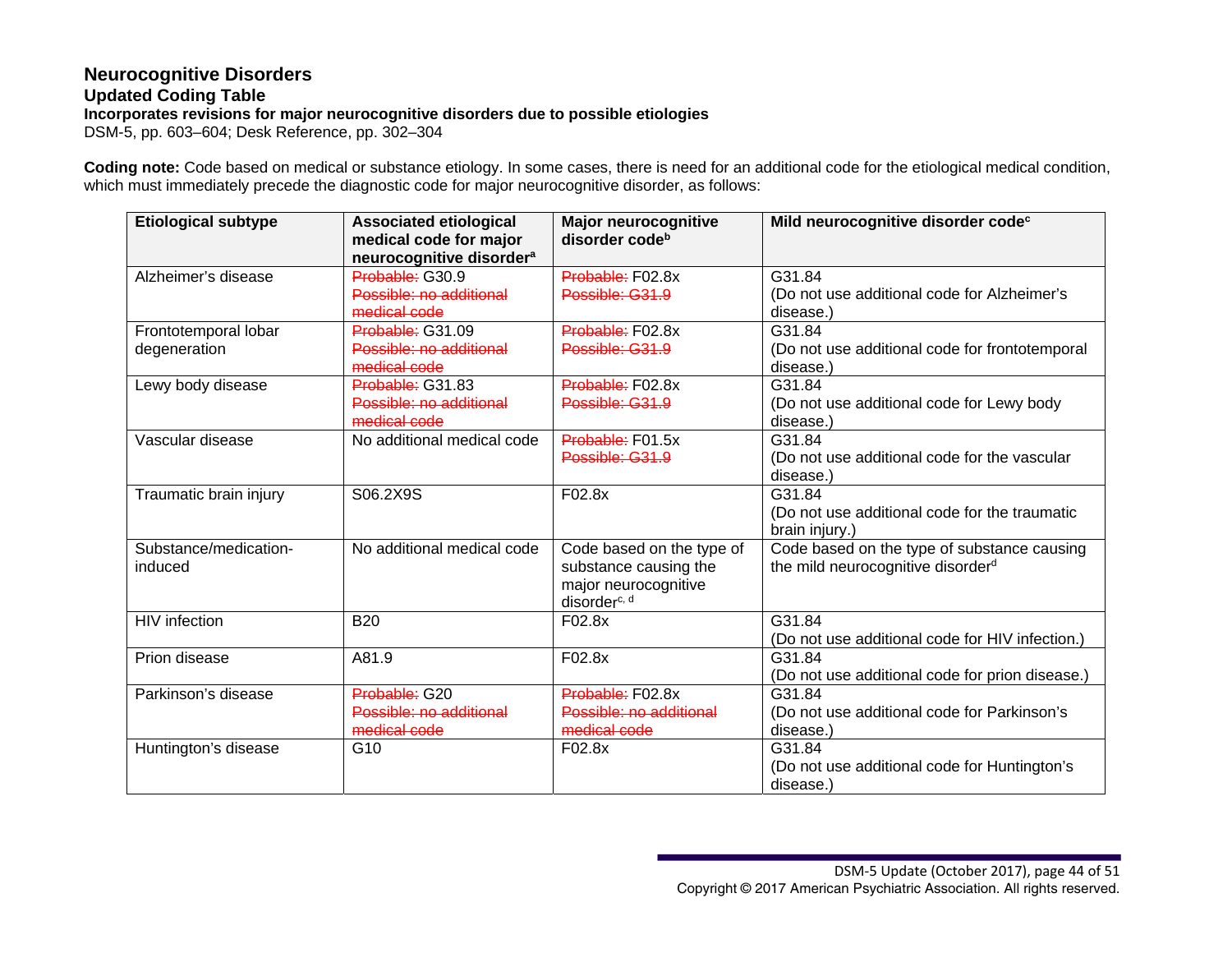## Neurocognitive Disorders

### Updated Coding Table

**Incorporates revisions for major neurocognitive disorders due to possible etiologies**

DSM-5, pp. 603–604; Desk Reference, pp. 302–304

**Coding note:** Code based on medical or substance etiology. In some cases, there is need for an additional code for the etiological medical condition, which must immediately precede the diagnostic code for major neurocognitive disorder, as follows:

| Etiological subtype | Associated etiological medical code for major neurocognitive disorder[a] | Major neurocognitive disorder code[b] | Mild neurocognitive disorder code[c] |
|---|---|---|---|
| Alzheimer's disease | ~~Probable:~~ G30.9 ~~Possible: no additional medical code~~ | ~~Probable:~~ F02.8x ~~Possible: G31.9~~ | G31.84 (Do not use additional code for Alzheimer's disease.) |
| Frontotemporal lobar degeneration | ~~Probable:~~ G31.09 ~~Possible: no additional medical code~~ | ~~Probable:~~ F02.8x ~~Possible: G31.9~~ | G31.84 (Do not use additional code for frontotemporal disease.) |
| Lewy body disease | ~~Probable:~~ G31.83 ~~Possible: no additional medical code~~ | ~~Probable:~~ F02.8x ~~Possible: G31.9~~ | G31.84 (Do not use additional code for Lewy body disease.) |
| Vascular disease | No additional medical code | ~~Probable:~~ F01.5x ~~Possible: G31.9~~ | G31.84 (Do not use additional code for the vascular disease.) |
| Traumatic brain injury | S06.2X9S | F02.8x | G31.84 (Do not use additional code for the traumatic brain injury.) |
| Substance/medication-induced | No additional medical code | Code based on the type of substance causing the major neurocognitive disorder[c, d] | Code based on the type of substance causing the mild neurocognitive disorder[d] |
| HIV infection | B20 | F02.8x | G31.84 (Do not use additional code for HIV infection.) |
| Prion disease | A81.9 | F02.8x | G31.84 (Do not use additional code for prion disease.) |
| Parkinson's disease | ~~Probable:~~ G20 ~~Possible: no additional medical code~~ | ~~Probable:~~ F02.8x ~~Possible: no additional medical code~~ | G31.84 (Do not use additional code for Parkinson's disease.) |
| Huntington's disease | G10 | F02.8x | G31.84 (Do not use additional code for Huntington's disease.) |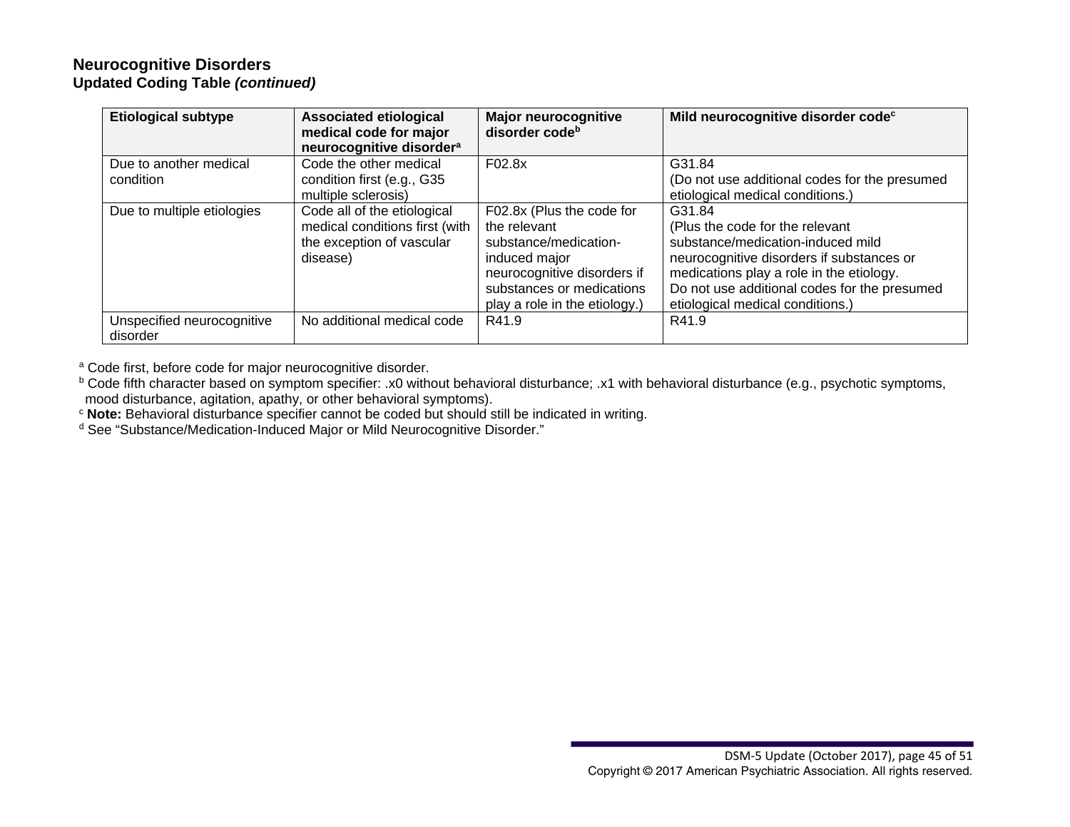## Neurocognitive Disorders

### Updated Coding Table *(continued)*

| Etiological subtype | Associated etiological medical code for major neurocognitive disorder[a] | Major neurocognitive disorder code[b] | Mild neurocognitive disorder code[c] |
|---|---|---|---|
| Due to another medical condition | Code the other medical condition first (e.g., G35 multiple sclerosis) | F02.8x | G31.84 (Do not use additional codes for the presumed etiological medical conditions.) |
| Due to multiple etiologies | Code all of the etiological medical conditions first (with the exception of vascular disease) | F02.8x (Plus the code for the relevant substance/medication-induced major neurocognitive disorders if substances or medications play a role in the etiology.) | G31.84 (Plus the code for the relevant substance/medication-induced mild neurocognitive disorders if substances or medications play a role in the etiology. Do not use additional codes for the presumed etiological medical conditions.) |
| Unspecified neurocognitive disorder | No additional medical code | R41.9 | R41.9 |

[a] Code first, before code for major neurocognitive disorder.
[b] Code fifth character based on symptom specifier: .x0 without behavioral disturbance; .x1 with behavioral disturbance (e.g., psychotic symptoms, mood disturbance, agitation, apathy, or other behavioral symptoms).
[c] **Note:** Behavioral disturbance specifier cannot be coded but should still be indicated in writing.
[d] See "Substance/Medication-Induced Major or Mild Neurocognitive Disorder."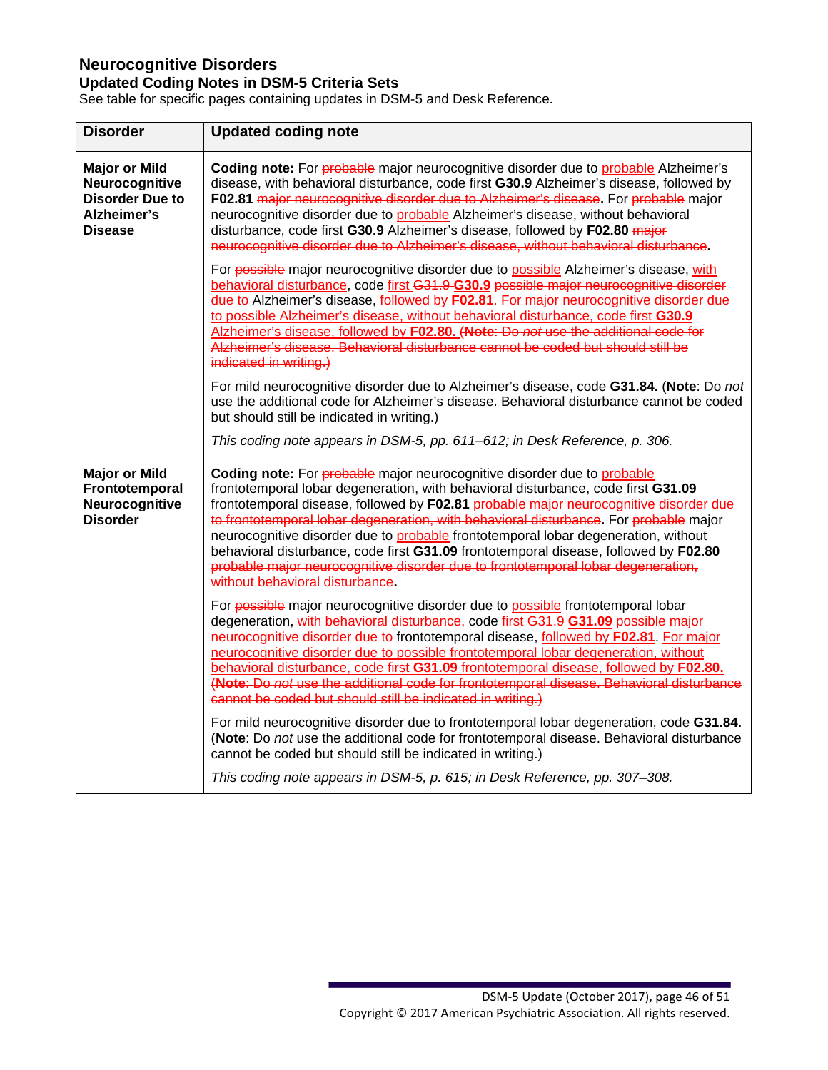# Neurocognitive Disorders

## Updated Coding Notes in DSM-5 Criteria Sets

See table for specific pages containing updates in DSM-5 and Desk Reference.

| Disorder | Updated coding note |
|---|---|
| **Major or Mild Neurocognitive Disorder Due to Alzheimer's Disease** | **Coding note:** For ~~probable~~ major neurocognitive disorder due to <u>probable</u> Alzheimer's disease, with behavioral disturbance, code first **G30.9** Alzheimer's disease, followed by **F02.81** ~~major neurocognitive disorder due to Alzheimer's disease~~**.** For ~~probable~~ major neurocognitive disorder due to <u>probable</u> Alzheimer's disease, without behavioral disturbance, code first **G30.9** Alzheimer's disease, followed by **F02.80** ~~major neurocognitive disorder due to Alzheimer's disease, without behavioral disturbance~~**.**<br><br>For ~~possible~~ major neurocognitive disorder due to <u>possible</u> Alzheimer's disease, <u>with behavioral disturbance</u>, code <u>first</u> ~~G31.9~~ <u>**G30.9**</u> ~~possible major neurocognitive disorder due to~~ Alzheimer's disease, <u>followed by **F02.81**. For major neurocognitive disorder due to possible Alzheimer's disease, without behavioral disturbance, code first **G30.9** Alzheimer's disease, followed by **F02.80.**</u> ~~(**Note**: Do *not* use the additional code for Alzheimer's disease. Behavioral disturbance cannot be coded but should still be indicated in writing.)~~<br><br>For mild neurocognitive disorder due to Alzheimer's disease, code **G31.84.** (**Note**: Do *not* use the additional code for Alzheimer's disease. Behavioral disturbance cannot be coded but should still be indicated in writing.)<br><br>*This coding note appears in DSM-5, pp. 611–612; in Desk Reference, p. 306.* |
| **Major or Mild Frontotemporal Neurocognitive Disorder** | **Coding note:** For ~~probable~~ major neurocognitive disorder due to <u>probable</u> frontotemporal lobar degeneration, with behavioral disturbance, code first **G31.09** frontotemporal disease, followed by **F02.81** ~~probable major neurocognitive disorder due to frontotemporal lobar degeneration, with behavioral disturbance~~**.** For ~~probable~~ major neurocognitive disorder due to <u>probable</u> frontotemporal lobar degeneration, without behavioral disturbance, code first **G31.09** frontotemporal disease, followed by **F02.80** ~~probable major neurocognitive disorder due to frontotemporal lobar degeneration, without behavioral disturbance~~**.**<br><br>For ~~possible~~ major neurocognitive disorder due to <u>possible</u> frontotemporal lobar degeneration, <u>with behavioral disturbance,</u> code <u>first</u> ~~G31.9~~ <u>**G31.09**</u> ~~possible major neurocognitive disorder due to~~ frontotemporal disease, <u>followed by **F02.81**</u>. <u>For major neurocognitive disorder due to possible frontotemporal lobar degeneration, without behavioral disturbance, code first **G31.09** frontotemporal disease, followed by **F02.80.**</u> ~~(**Note**: Do *not* use the additional code for frontotemporal disease. Behavioral disturbance cannot be coded but should still be indicated in writing.)~~<br><br>For mild neurocognitive disorder due to frontotemporal lobar degeneration, code **G31.84.** (**Note**: Do *not* use the additional code for frontotemporal disease. Behavioral disturbance cannot be coded but should still be indicated in writing.)<br><br>*This coding note appears in DSM-5, p. 615; in Desk Reference, pp. 307–308.* |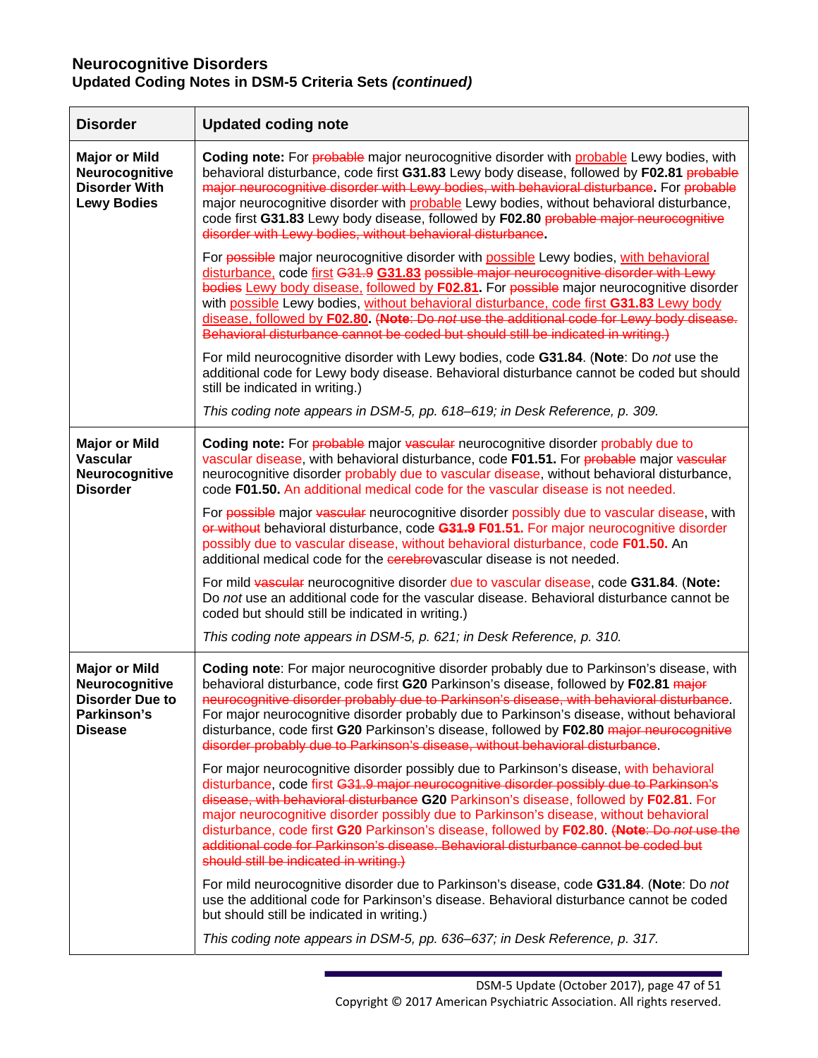### Neurocognitive Disorders
### Updated Coding Notes in DSM-5 Criteria Sets *(continued)*

| Disorder | Updated coding note |
|---|---|
| **Major or Mild Neurocognitive Disorder With Lewy Bodies** | **Coding note:** For ~~probable~~ major neurocognitive disorder with probable Lewy bodies, with behavioral disturbance, code first **G31.83** Lewy body disease, followed by **F02.81** ~~probable major neurocognitive disorder with Lewy bodies, with behavioral disturbance~~**.** For ~~probable~~ major neurocognitive disorder with probable Lewy bodies, without behavioral disturbance, code first **G31.83** Lewy body disease, followed by **F02.80** ~~probable major neurocognitive disorder with Lewy bodies, without behavioral disturbance~~**.**<br><br>For ~~possible~~ major neurocognitive disorder with possible Lewy bodies, with behavioral disturbance, code first ~~G31.9~~ **G31.83** ~~possible major neurocognitive disorder with Lewy bodies~~ Lewy body disease, followed by **F02.81.** For ~~possible~~ major neurocognitive disorder with possible Lewy bodies, without behavioral disturbance, code first **G31.83** Lewy body disease, followed by **F02.80**. ~~(**Note**: Do *not* use the additional code for Lewy body disease. Behavioral disturbance cannot be coded but should still be indicated in writing.)~~<br><br>For mild neurocognitive disorder with Lewy bodies, code **G31.84**. (**Note**: Do *not* use the additional code for Lewy body disease. Behavioral disturbance cannot be coded but should still be indicated in writing.)<br><br>*This coding note appears in DSM-5, pp. 618–619; in Desk Reference, p. 309.* |
| **Major or Mild Vascular Neurocognitive Disorder** | **Coding note:** For ~~probable~~ major ~~vascular~~ neurocognitive disorder probably due to vascular disease, with behavioral disturbance, code **F01.51.** For ~~probable~~ major ~~vascular~~ neurocognitive disorder probably due to vascular disease, without behavioral disturbance, code **F01.50.** An additional medical code for the vascular disease is not needed.<br><br>For ~~possible~~ major ~~vascular~~ neurocognitive disorder possibly due to vascular disease, with ~~or without~~ behavioral disturbance, code ~~**G31.9**~~ **F01.51.** For major neurocognitive disorder possibly due to vascular disease, without behavioral disturbance, code **F01.50.** An additional medical code for the ~~cerebro~~vascular disease is not needed.<br><br>For mild ~~vascular~~ neurocognitive disorder due to vascular disease, code **G31.84**. (**Note:** Do *not* use an additional code for the vascular disease. Behavioral disturbance cannot be coded but should still be indicated in writing.)<br><br>*This coding note appears in DSM-5, p. 621; in Desk Reference, p. 310.* |
| **Major or Mild Neurocognitive Disorder Due to Parkinson's Disease** | **Coding note**: For major neurocognitive disorder probably due to Parkinson's disease, with behavioral disturbance, code first **G20** Parkinson's disease, followed by **F02.81** ~~major neurocognitive disorder probably due to Parkinson's disease, with behavioral disturbance~~. For major neurocognitive disorder probably due to Parkinson's disease, without behavioral disturbance, code first **G20** Parkinson's disease, followed by **F02.80** ~~major neurocognitive disorder probably due to Parkinson's disease, without behavioral disturbance~~.<br><br>For major neurocognitive disorder possibly due to Parkinson's disease, with behavioral disturbance, code first ~~G31.9 major neurocognitive disorder possibly due to Parkinson's disease, with behavioral disturbance~~ **G20** Parkinson's disease, followed by **F02.81**. For major neurocognitive disorder possibly due to Parkinson's disease, without behavioral disturbance, code first **G20** Parkinson's disease, followed by **F02.80**. ~~(**Note**: Do *not* use the additional code for Parkinson's disease. Behavioral disturbance cannot be coded but should still be indicated in writing.)~~<br><br>For mild neurocognitive disorder due to Parkinson's disease, code **G31.84**. (**Note**: Do *not* use the additional code for Parkinson's disease. Behavioral disturbance cannot be coded but should still be indicated in writing.)<br><br>*This coding note appears in DSM-5, pp. 636–637; in Desk Reference, p. 317.* |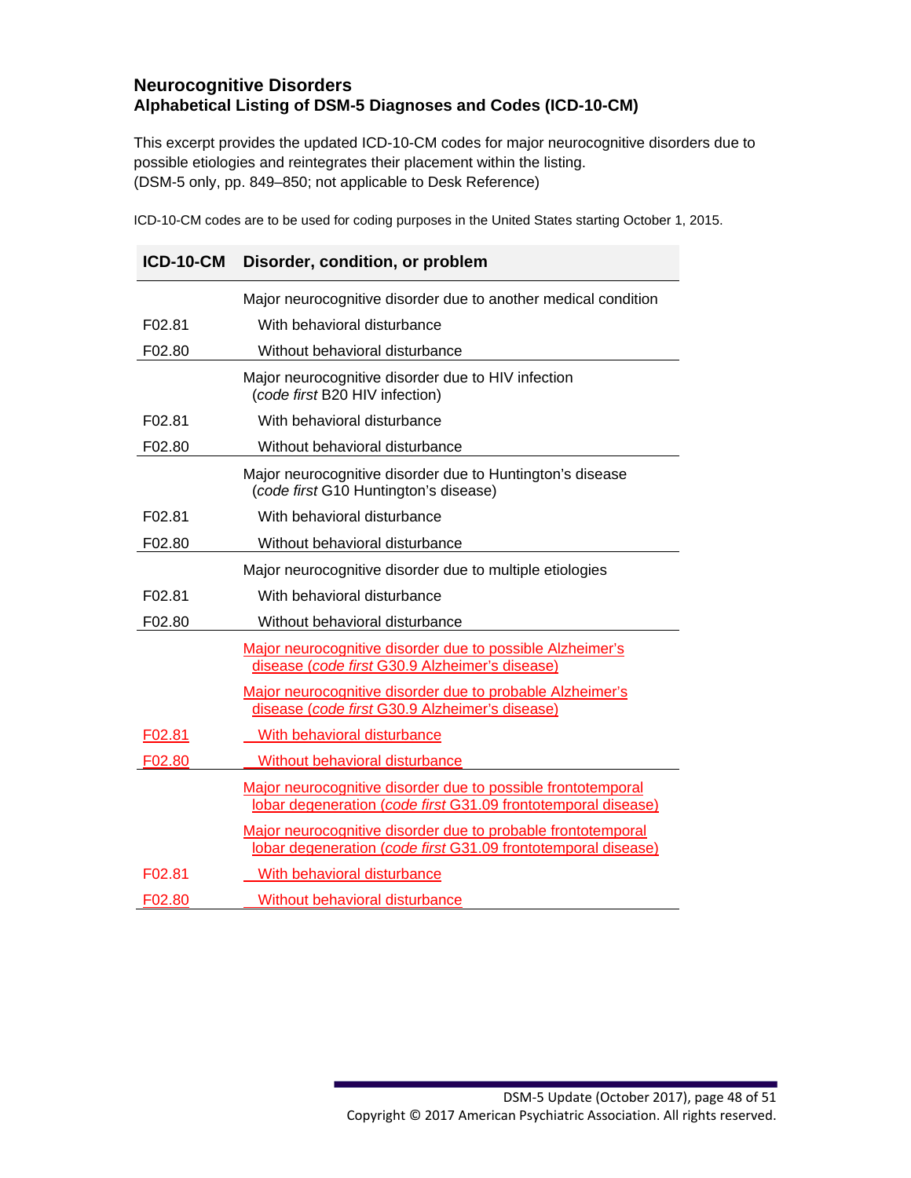## Neurocognitive Disorders
## Alphabetical Listing of DSM-5 Diagnoses and Codes (ICD-10-CM)

This excerpt provides the updated ICD-10-CM codes for major neurocognitive disorders due to possible etiologies and reintegrates their placement within the listing.
(DSM-5 only, pp. 849–850; not applicable to Desk Reference)

ICD-10-CM codes are to be used for coding purposes in the United States starting October 1, 2015.

| ICD-10-CM | Disorder, condition, or problem |
|---|---|
| | Major neurocognitive disorder due to another medical condition |
| F02.81 | With behavioral disturbance |
| F02.80 | Without behavioral disturbance |
| | Major neurocognitive disorder due to HIV infection (*code first* B20 HIV infection) |
| F02.81 | With behavioral disturbance |
| F02.80 | Without behavioral disturbance |
| | Major neurocognitive disorder due to Huntington's disease (*code first* G10 Huntington's disease) |
| F02.81 | With behavioral disturbance |
| F02.80 | Without behavioral disturbance |
| | Major neurocognitive disorder due to multiple etiologies |
| F02.81 | With behavioral disturbance |
| F02.80 | Without behavioral disturbance |
| | Major neurocognitive disorder due to possible Alzheimer's disease (*code first* G30.9 Alzheimer's disease) |
| | Major neurocognitive disorder due to probable Alzheimer's disease (*code first* G30.9 Alzheimer's disease) |
| F02.81 | With behavioral disturbance |
| F02.80 | Without behavioral disturbance |
| | Major neurocognitive disorder due to possible frontotemporal lobar degeneration (*code first* G31.09 frontotemporal disease) |
| | Major neurocognitive disorder due to probable frontotemporal lobar degeneration (*code first* G31.09 frontotemporal disease) |
| F02.81 | With behavioral disturbance |
| F02.80 | Without behavioral disturbance |

Copyright © 2017 American Psychiatric Association. All rights reserved.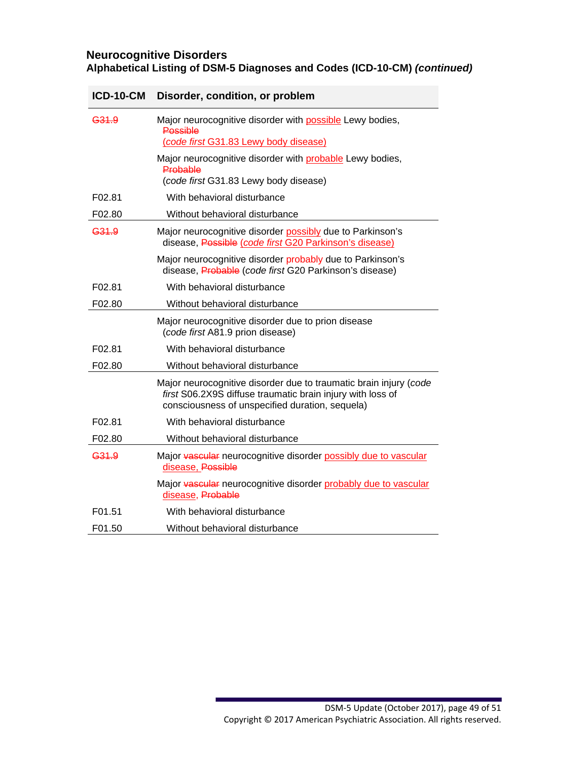## Neurocognitive Disorders

### Alphabetical Listing of DSM-5 Diagnoses and Codes (ICD-10-CM) *(continued)*

| ICD-10-CM | Disorder, condition, or problem |
|---|---|
| ~~G31.9~~ | Major neurocognitive disorder with possible Lewy bodies, ~~Possible~~ (*code first* G31.83 Lewy body disease) |
| | Major neurocognitive disorder with probable Lewy bodies, ~~Probable~~ (*code first* G31.83 Lewy body disease) |
| F02.81 | With behavioral disturbance |
| F02.80 | Without behavioral disturbance |
| ~~G31.9~~ | Major neurocognitive disorder possibly due to Parkinson's disease, ~~Possible~~ (*code first* G20 Parkinson's disease) |
| | Major neurocognitive disorder probably due to Parkinson's disease, ~~Probable~~ (*code first* G20 Parkinson's disease) |
| F02.81 | With behavioral disturbance |
| F02.80 | Without behavioral disturbance |
| | Major neurocognitive disorder due to prion disease (*code first* A81.9 prion disease) |
| F02.81 | With behavioral disturbance |
| F02.80 | Without behavioral disturbance |
| | Major neurocognitive disorder due to traumatic brain injury (*code first* S06.2X9S diffuse traumatic brain injury with loss of consciousness of unspecified duration, sequela) |
| F02.81 | With behavioral disturbance |
| F02.80 | Without behavioral disturbance |
| ~~G31.9~~ | Major ~~vascular~~ neurocognitive disorder possibly due to vascular disease, ~~Possible~~ |
| | Major ~~vascular~~ neurocognitive disorder probably due to vascular disease, ~~Probable~~ |
| F01.51 | With behavioral disturbance |
| F01.50 | Without behavioral disturbance |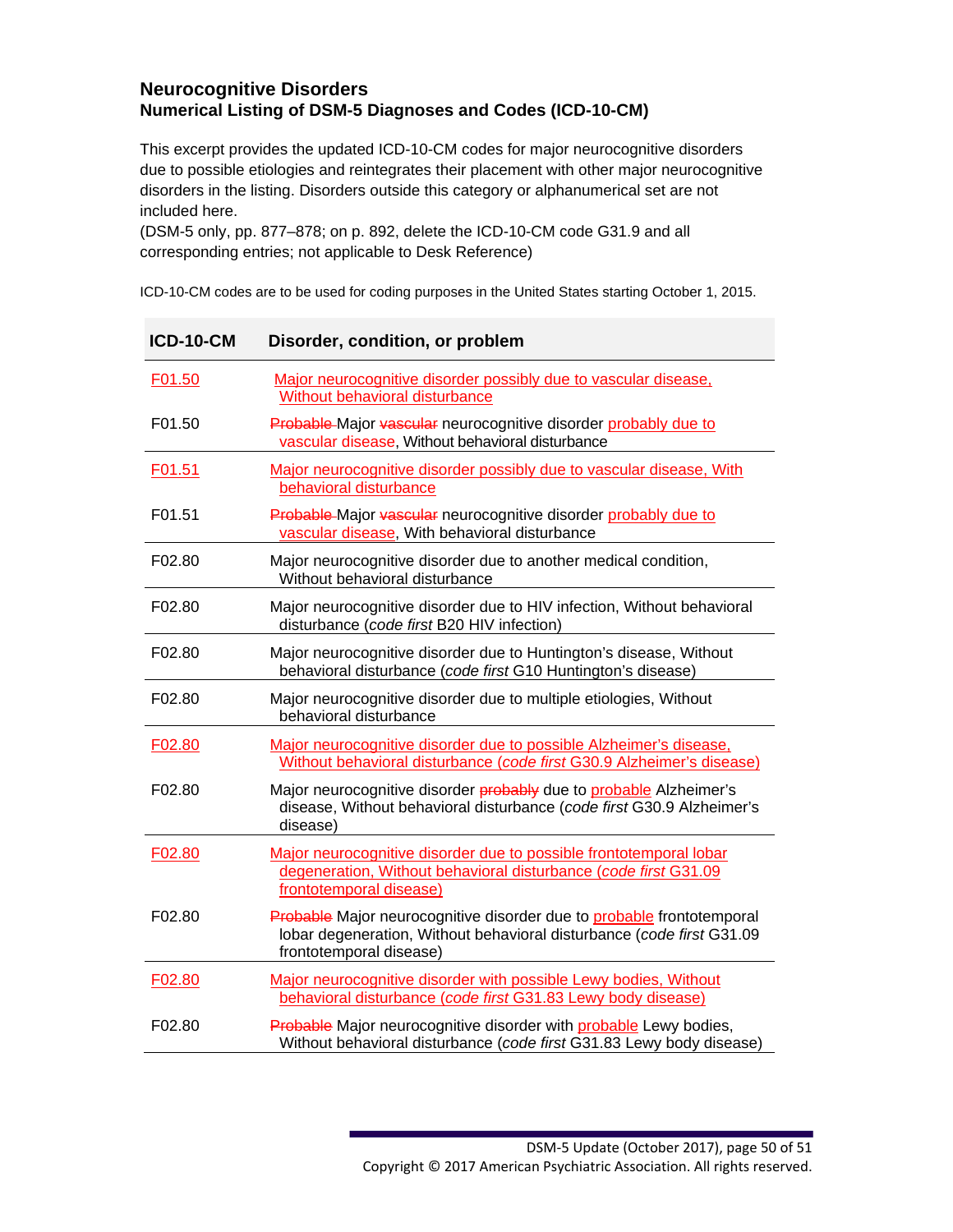## Neurocognitive Disorders
## Numerical Listing of DSM-5 Diagnoses and Codes (ICD-10-CM)

This excerpt provides the updated ICD-10-CM codes for major neurocognitive disorders due to possible etiologies and reintegrates their placement with other major neurocognitive disorders in the listing. Disorders outside this category or alphanumerical set are not included here.
(DSM-5 only, pp. 877–878; on p. 892, delete the ICD-10-CM code G31.9 and all corresponding entries; not applicable to Desk Reference)

ICD-10-CM codes are to be used for coding purposes in the United States starting October 1, 2015.

| ICD-10-CM | Disorder, condition, or problem |
|---|---|
| F01.50 | Major neurocognitive disorder possibly due to vascular disease, Without behavioral disturbance |
| F01.50 | ~~Probable~~ Major ~~vascular~~ neurocognitive disorder probably due to vascular disease, Without behavioral disturbance |
| F01.51 | Major neurocognitive disorder possibly due to vascular disease, With behavioral disturbance |
| F01.51 | ~~Probable~~ Major ~~vascular~~ neurocognitive disorder probably due to vascular disease, With behavioral disturbance |
| F02.80 | Major neurocognitive disorder due to another medical condition, Without behavioral disturbance |
| F02.80 | Major neurocognitive disorder due to HIV infection, Without behavioral disturbance (*code first* B20 HIV infection) |
| F02.80 | Major neurocognitive disorder due to Huntington's disease, Without behavioral disturbance (*code first* G10 Huntington's disease) |
| F02.80 | Major neurocognitive disorder due to multiple etiologies, Without behavioral disturbance |
| F02.80 | Major neurocognitive disorder due to possible Alzheimer's disease, Without behavioral disturbance (*code first* G30.9 Alzheimer's disease) |
| F02.80 | Major neurocognitive disorder ~~probably~~ due to probable Alzheimer's disease, Without behavioral disturbance (*code first* G30.9 Alzheimer's disease) |
| F02.80 | Major neurocognitive disorder due to possible frontotemporal lobar degeneration, Without behavioral disturbance (*code first* G31.09 frontotemporal disease) |
| F02.80 | ~~Probable~~ Major neurocognitive disorder due to probable frontotemporal lobar degeneration, Without behavioral disturbance (*code first* G31.09 frontotemporal disease) |
| F02.80 | Major neurocognitive disorder with possible Lewy bodies, Without behavioral disturbance (*code first* G31.83 Lewy body disease) |
| F02.80 | ~~Probable~~ Major neurocognitive disorder with probable Lewy bodies, Without behavioral disturbance (*code first* G31.83 Lewy body disease) |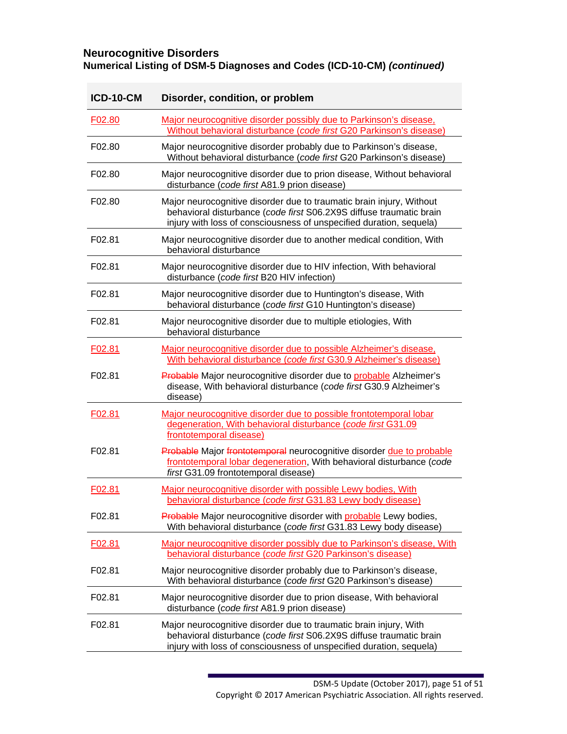## Neurocognitive Disorders

### Numerical Listing of DSM-5 Diagnoses and Codes (ICD-10-CM) *(continued)*

| ICD-10-CM | Disorder, condition, or problem |
|---|---|
| F02.80 | Major neurocognitive disorder possibly due to Parkinson's disease, Without behavioral disturbance (*code first* G20 Parkinson's disease) |
| F02.80 | Major neurocognitive disorder probably due to Parkinson's disease, Without behavioral disturbance (*code first* G20 Parkinson's disease) |
| F02.80 | Major neurocognitive disorder due to prion disease, Without behavioral disturbance (*code first* A81.9 prion disease) |
| F02.80 | Major neurocognitive disorder due to traumatic brain injury, Without behavioral disturbance (*code first* S06.2X9S diffuse traumatic brain injury with loss of consciousness of unspecified duration, sequela) |
| F02.81 | Major neurocognitive disorder due to another medical condition, With behavioral disturbance |
| F02.81 | Major neurocognitive disorder due to HIV infection, With behavioral disturbance (*code first* B20 HIV infection) |
| F02.81 | Major neurocognitive disorder due to Huntington's disease, With behavioral disturbance (*code first* G10 Huntington's disease) |
| F02.81 | Major neurocognitive disorder due to multiple etiologies, With behavioral disturbance |
| F02.81 | Major neurocognitive disorder due to possible Alzheimer's disease, With behavioral disturbance (*code first* G30.9 Alzheimer's disease) |
| F02.81 | ~~Probable~~ Major neurocognitive disorder due to probable Alzheimer's disease, With behavioral disturbance (*code first* G30.9 Alzheimer's disease) |
| F02.81 | Major neurocognitive disorder due to possible frontotemporal lobar degeneration, With behavioral disturbance (*code first* G31.09 frontotemporal disease) |
| F02.81 | ~~Probable~~ Major ~~frontotemporal~~ neurocognitive disorder due to probable frontotemporal lobar degeneration, With behavioral disturbance (*code first* G31.09 frontotemporal disease) |
| F02.81 | Major neurocognitive disorder with possible Lewy bodies, With behavioral disturbance (*code first* G31.83 Lewy body disease) |
| F02.81 | ~~Probable~~ Major neurocognitive disorder with probable Lewy bodies, With behavioral disturbance (*code first* G31.83 Lewy body disease) |
| F02.81 | Major neurocognitive disorder possibly due to Parkinson's disease, With behavioral disturbance (*code first* G20 Parkinson's disease) |
| F02.81 | Major neurocognitive disorder probably due to Parkinson's disease, With behavioral disturbance (*code first* G20 Parkinson's disease) |
| F02.81 | Major neurocognitive disorder due to prion disease, With behavioral disturbance (*code first* A81.9 prion disease) |
| F02.81 | Major neurocognitive disorder due to traumatic brain injury, With behavioral disturbance (*code first* S06.2X9S diffuse traumatic brain injury with loss of consciousness of unspecified duration, sequela) |

Copyright © 2017 American Psychiatric Association. All rights reserved.